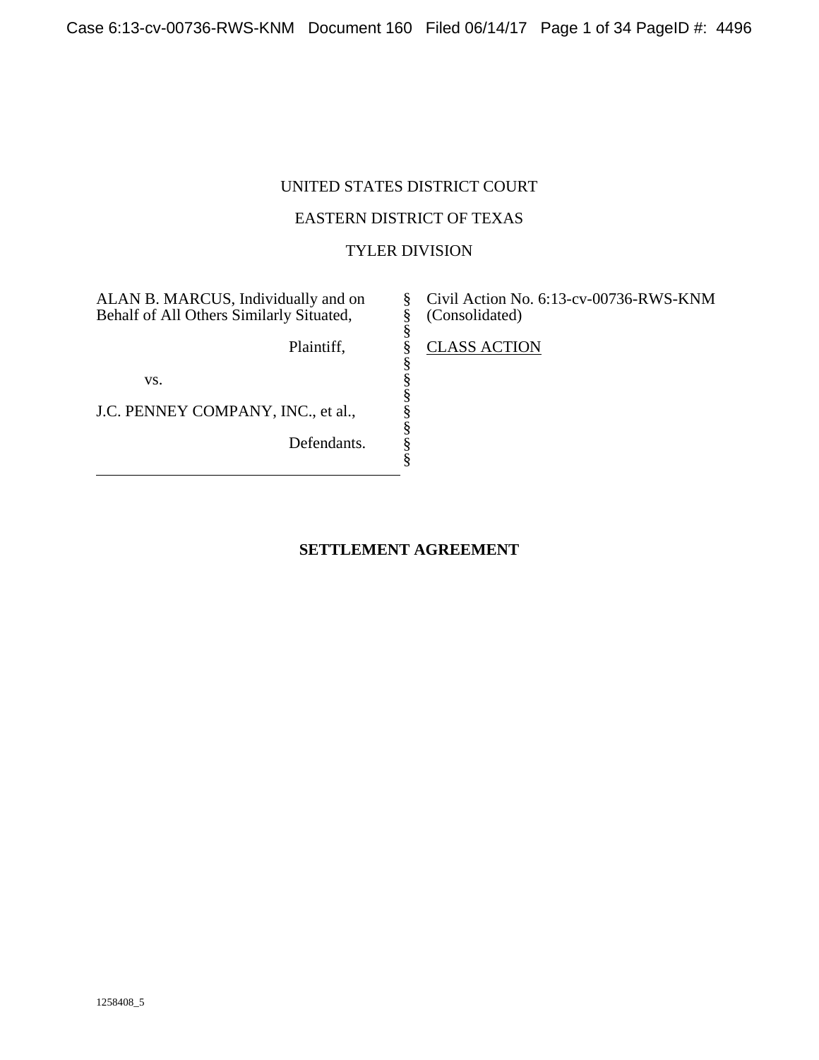UNITED STATES DISTRICT COURT

EASTERN DISTRICT OF TEXAS

TYLER DIVISION

| | | |
|---|---|---|
| ALAN B. MARCUS, Individually and on Behalf of All Others Similarly Situated, | § | Civil Action No. 6:13-cv-00736-RWS-KNM (Consolidated) |
| Plaintiff, | § | CLASS ACTION |
| vs. | § | |
| J.C. PENNEY COMPANY, INC., et al., | § | |
| Defendants. | § | |

**SETTLEMENT AGREEMENT**

1258408_5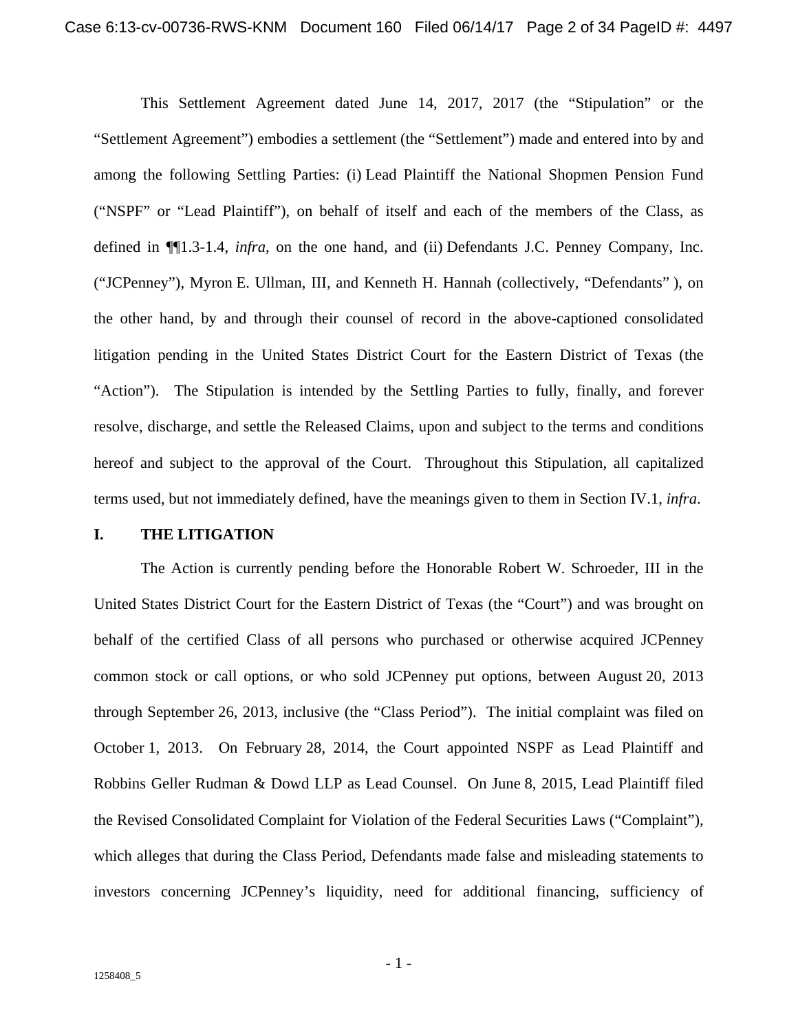This Settlement Agreement dated June 14, 2017, 2017 (the "Stipulation" or the "Settlement Agreement") embodies a settlement (the "Settlement") made and entered into by and among the following Settling Parties: (i) Lead Plaintiff the National Shopmen Pension Fund ("NSPF" or "Lead Plaintiff"), on behalf of itself and each of the members of the Class, as defined in ¶¶1.3-1.4, *infra*, on the one hand, and (ii) Defendants J.C. Penney Company, Inc. ("JCPenney"), Myron E. Ullman, III, and Kenneth H. Hannah (collectively, "Defendants" ), on the other hand, by and through their counsel of record in the above-captioned consolidated litigation pending in the United States District Court for the Eastern District of Texas (the "Action"). The Stipulation is intended by the Settling Parties to fully, finally, and forever resolve, discharge, and settle the Released Claims, upon and subject to the terms and conditions hereof and subject to the approval of the Court. Throughout this Stipulation, all capitalized terms used, but not immediately defined, have the meanings given to them in Section IV.1, *infra*.

## I. THE LITIGATION

The Action is currently pending before the Honorable Robert W. Schroeder, III in the United States District Court for the Eastern District of Texas (the "Court") and was brought on behalf of the certified Class of all persons who purchased or otherwise acquired JCPenney common stock or call options, or who sold JCPenney put options, between August 20, 2013 through September 26, 2013, inclusive (the "Class Period"). The initial complaint was filed on October 1, 2013. On February 28, 2014, the Court appointed NSPF as Lead Plaintiff and Robbins Geller Rudman & Dowd LLP as Lead Counsel. On June 8, 2015, Lead Plaintiff filed the Revised Consolidated Complaint for Violation of the Federal Securities Laws ("Complaint"), which alleges that during the Class Period, Defendants made false and misleading statements to investors concerning JCPenney's liquidity, need for additional financing, sufficiency of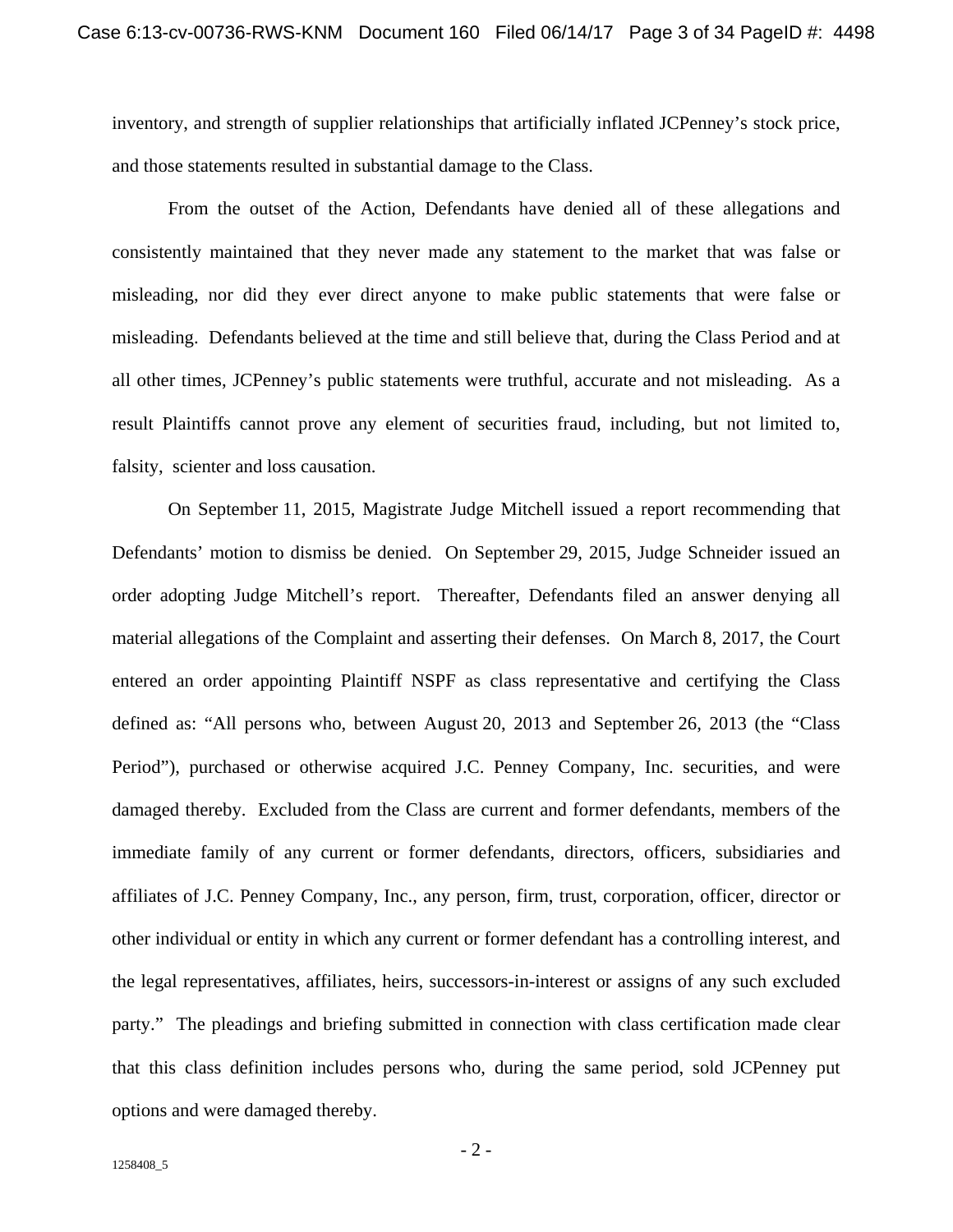inventory, and strength of supplier relationships that artificially inflated JCPenney's stock price, and those statements resulted in substantial damage to the Class.

From the outset of the Action, Defendants have denied all of these allegations and consistently maintained that they never made any statement to the market that was false or misleading, nor did they ever direct anyone to make public statements that were false or misleading. Defendants believed at the time and still believe that, during the Class Period and at all other times, JCPenney's public statements were truthful, accurate and not misleading. As a result Plaintiffs cannot prove any element of securities fraud, including, but not limited to, falsity, scienter and loss causation.

On September 11, 2015, Magistrate Judge Mitchell issued a report recommending that Defendants' motion to dismiss be denied. On September 29, 2015, Judge Schneider issued an order adopting Judge Mitchell's report. Thereafter, Defendants filed an answer denying all material allegations of the Complaint and asserting their defenses. On March 8, 2017, the Court entered an order appointing Plaintiff NSPF as class representative and certifying the Class defined as: "All persons who, between August 20, 2013 and September 26, 2013 (the "Class Period"), purchased or otherwise acquired J.C. Penney Company, Inc. securities, and were damaged thereby. Excluded from the Class are current and former defendants, members of the immediate family of any current or former defendants, directors, officers, subsidiaries and affiliates of J.C. Penney Company, Inc., any person, firm, trust, corporation, officer, director or other individual or entity in which any current or former defendant has a controlling interest, and the legal representatives, affiliates, heirs, successors-in-interest or assigns of any such excluded party." The pleadings and briefing submitted in connection with class certification made clear that this class definition includes persons who, during the same period, sold JCPenney put options and were damaged thereby.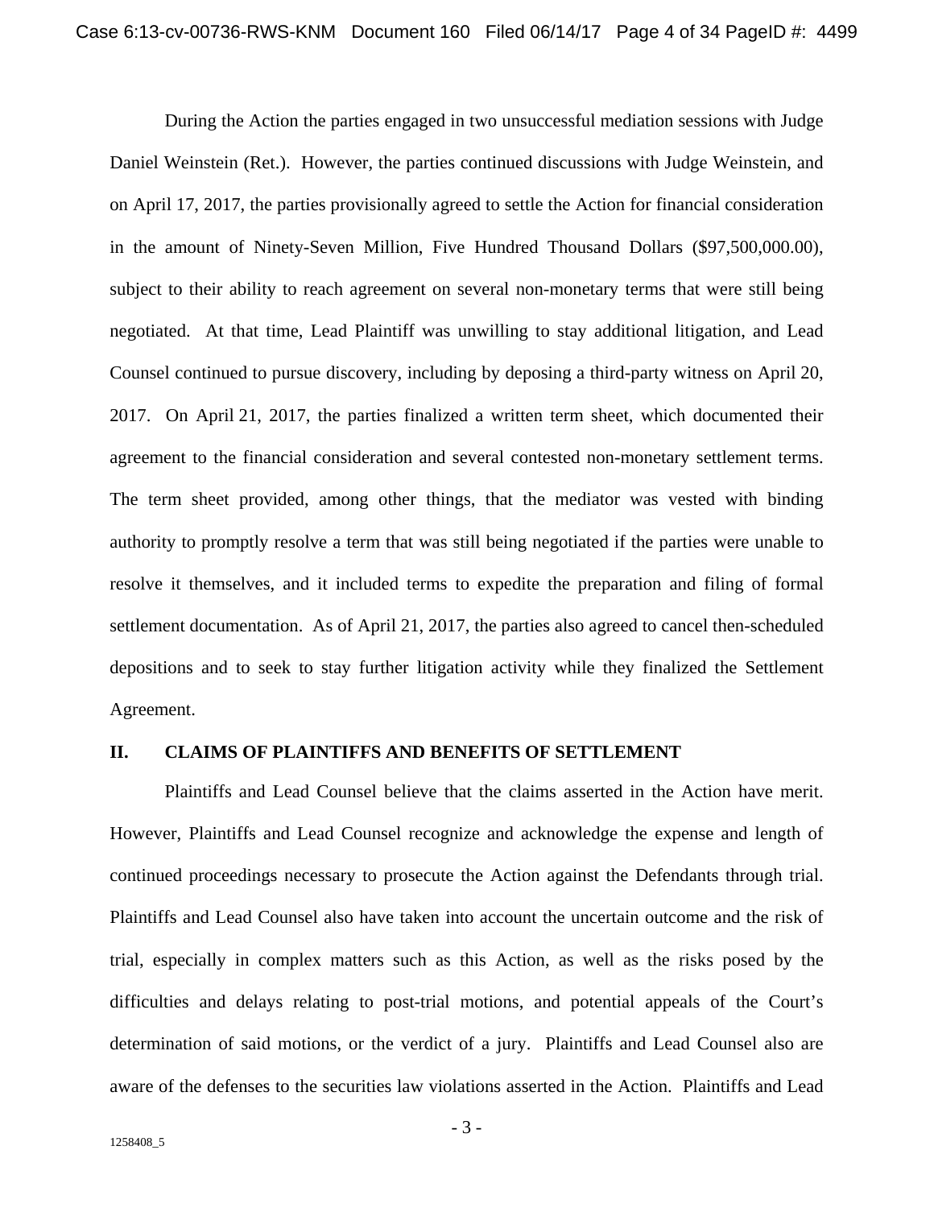During the Action the parties engaged in two unsuccessful mediation sessions with Judge Daniel Weinstein (Ret.). However, the parties continued discussions with Judge Weinstein, and on April 17, 2017, the parties provisionally agreed to settle the Action for financial consideration in the amount of Ninety-Seven Million, Five Hundred Thousand Dollars ($97,500,000.00), subject to their ability to reach agreement on several non-monetary terms that were still being negotiated. At that time, Lead Plaintiff was unwilling to stay additional litigation, and Lead Counsel continued to pursue discovery, including by deposing a third-party witness on April 20, 2017. On April 21, 2017, the parties finalized a written term sheet, which documented their agreement to the financial consideration and several contested non-monetary settlement terms. The term sheet provided, among other things, that the mediator was vested with binding authority to promptly resolve a term that was still being negotiated if the parties were unable to resolve it themselves, and it included terms to expedite the preparation and filing of formal settlement documentation. As of April 21, 2017, the parties also agreed to cancel then-scheduled depositions and to seek to stay further litigation activity while they finalized the Settlement Agreement.

## II. CLAIMS OF PLAINTIFFS AND BENEFITS OF SETTLEMENT

Plaintiffs and Lead Counsel believe that the claims asserted in the Action have merit. However, Plaintiffs and Lead Counsel recognize and acknowledge the expense and length of continued proceedings necessary to prosecute the Action against the Defendants through trial. Plaintiffs and Lead Counsel also have taken into account the uncertain outcome and the risk of trial, especially in complex matters such as this Action, as well as the risks posed by the difficulties and delays relating to post-trial motions, and potential appeals of the Court's determination of said motions, or the verdict of a jury. Plaintiffs and Lead Counsel also are aware of the defenses to the securities law violations asserted in the Action. Plaintiffs and Lead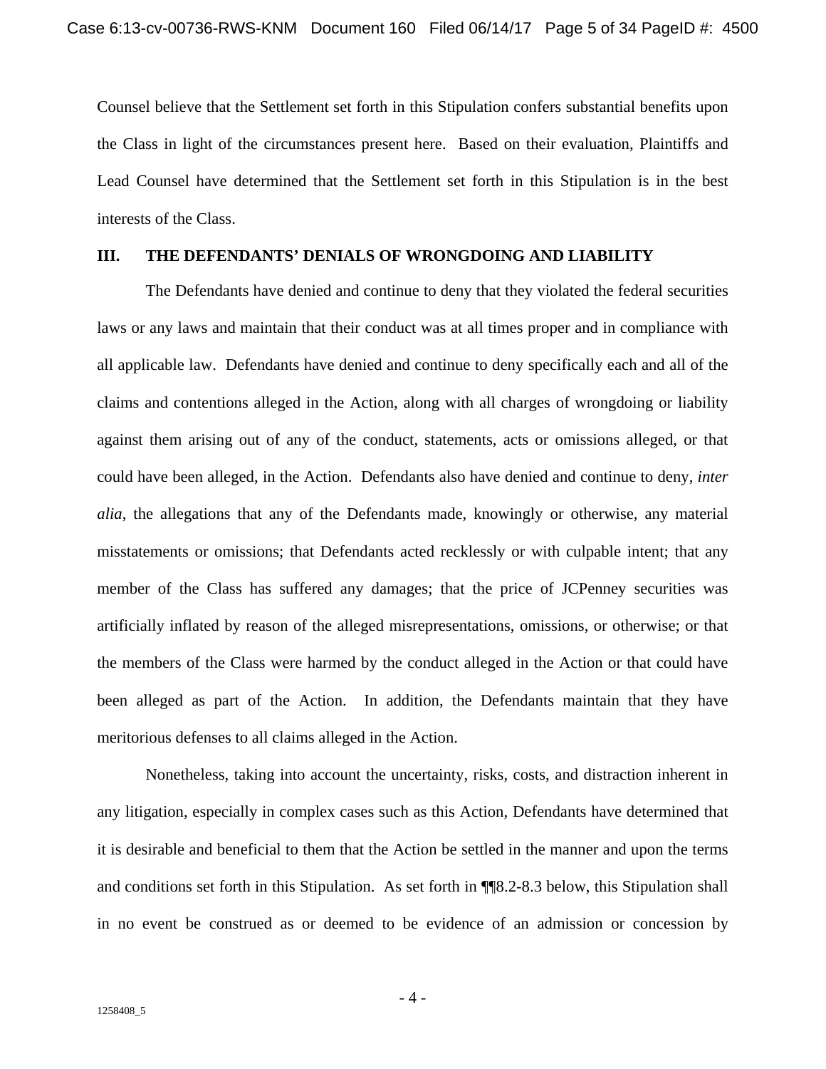Counsel believe that the Settlement set forth in this Stipulation confers substantial benefits upon the Class in light of the circumstances present here. Based on their evaluation, Plaintiffs and Lead Counsel have determined that the Settlement set forth in this Stipulation is in the best interests of the Class.

## III. THE DEFENDANTS' DENIALS OF WRONGDOING AND LIABILITY

The Defendants have denied and continue to deny that they violated the federal securities laws or any laws and maintain that their conduct was at all times proper and in compliance with all applicable law. Defendants have denied and continue to deny specifically each and all of the claims and contentions alleged in the Action, along with all charges of wrongdoing or liability against them arising out of any of the conduct, statements, acts or omissions alleged, or that could have been alleged, in the Action. Defendants also have denied and continue to deny, *inter alia*, the allegations that any of the Defendants made, knowingly or otherwise, any material misstatements or omissions; that Defendants acted recklessly or with culpable intent; that any member of the Class has suffered any damages; that the price of JCPenney securities was artificially inflated by reason of the alleged misrepresentations, omissions, or otherwise; or that the members of the Class were harmed by the conduct alleged in the Action or that could have been alleged as part of the Action. In addition, the Defendants maintain that they have meritorious defenses to all claims alleged in the Action.

Nonetheless, taking into account the uncertainty, risks, costs, and distraction inherent in any litigation, especially in complex cases such as this Action, Defendants have determined that it is desirable and beneficial to them that the Action be settled in the manner and upon the terms and conditions set forth in this Stipulation. As set forth in ¶¶8.2-8.3 below, this Stipulation shall in no event be construed as or deemed to be evidence of an admission or concession by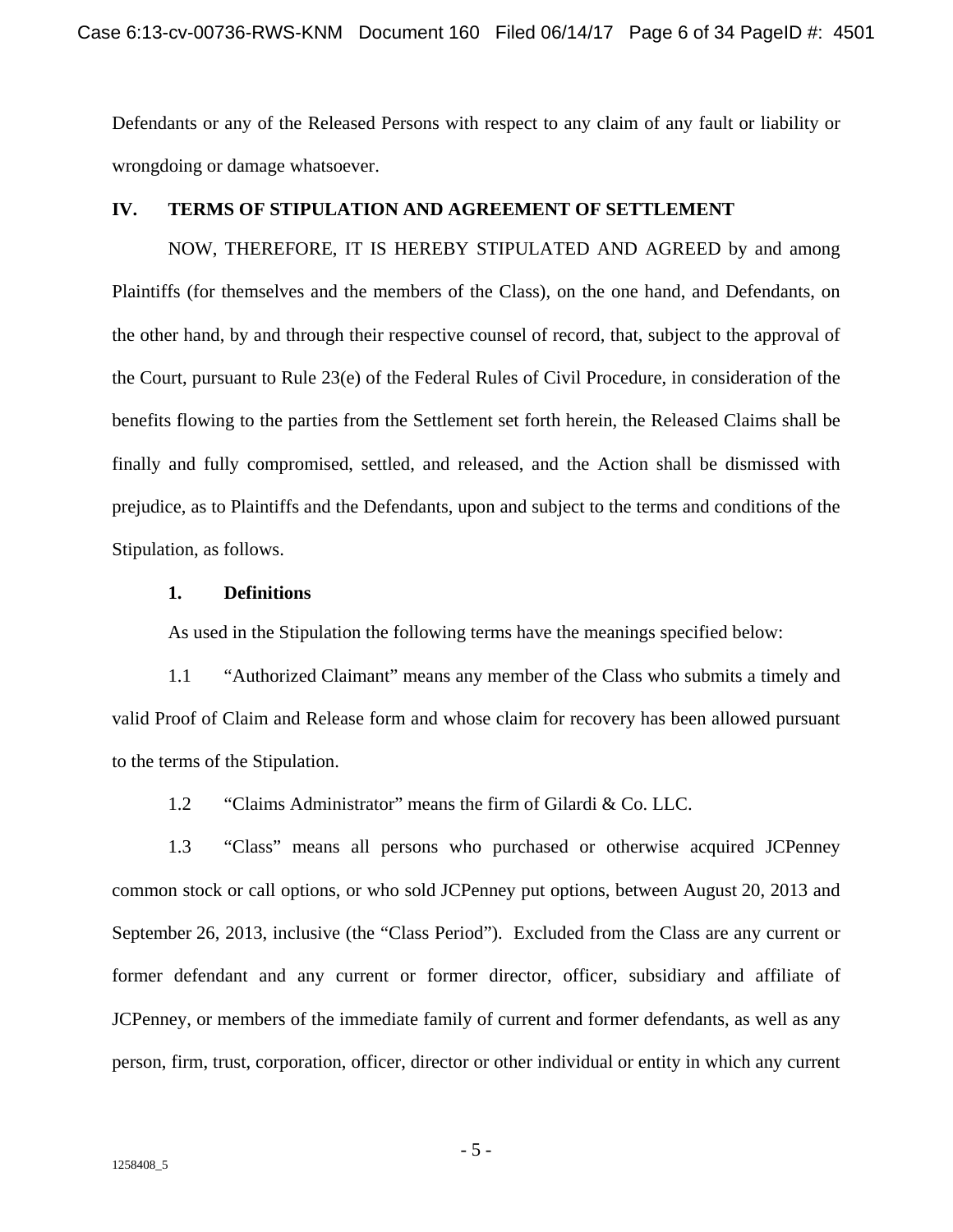Defendants or any of the Released Persons with respect to any claim of any fault or liability or wrongdoing or damage whatsoever.

## IV. TERMS OF STIPULATION AND AGREEMENT OF SETTLEMENT

NOW, THEREFORE, IT IS HEREBY STIPULATED AND AGREED by and among Plaintiffs (for themselves and the members of the Class), on the one hand, and Defendants, on the other hand, by and through their respective counsel of record, that, subject to the approval of the Court, pursuant to Rule 23(e) of the Federal Rules of Civil Procedure, in consideration of the benefits flowing to the parties from the Settlement set forth herein, the Released Claims shall be finally and fully compromised, settled, and released, and the Action shall be dismissed with prejudice, as to Plaintiffs and the Defendants, upon and subject to the terms and conditions of the Stipulation, as follows.

### 1. Definitions

As used in the Stipulation the following terms have the meanings specified below:

1.1 "Authorized Claimant" means any member of the Class who submits a timely and valid Proof of Claim and Release form and whose claim for recovery has been allowed pursuant to the terms of the Stipulation.

1.2 "Claims Administrator" means the firm of Gilardi & Co. LLC.

1.3 "Class" means all persons who purchased or otherwise acquired JCPenney common stock or call options, or who sold JCPenney put options, between August 20, 2013 and September 26, 2013, inclusive (the "Class Period"). Excluded from the Class are any current or former defendant and any current or former director, officer, subsidiary and affiliate of JCPenney, or members of the immediate family of current and former defendants, as well as any person, firm, trust, corporation, officer, director or other individual or entity in which any current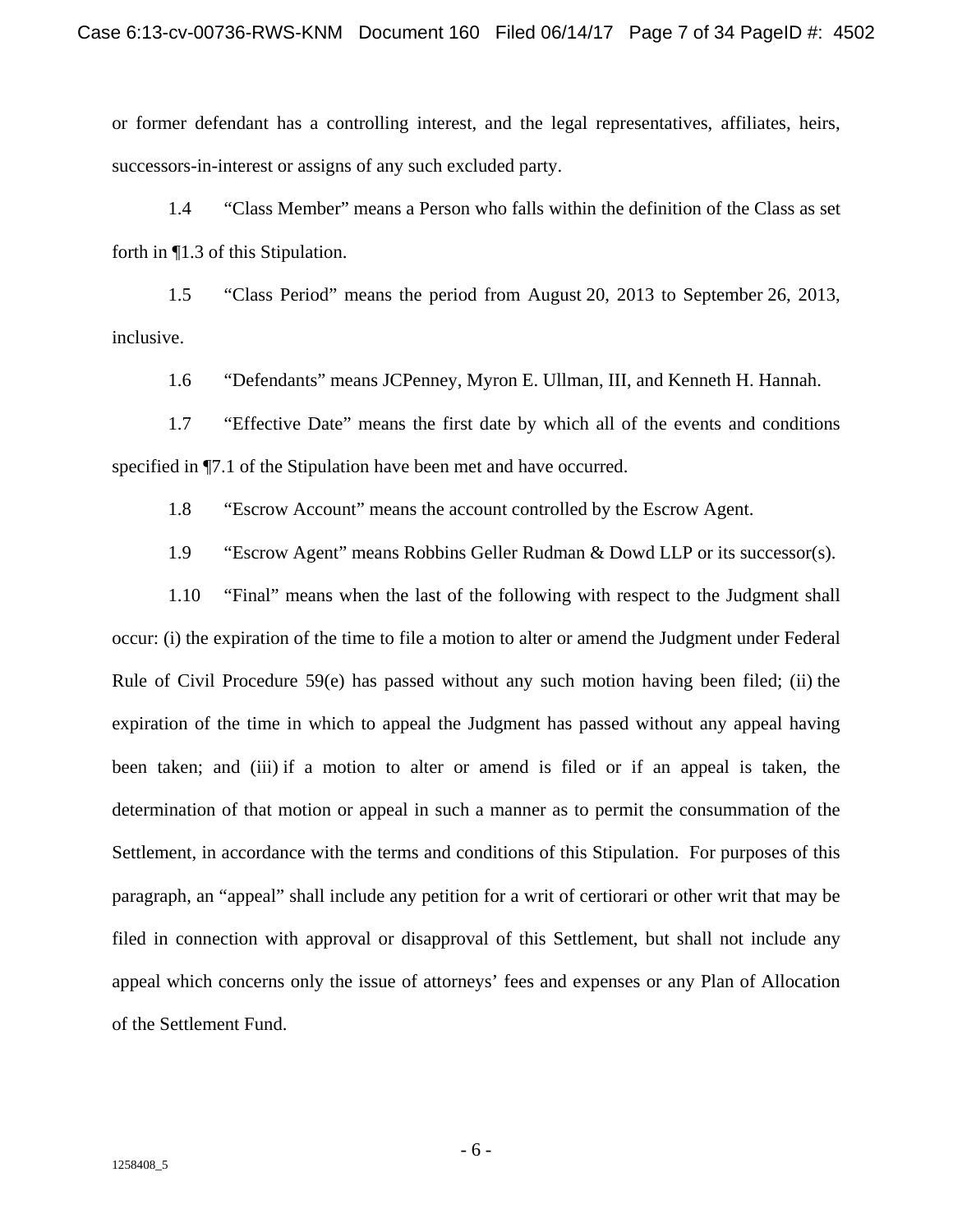or former defendant has a controlling interest, and the legal representatives, affiliates, heirs, successors-in-interest or assigns of any such excluded party.

1.4 "Class Member" means a Person who falls within the definition of the Class as set forth in ¶1.3 of this Stipulation.

1.5 "Class Period" means the period from August 20, 2013 to September 26, 2013, inclusive.

1.6 "Defendants" means JCPenney, Myron E. Ullman, III, and Kenneth H. Hannah.

1.7 "Effective Date" means the first date by which all of the events and conditions specified in ¶7.1 of the Stipulation have been met and have occurred.

1.8 "Escrow Account" means the account controlled by the Escrow Agent.

1.9 "Escrow Agent" means Robbins Geller Rudman & Dowd LLP or its successor(s).

1.10 "Final" means when the last of the following with respect to the Judgment shall occur: (i) the expiration of the time to file a motion to alter or amend the Judgment under Federal Rule of Civil Procedure 59(e) has passed without any such motion having been filed; (ii) the expiration of the time in which to appeal the Judgment has passed without any appeal having been taken; and (iii) if a motion to alter or amend is filed or if an appeal is taken, the determination of that motion or appeal in such a manner as to permit the consummation of the Settlement, in accordance with the terms and conditions of this Stipulation. For purposes of this paragraph, an "appeal" shall include any petition for a writ of certiorari or other writ that may be filed in connection with approval or disapproval of this Settlement, but shall not include any appeal which concerns only the issue of attorneys' fees and expenses or any Plan of Allocation of the Settlement Fund.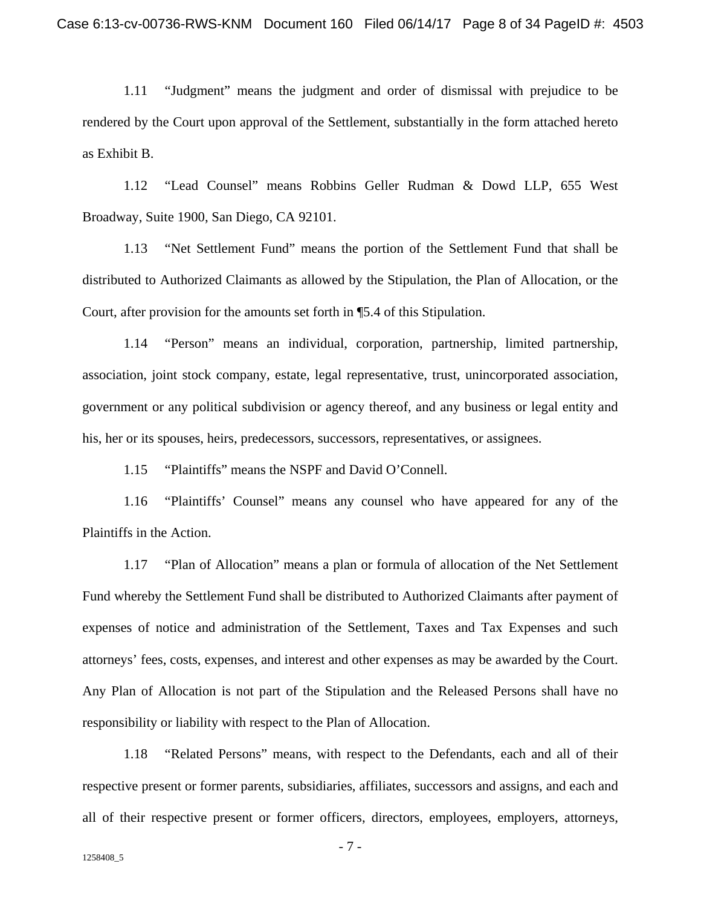1.11 "Judgment" means the judgment and order of dismissal with prejudice to be rendered by the Court upon approval of the Settlement, substantially in the form attached hereto as Exhibit B.

1.12 "Lead Counsel" means Robbins Geller Rudman & Dowd LLP, 655 West Broadway, Suite 1900, San Diego, CA 92101.

1.13 "Net Settlement Fund" means the portion of the Settlement Fund that shall be distributed to Authorized Claimants as allowed by the Stipulation, the Plan of Allocation, or the Court, after provision for the amounts set forth in ¶5.4 of this Stipulation.

1.14 "Person" means an individual, corporation, partnership, limited partnership, association, joint stock company, estate, legal representative, trust, unincorporated association, government or any political subdivision or agency thereof, and any business or legal entity and his, her or its spouses, heirs, predecessors, successors, representatives, or assignees.

1.15 "Plaintiffs" means the NSPF and David O'Connell.

1.16 "Plaintiffs' Counsel" means any counsel who have appeared for any of the Plaintiffs in the Action.

1.17 "Plan of Allocation" means a plan or formula of allocation of the Net Settlement Fund whereby the Settlement Fund shall be distributed to Authorized Claimants after payment of expenses of notice and administration of the Settlement, Taxes and Tax Expenses and such attorneys' fees, costs, expenses, and interest and other expenses as may be awarded by the Court. Any Plan of Allocation is not part of the Stipulation and the Released Persons shall have no responsibility or liability with respect to the Plan of Allocation.

1.18 "Related Persons" means, with respect to the Defendants, each and all of their respective present or former parents, subsidiaries, affiliates, successors and assigns, and each and all of their respective present or former officers, directors, employees, employers, attorneys,

1258408_5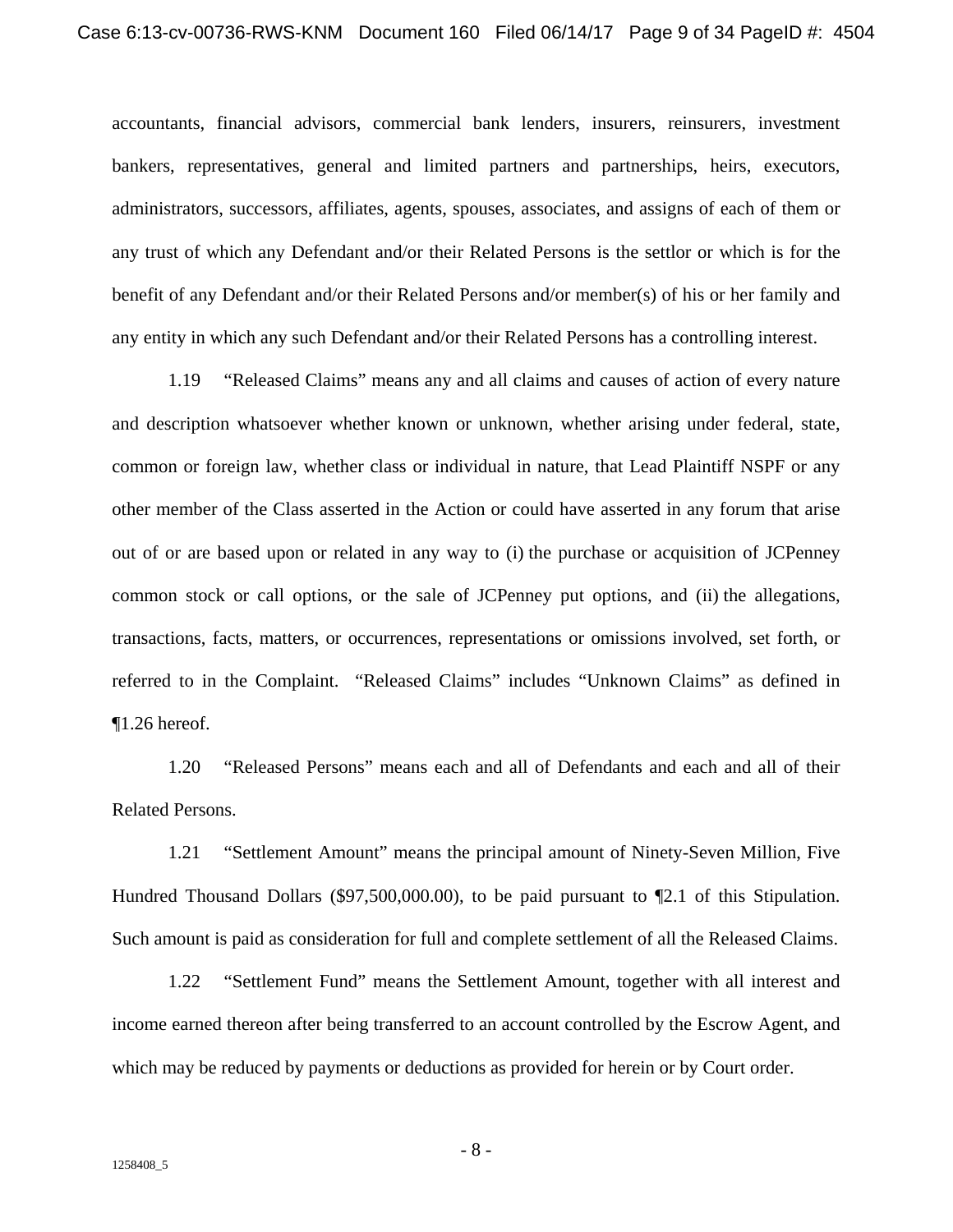accountants, financial advisors, commercial bank lenders, insurers, reinsurers, investment bankers, representatives, general and limited partners and partnerships, heirs, executors, administrators, successors, affiliates, agents, spouses, associates, and assigns of each of them or any trust of which any Defendant and/or their Related Persons is the settlor or which is for the benefit of any Defendant and/or their Related Persons and/or member(s) of his or her family and any entity in which any such Defendant and/or their Related Persons has a controlling interest.

1.19 "Released Claims" means any and all claims and causes of action of every nature and description whatsoever whether known or unknown, whether arising under federal, state, common or foreign law, whether class or individual in nature, that Lead Plaintiff NSPF or any other member of the Class asserted in the Action or could have asserted in any forum that arise out of or are based upon or related in any way to (i) the purchase or acquisition of JCPenney common stock or call options, or the sale of JCPenney put options, and (ii) the allegations, transactions, facts, matters, or occurrences, representations or omissions involved, set forth, or referred to in the Complaint. "Released Claims" includes "Unknown Claims" as defined in ¶1.26 hereof.

1.20 "Released Persons" means each and all of Defendants and each and all of their Related Persons.

1.21 "Settlement Amount" means the principal amount of Ninety-Seven Million, Five Hundred Thousand Dollars ($97,500,000.00), to be paid pursuant to ¶2.1 of this Stipulation. Such amount is paid as consideration for full and complete settlement of all the Released Claims.

1.22 "Settlement Fund" means the Settlement Amount, together with all interest and income earned thereon after being transferred to an account controlled by the Escrow Agent, and which may be reduced by payments or deductions as provided for herein or by Court order.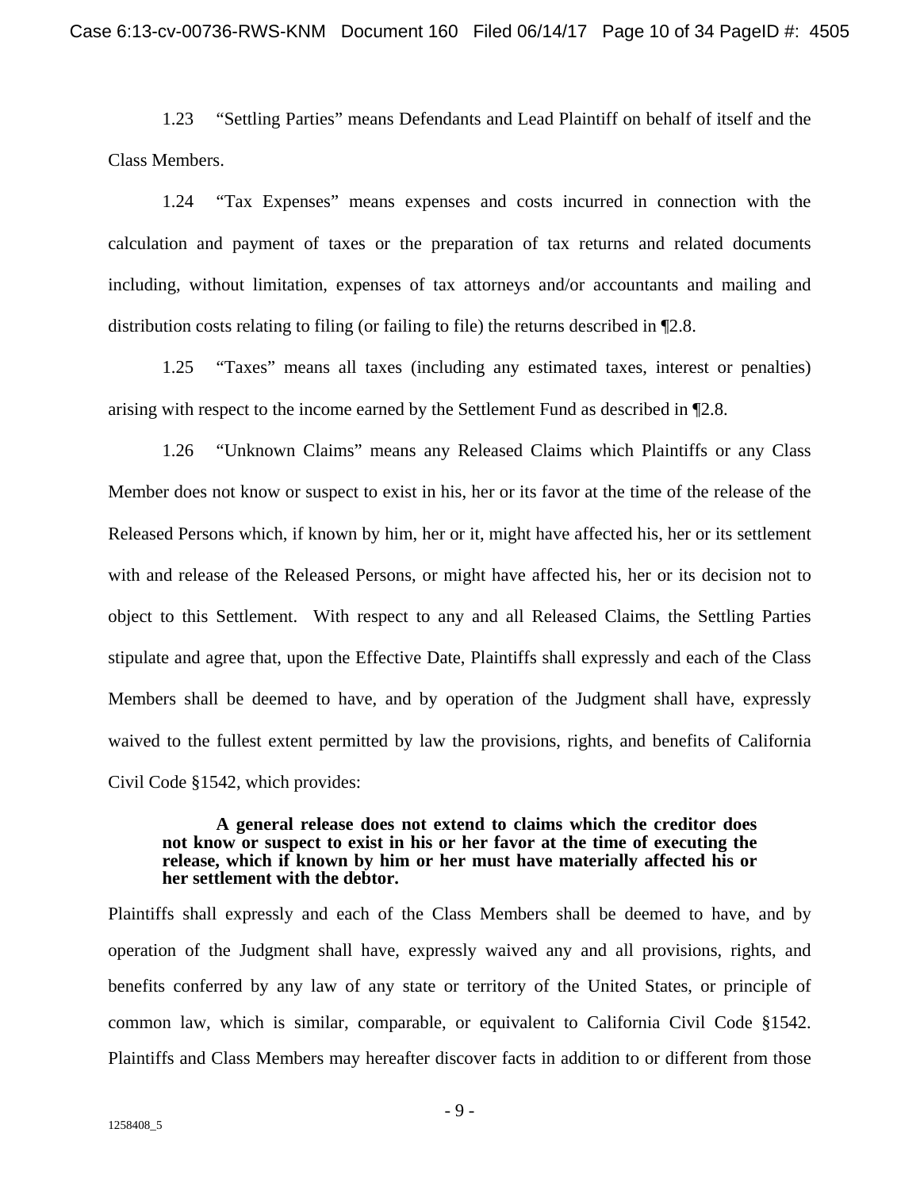1.23 "Settling Parties" means Defendants and Lead Plaintiff on behalf of itself and the Class Members.

1.24 "Tax Expenses" means expenses and costs incurred in connection with the calculation and payment of taxes or the preparation of tax returns and related documents including, without limitation, expenses of tax attorneys and/or accountants and mailing and distribution costs relating to filing (or failing to file) the returns described in ¶2.8.

1.25 "Taxes" means all taxes (including any estimated taxes, interest or penalties) arising with respect to the income earned by the Settlement Fund as described in ¶2.8.

1.26 "Unknown Claims" means any Released Claims which Plaintiffs or any Class Member does not know or suspect to exist in his, her or its favor at the time of the release of the Released Persons which, if known by him, her or it, might have affected his, her or its settlement with and release of the Released Persons, or might have affected his, her or its decision not to object to this Settlement. With respect to any and all Released Claims, the Settling Parties stipulate and agree that, upon the Effective Date, Plaintiffs shall expressly and each of the Class Members shall be deemed to have, and by operation of the Judgment shall have, expressly waived to the fullest extent permitted by law the provisions, rights, and benefits of California Civil Code §1542, which provides:

> **A general release does not extend to claims which the creditor does not know or suspect to exist in his or her favor at the time of executing the release, which if known by him or her must have materially affected his or her settlement with the debtor.**

Plaintiffs shall expressly and each of the Class Members shall be deemed to have, and by operation of the Judgment shall have, expressly waived any and all provisions, rights, and benefits conferred by any law of any state or territory of the United States, or principle of common law, which is similar, comparable, or equivalent to California Civil Code §1542. Plaintiffs and Class Members may hereafter discover facts in addition to or different from those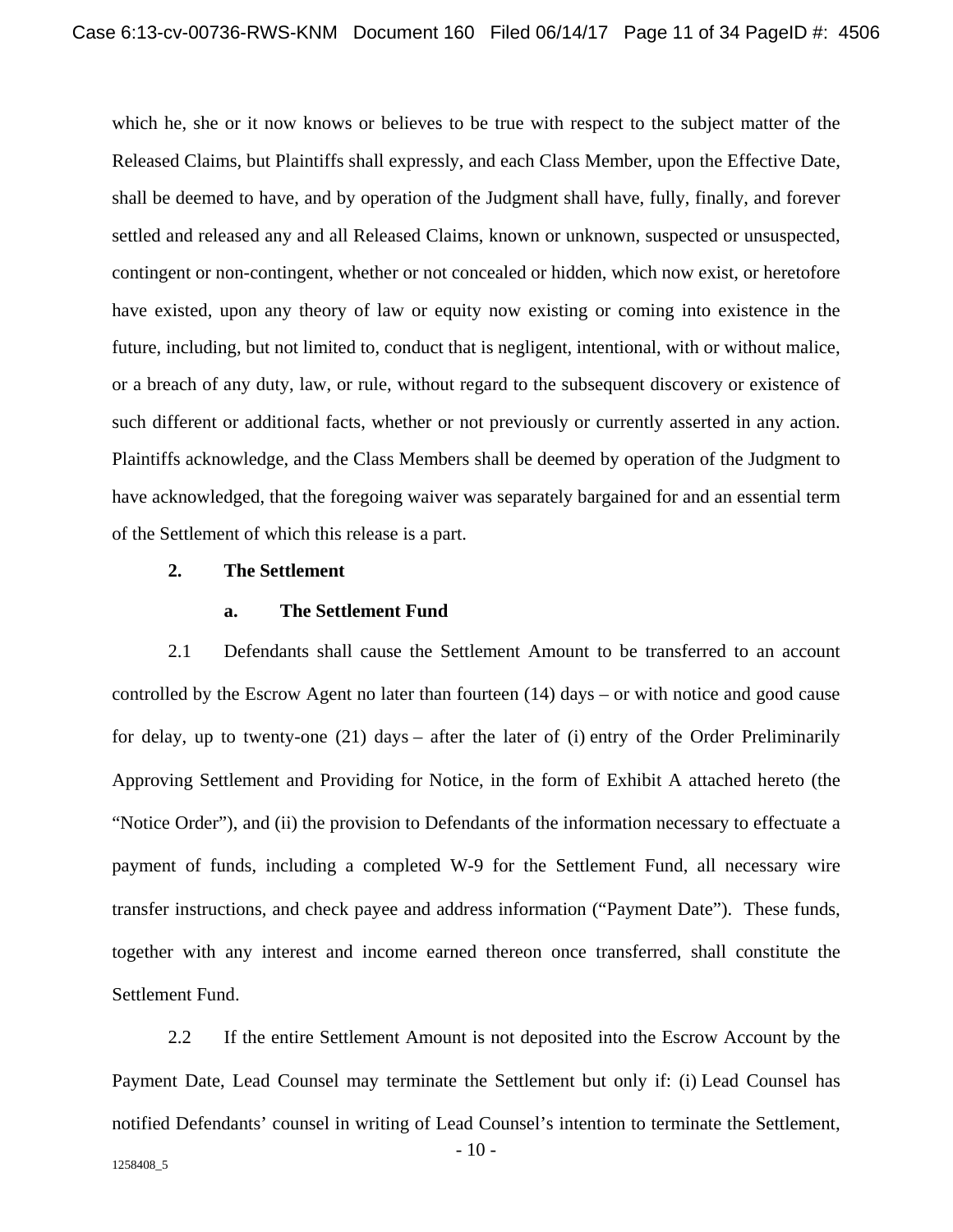which he, she or it now knows or believes to be true with respect to the subject matter of the Released Claims, but Plaintiffs shall expressly, and each Class Member, upon the Effective Date, shall be deemed to have, and by operation of the Judgment shall have, fully, finally, and forever settled and released any and all Released Claims, known or unknown, suspected or unsuspected, contingent or non-contingent, whether or not concealed or hidden, which now exist, or heretofore have existed, upon any theory of law or equity now existing or coming into existence in the future, including, but not limited to, conduct that is negligent, intentional, with or without malice, or a breach of any duty, law, or rule, without regard to the subsequent discovery or existence of such different or additional facts, whether or not previously or currently asserted in any action. Plaintiffs acknowledge, and the Class Members shall be deemed by operation of the Judgment to have acknowledged, that the foregoing waiver was separately bargained for and an essential term of the Settlement of which this release is a part.

**2. The Settlement**

**a. The Settlement Fund**

2.1 Defendants shall cause the Settlement Amount to be transferred to an account controlled by the Escrow Agent no later than fourteen (14) days – or with notice and good cause for delay, up to twenty-one (21) days – after the later of (i) entry of the Order Preliminarily Approving Settlement and Providing for Notice, in the form of Exhibit A attached hereto (the "Notice Order"), and (ii) the provision to Defendants of the information necessary to effectuate a payment of funds, including a completed W-9 for the Settlement Fund, all necessary wire transfer instructions, and check payee and address information ("Payment Date"). These funds, together with any interest and income earned thereon once transferred, shall constitute the Settlement Fund.

2.2 If the entire Settlement Amount is not deposited into the Escrow Account by the Payment Date, Lead Counsel may terminate the Settlement but only if: (i) Lead Counsel has notified Defendants' counsel in writing of Lead Counsel's intention to terminate the Settlement,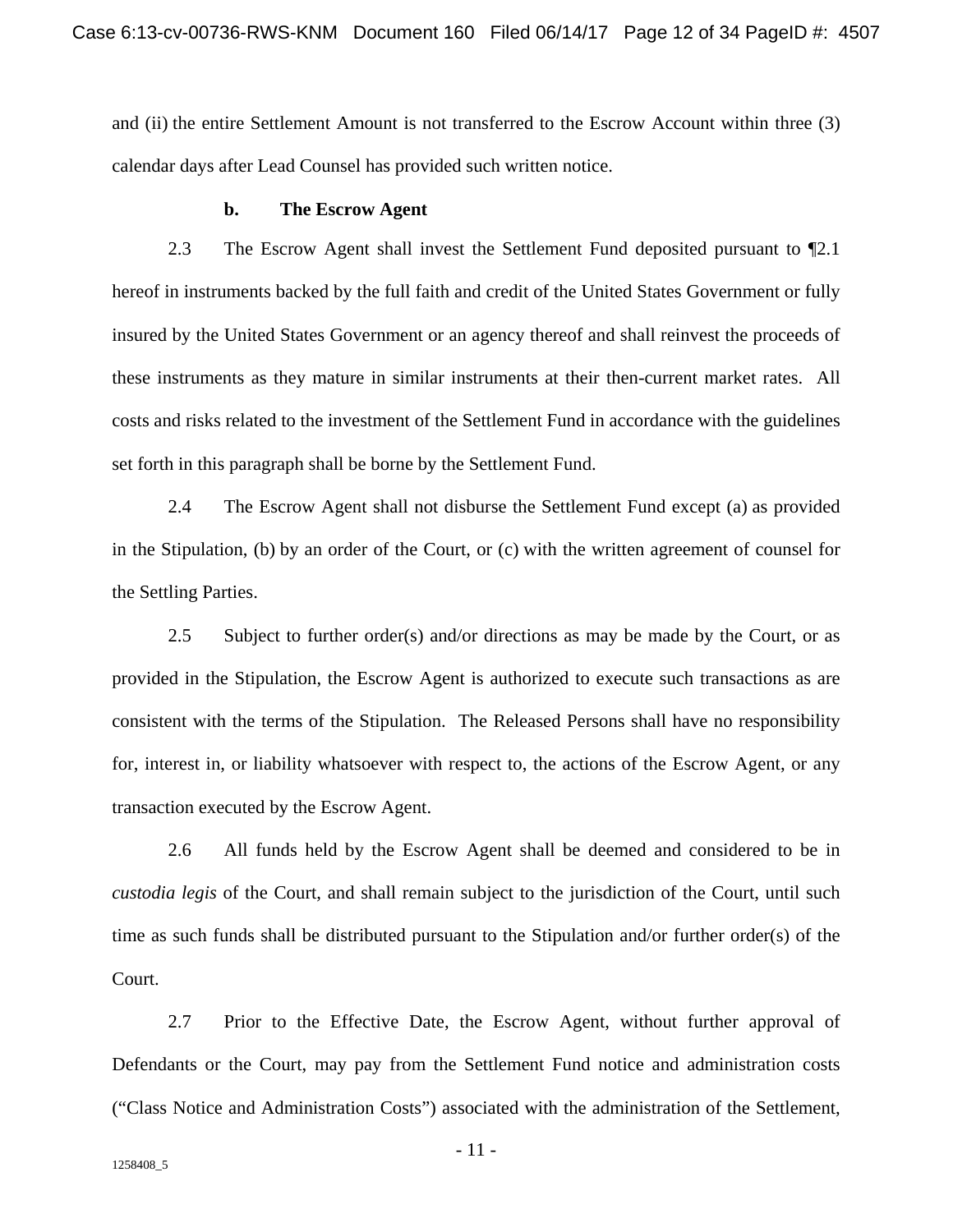and (ii) the entire Settlement Amount is not transferred to the Escrow Account within three (3) calendar days after Lead Counsel has provided such written notice.

**b. The Escrow Agent**

2.3 The Escrow Agent shall invest the Settlement Fund deposited pursuant to ¶2.1 hereof in instruments backed by the full faith and credit of the United States Government or fully insured by the United States Government or an agency thereof and shall reinvest the proceeds of these instruments as they mature in similar instruments at their then-current market rates. All costs and risks related to the investment of the Settlement Fund in accordance with the guidelines set forth in this paragraph shall be borne by the Settlement Fund.

2.4 The Escrow Agent shall not disburse the Settlement Fund except (a) as provided in the Stipulation, (b) by an order of the Court, or (c) with the written agreement of counsel for the Settling Parties.

2.5 Subject to further order(s) and/or directions as may be made by the Court, or as provided in the Stipulation, the Escrow Agent is authorized to execute such transactions as are consistent with the terms of the Stipulation. The Released Persons shall have no responsibility for, interest in, or liability whatsoever with respect to, the actions of the Escrow Agent, or any transaction executed by the Escrow Agent.

2.6 All funds held by the Escrow Agent shall be deemed and considered to be in *custodia legis* of the Court, and shall remain subject to the jurisdiction of the Court, until such time as such funds shall be distributed pursuant to the Stipulation and/or further order(s) of the Court.

2.7 Prior to the Effective Date, the Escrow Agent, without further approval of Defendants or the Court, may pay from the Settlement Fund notice and administration costs ("Class Notice and Administration Costs") associated with the administration of the Settlement,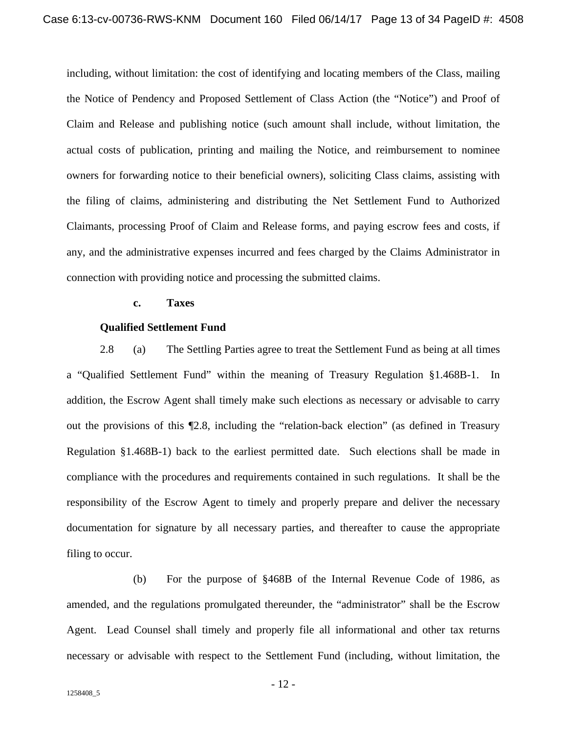including, without limitation: the cost of identifying and locating members of the Class, mailing the Notice of Pendency and Proposed Settlement of Class Action (the "Notice") and Proof of Claim and Release and publishing notice (such amount shall include, without limitation, the actual costs of publication, printing and mailing the Notice, and reimbursement to nominee owners for forwarding notice to their beneficial owners), soliciting Class claims, assisting with the filing of claims, administering and distributing the Net Settlement Fund to Authorized Claimants, processing Proof of Claim and Release forms, and paying escrow fees and costs, if any, and the administrative expenses incurred and fees charged by the Claims Administrator in connection with providing notice and processing the submitted claims.

**c. Taxes**

**Qualified Settlement Fund**

2.8 (a) The Settling Parties agree to treat the Settlement Fund as being at all times a "Qualified Settlement Fund" within the meaning of Treasury Regulation §1.468B-1. In addition, the Escrow Agent shall timely make such elections as necessary or advisable to carry out the provisions of this ¶2.8, including the "relation-back election" (as defined in Treasury Regulation §1.468B-1) back to the earliest permitted date. Such elections shall be made in compliance with the procedures and requirements contained in such regulations. It shall be the responsibility of the Escrow Agent to timely and properly prepare and deliver the necessary documentation for signature by all necessary parties, and thereafter to cause the appropriate filing to occur.

(b) For the purpose of §468B of the Internal Revenue Code of 1986, as amended, and the regulations promulgated thereunder, the "administrator" shall be the Escrow Agent. Lead Counsel shall timely and properly file all informational and other tax returns necessary or advisable with respect to the Settlement Fund (including, without limitation, the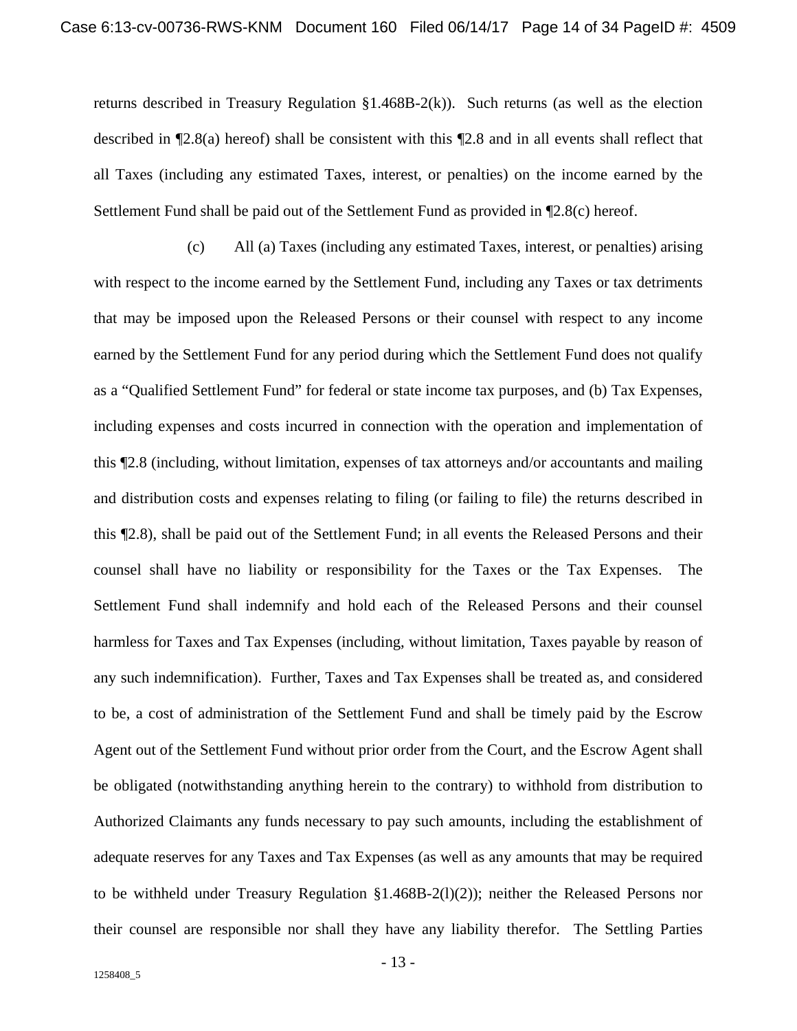returns described in Treasury Regulation §1.468B-2(k)). Such returns (as well as the election described in ¶2.8(a) hereof) shall be consistent with this ¶2.8 and in all events shall reflect that all Taxes (including any estimated Taxes, interest, or penalties) on the income earned by the Settlement Fund shall be paid out of the Settlement Fund as provided in ¶2.8(c) hereof.

(c) All (a) Taxes (including any estimated Taxes, interest, or penalties) arising with respect to the income earned by the Settlement Fund, including any Taxes or tax detriments that may be imposed upon the Released Persons or their counsel with respect to any income earned by the Settlement Fund for any period during which the Settlement Fund does not qualify as a "Qualified Settlement Fund" for federal or state income tax purposes, and (b) Tax Expenses, including expenses and costs incurred in connection with the operation and implementation of this ¶2.8 (including, without limitation, expenses of tax attorneys and/or accountants and mailing and distribution costs and expenses relating to filing (or failing to file) the returns described in this ¶2.8), shall be paid out of the Settlement Fund; in all events the Released Persons and their counsel shall have no liability or responsibility for the Taxes or the Tax Expenses. The Settlement Fund shall indemnify and hold each of the Released Persons and their counsel harmless for Taxes and Tax Expenses (including, without limitation, Taxes payable by reason of any such indemnification). Further, Taxes and Tax Expenses shall be treated as, and considered to be, a cost of administration of the Settlement Fund and shall be timely paid by the Escrow Agent out of the Settlement Fund without prior order from the Court, and the Escrow Agent shall be obligated (notwithstanding anything herein to the contrary) to withhold from distribution to Authorized Claimants any funds necessary to pay such amounts, including the establishment of adequate reserves for any Taxes and Tax Expenses (as well as any amounts that may be required to be withheld under Treasury Regulation §1.468B-2(l)(2)); neither the Released Persons nor their counsel are responsible nor shall they have any liability therefor. The Settling Parties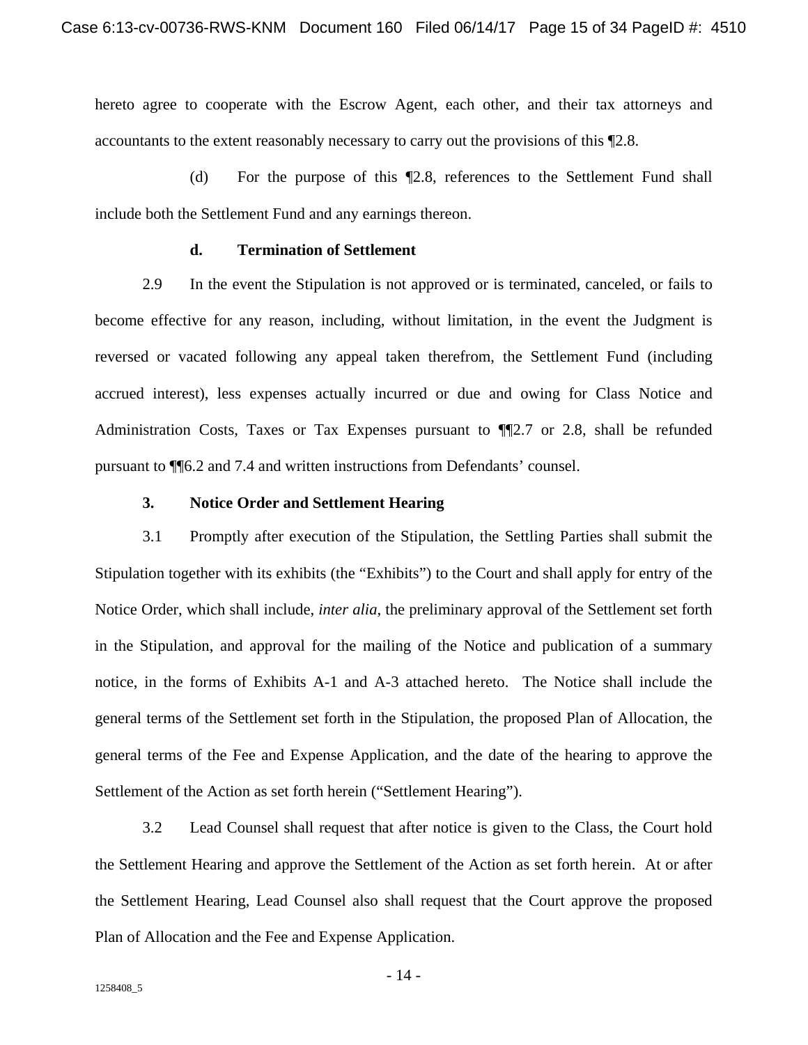hereto agree to cooperate with the Escrow Agent, each other, and their tax attorneys and accountants to the extent reasonably necessary to carry out the provisions of this ¶2.8.

(d) For the purpose of this ¶2.8, references to the Settlement Fund shall include both the Settlement Fund and any earnings thereon.

### d. Termination of Settlement

2.9 In the event the Stipulation is not approved or is terminated, canceled, or fails to become effective for any reason, including, without limitation, in the event the Judgment is reversed or vacated following any appeal taken therefrom, the Settlement Fund (including accrued interest), less expenses actually incurred or due and owing for Class Notice and Administration Costs, Taxes or Tax Expenses pursuant to ¶¶2.7 or 2.8, shall be refunded pursuant to ¶¶6.2 and 7.4 and written instructions from Defendants' counsel.

## 3. Notice Order and Settlement Hearing

3.1 Promptly after execution of the Stipulation, the Settling Parties shall submit the Stipulation together with its exhibits (the "Exhibits") to the Court and shall apply for entry of the Notice Order, which shall include, *inter alia*, the preliminary approval of the Settlement set forth in the Stipulation, and approval for the mailing of the Notice and publication of a summary notice, in the forms of Exhibits A-1 and A-3 attached hereto. The Notice shall include the general terms of the Settlement set forth in the Stipulation, the proposed Plan of Allocation, the general terms of the Fee and Expense Application, and the date of the hearing to approve the Settlement of the Action as set forth herein ("Settlement Hearing").

3.2 Lead Counsel shall request that after notice is given to the Class, the Court hold the Settlement Hearing and approve the Settlement of the Action as set forth herein. At or after the Settlement Hearing, Lead Counsel also shall request that the Court approve the proposed Plan of Allocation and the Fee and Expense Application.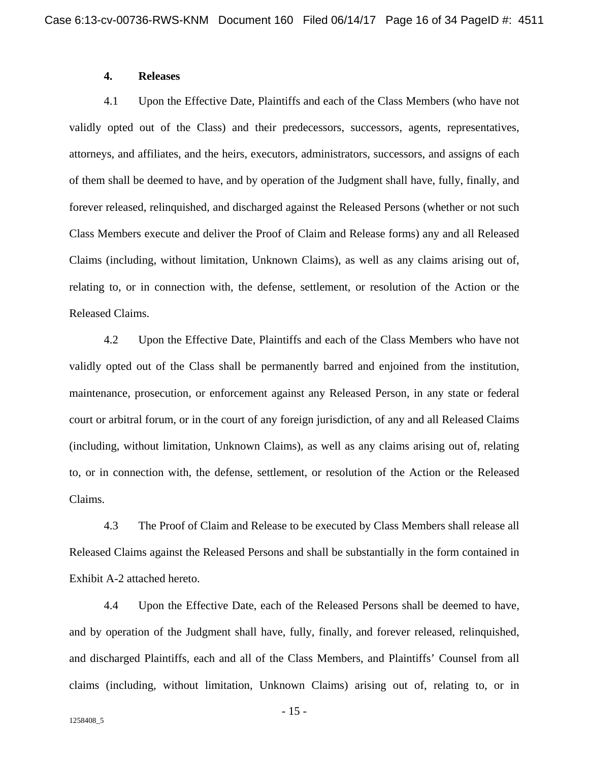## 4. Releases

4.1 Upon the Effective Date, Plaintiffs and each of the Class Members (who have not validly opted out of the Class) and their predecessors, successors, agents, representatives, attorneys, and affiliates, and the heirs, executors, administrators, successors, and assigns of each of them shall be deemed to have, and by operation of the Judgment shall have, fully, finally, and forever released, relinquished, and discharged against the Released Persons (whether or not such Class Members execute and deliver the Proof of Claim and Release forms) any and all Released Claims (including, without limitation, Unknown Claims), as well as any claims arising out of, relating to, or in connection with, the defense, settlement, or resolution of the Action or the Released Claims.

4.2 Upon the Effective Date, Plaintiffs and each of the Class Members who have not validly opted out of the Class shall be permanently barred and enjoined from the institution, maintenance, prosecution, or enforcement against any Released Person, in any state or federal court or arbitral forum, or in the court of any foreign jurisdiction, of any and all Released Claims (including, without limitation, Unknown Claims), as well as any claims arising out of, relating to, or in connection with, the defense, settlement, or resolution of the Action or the Released Claims.

4.3 The Proof of Claim and Release to be executed by Class Members shall release all Released Claims against the Released Persons and shall be substantially in the form contained in Exhibit A-2 attached hereto.

4.4 Upon the Effective Date, each of the Released Persons shall be deemed to have, and by operation of the Judgment shall have, fully, finally, and forever released, relinquished, and discharged Plaintiffs, each and all of the Class Members, and Plaintiffs' Counsel from all claims (including, without limitation, Unknown Claims) arising out of, relating to, or in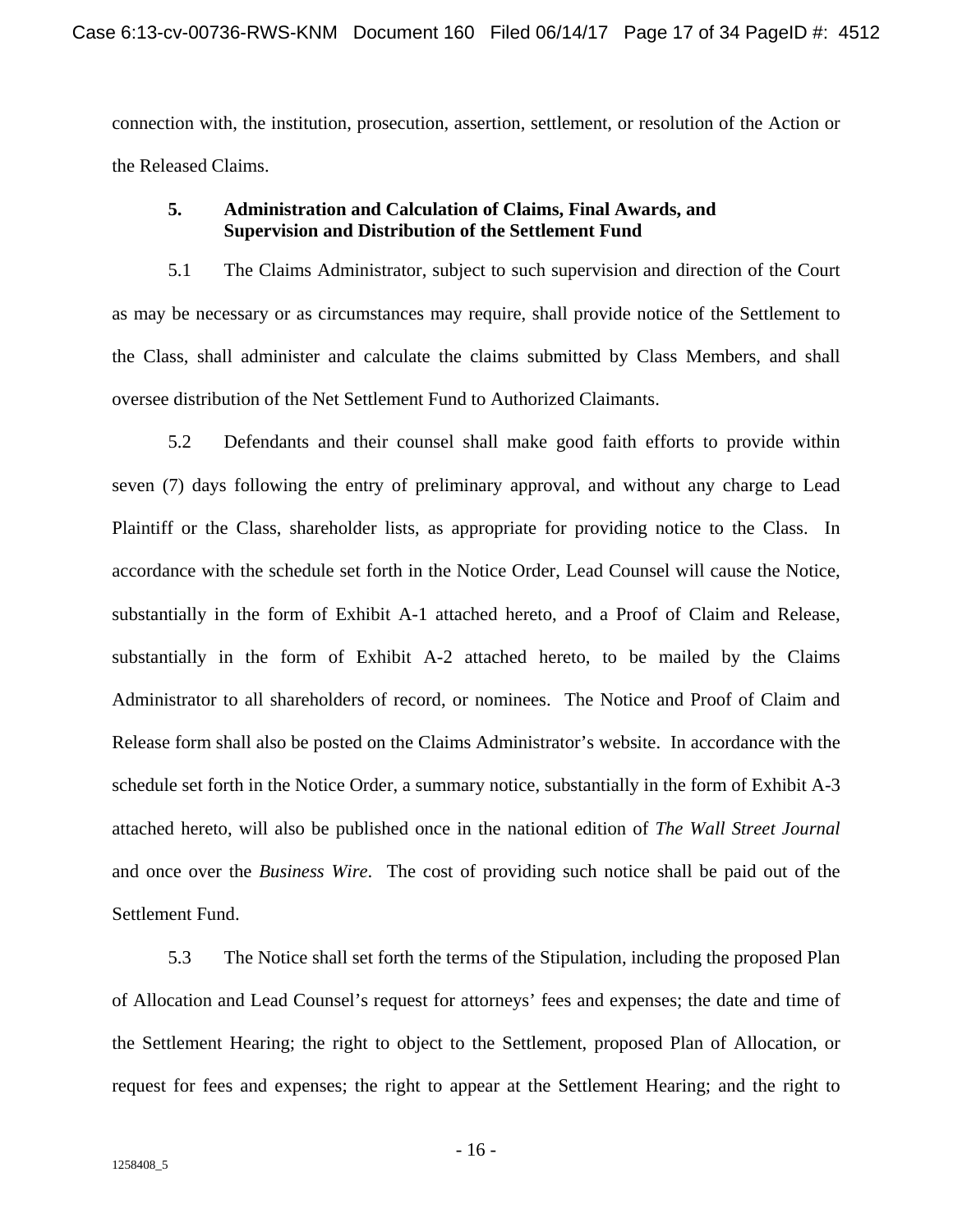connection with, the institution, prosecution, assertion, settlement, or resolution of the Action or the Released Claims.

### 5. Administration and Calculation of Claims, Final Awards, and Supervision and Distribution of the Settlement Fund

5.1 The Claims Administrator, subject to such supervision and direction of the Court as may be necessary or as circumstances may require, shall provide notice of the Settlement to the Class, shall administer and calculate the claims submitted by Class Members, and shall oversee distribution of the Net Settlement Fund to Authorized Claimants.

5.2 Defendants and their counsel shall make good faith efforts to provide within seven (7) days following the entry of preliminary approval, and without any charge to Lead Plaintiff or the Class, shareholder lists, as appropriate for providing notice to the Class. In accordance with the schedule set forth in the Notice Order, Lead Counsel will cause the Notice, substantially in the form of Exhibit A-1 attached hereto, and a Proof of Claim and Release, substantially in the form of Exhibit A-2 attached hereto, to be mailed by the Claims Administrator to all shareholders of record, or nominees. The Notice and Proof of Claim and Release form shall also be posted on the Claims Administrator's website. In accordance with the schedule set forth in the Notice Order, a summary notice, substantially in the form of Exhibit A-3 attached hereto, will also be published once in the national edition of *The Wall Street Journal* and once over the *Business Wire*. The cost of providing such notice shall be paid out of the Settlement Fund.

5.3 The Notice shall set forth the terms of the Stipulation, including the proposed Plan of Allocation and Lead Counsel's request for attorneys' fees and expenses; the date and time of the Settlement Hearing; the right to object to the Settlement, proposed Plan of Allocation, or request for fees and expenses; the right to appear at the Settlement Hearing; and the right to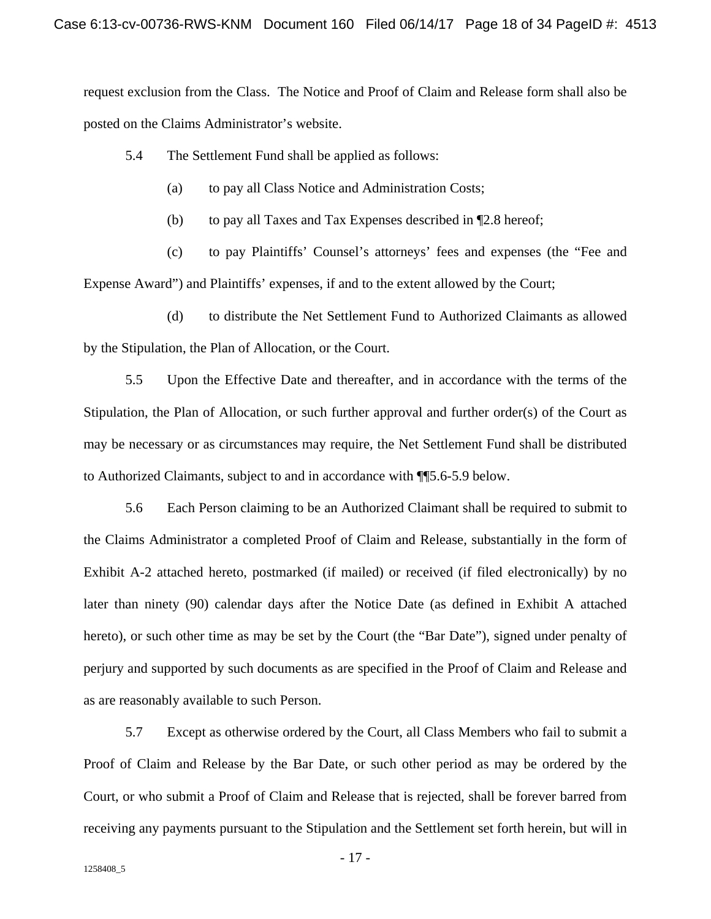request exclusion from the Class. The Notice and Proof of Claim and Release form shall also be posted on the Claims Administrator's website.

5.4 The Settlement Fund shall be applied as follows:

(a) to pay all Class Notice and Administration Costs;

(b) to pay all Taxes and Tax Expenses described in ¶2.8 hereof;

(c) to pay Plaintiffs' Counsel's attorneys' fees and expenses (the "Fee and Expense Award") and Plaintiffs' expenses, if and to the extent allowed by the Court;

(d) to distribute the Net Settlement Fund to Authorized Claimants as allowed by the Stipulation, the Plan of Allocation, or the Court.

5.5 Upon the Effective Date and thereafter, and in accordance with the terms of the Stipulation, the Plan of Allocation, or such further approval and further order(s) of the Court as may be necessary or as circumstances may require, the Net Settlement Fund shall be distributed to Authorized Claimants, subject to and in accordance with ¶¶5.6-5.9 below.

5.6 Each Person claiming to be an Authorized Claimant shall be required to submit to the Claims Administrator a completed Proof of Claim and Release, substantially in the form of Exhibit A-2 attached hereto, postmarked (if mailed) or received (if filed electronically) by no later than ninety (90) calendar days after the Notice Date (as defined in Exhibit A attached hereto), or such other time as may be set by the Court (the "Bar Date"), signed under penalty of perjury and supported by such documents as are specified in the Proof of Claim and Release and as are reasonably available to such Person.

5.7 Except as otherwise ordered by the Court, all Class Members who fail to submit a Proof of Claim and Release by the Bar Date, or such other period as may be ordered by the Court, or who submit a Proof of Claim and Release that is rejected, shall be forever barred from receiving any payments pursuant to the Stipulation and the Settlement set forth herein, but will in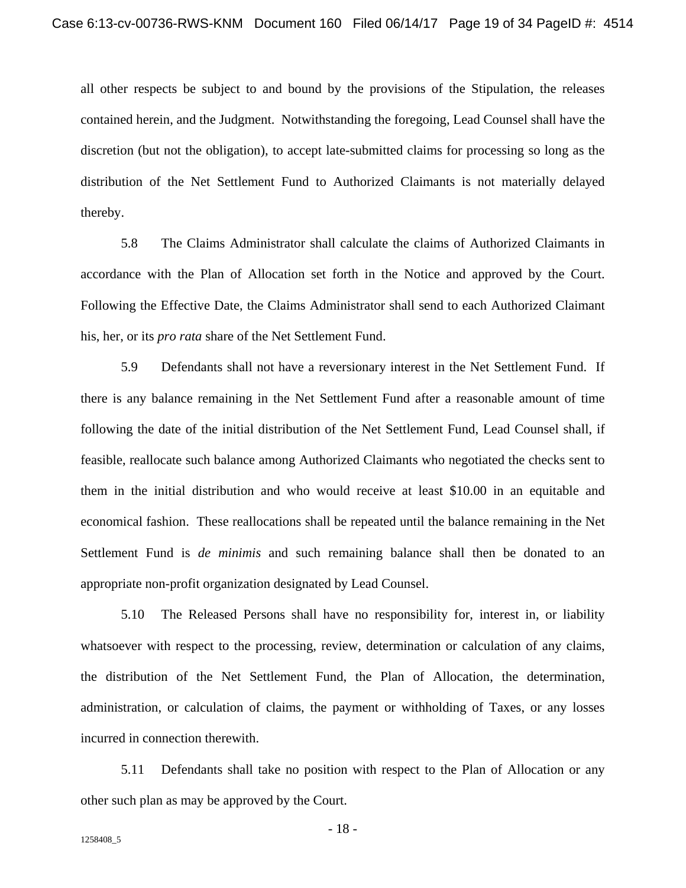all other respects be subject to and bound by the provisions of the Stipulation, the releases contained herein, and the Judgment. Notwithstanding the foregoing, Lead Counsel shall have the discretion (but not the obligation), to accept late-submitted claims for processing so long as the distribution of the Net Settlement Fund to Authorized Claimants is not materially delayed thereby.

5.8 The Claims Administrator shall calculate the claims of Authorized Claimants in accordance with the Plan of Allocation set forth in the Notice and approved by the Court. Following the Effective Date, the Claims Administrator shall send to each Authorized Claimant his, her, or its *pro rata* share of the Net Settlement Fund.

5.9 Defendants shall not have a reversionary interest in the Net Settlement Fund. If there is any balance remaining in the Net Settlement Fund after a reasonable amount of time following the date of the initial distribution of the Net Settlement Fund, Lead Counsel shall, if feasible, reallocate such balance among Authorized Claimants who negotiated the checks sent to them in the initial distribution and who would receive at least $10.00 in an equitable and economical fashion. These reallocations shall be repeated until the balance remaining in the Net Settlement Fund is *de minimis* and such remaining balance shall then be donated to an appropriate non-profit organization designated by Lead Counsel.

5.10 The Released Persons shall have no responsibility for, interest in, or liability whatsoever with respect to the processing, review, determination or calculation of any claims, the distribution of the Net Settlement Fund, the Plan of Allocation, the determination, administration, or calculation of claims, the payment or withholding of Taxes, or any losses incurred in connection therewith.

5.11 Defendants shall take no position with respect to the Plan of Allocation or any other such plan as may be approved by the Court.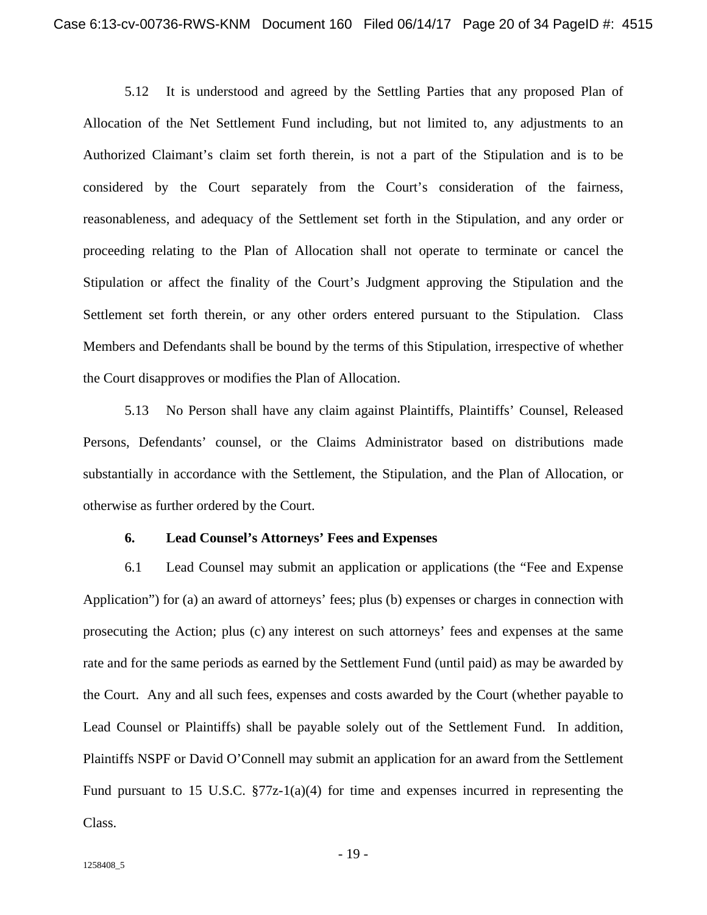5.12 It is understood and agreed by the Settling Parties that any proposed Plan of Allocation of the Net Settlement Fund including, but not limited to, any adjustments to an Authorized Claimant's claim set forth therein, is not a part of the Stipulation and is to be considered by the Court separately from the Court's consideration of the fairness, reasonableness, and adequacy of the Settlement set forth in the Stipulation, and any order or proceeding relating to the Plan of Allocation shall not operate to terminate or cancel the Stipulation or affect the finality of the Court's Judgment approving the Stipulation and the Settlement set forth therein, or any other orders entered pursuant to the Stipulation. Class Members and Defendants shall be bound by the terms of this Stipulation, irrespective of whether the Court disapproves or modifies the Plan of Allocation.

5.13 No Person shall have any claim against Plaintiffs, Plaintiffs' Counsel, Released Persons, Defendants' counsel, or the Claims Administrator based on distributions made substantially in accordance with the Settlement, the Stipulation, and the Plan of Allocation, or otherwise as further ordered by the Court.

**6. Lead Counsel's Attorneys' Fees and Expenses**

6.1 Lead Counsel may submit an application or applications (the "Fee and Expense Application") for (a) an award of attorneys' fees; plus (b) expenses or charges in connection with prosecuting the Action; plus (c) any interest on such attorneys' fees and expenses at the same rate and for the same periods as earned by the Settlement Fund (until paid) as may be awarded by the Court. Any and all such fees, expenses and costs awarded by the Court (whether payable to Lead Counsel or Plaintiffs) shall be payable solely out of the Settlement Fund. In addition, Plaintiffs NSPF or David O'Connell may submit an application for an award from the Settlement Fund pursuant to 15 U.S.C. §77z-1(a)(4) for time and expenses incurred in representing the Class.

1258408_5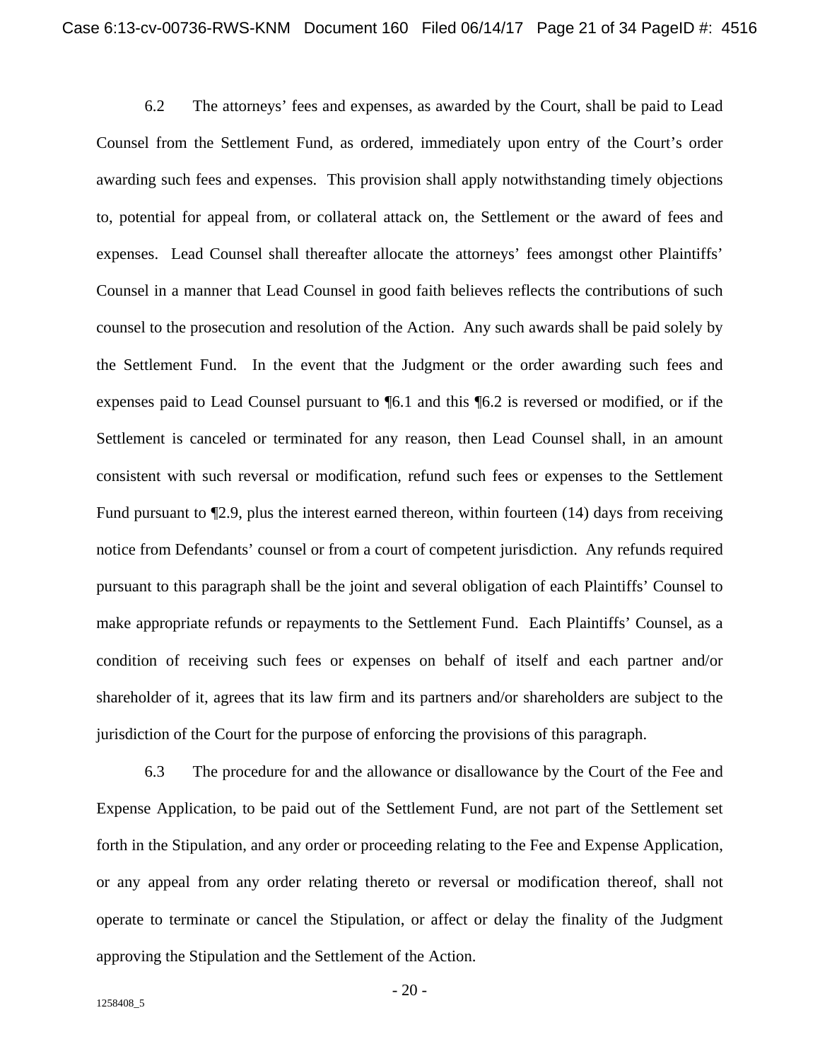6.2 The attorneys' fees and expenses, as awarded by the Court, shall be paid to Lead Counsel from the Settlement Fund, as ordered, immediately upon entry of the Court's order awarding such fees and expenses. This provision shall apply notwithstanding timely objections to, potential for appeal from, or collateral attack on, the Settlement or the award of fees and expenses. Lead Counsel shall thereafter allocate the attorneys' fees amongst other Plaintiffs' Counsel in a manner that Lead Counsel in good faith believes reflects the contributions of such counsel to the prosecution and resolution of the Action. Any such awards shall be paid solely by the Settlement Fund. In the event that the Judgment or the order awarding such fees and expenses paid to Lead Counsel pursuant to ¶6.1 and this ¶6.2 is reversed or modified, or if the Settlement is canceled or terminated for any reason, then Lead Counsel shall, in an amount consistent with such reversal or modification, refund such fees or expenses to the Settlement Fund pursuant to ¶2.9, plus the interest earned thereon, within fourteen (14) days from receiving notice from Defendants' counsel or from a court of competent jurisdiction. Any refunds required pursuant to this paragraph shall be the joint and several obligation of each Plaintiffs' Counsel to make appropriate refunds or repayments to the Settlement Fund. Each Plaintiffs' Counsel, as a condition of receiving such fees or expenses on behalf of itself and each partner and/or shareholder of it, agrees that its law firm and its partners and/or shareholders are subject to the jurisdiction of the Court for the purpose of enforcing the provisions of this paragraph.

6.3 The procedure for and the allowance or disallowance by the Court of the Fee and Expense Application, to be paid out of the Settlement Fund, are not part of the Settlement set forth in the Stipulation, and any order or proceeding relating to the Fee and Expense Application, or any appeal from any order relating thereto or reversal or modification thereof, shall not operate to terminate or cancel the Stipulation, or affect or delay the finality of the Judgment approving the Stipulation and the Settlement of the Action.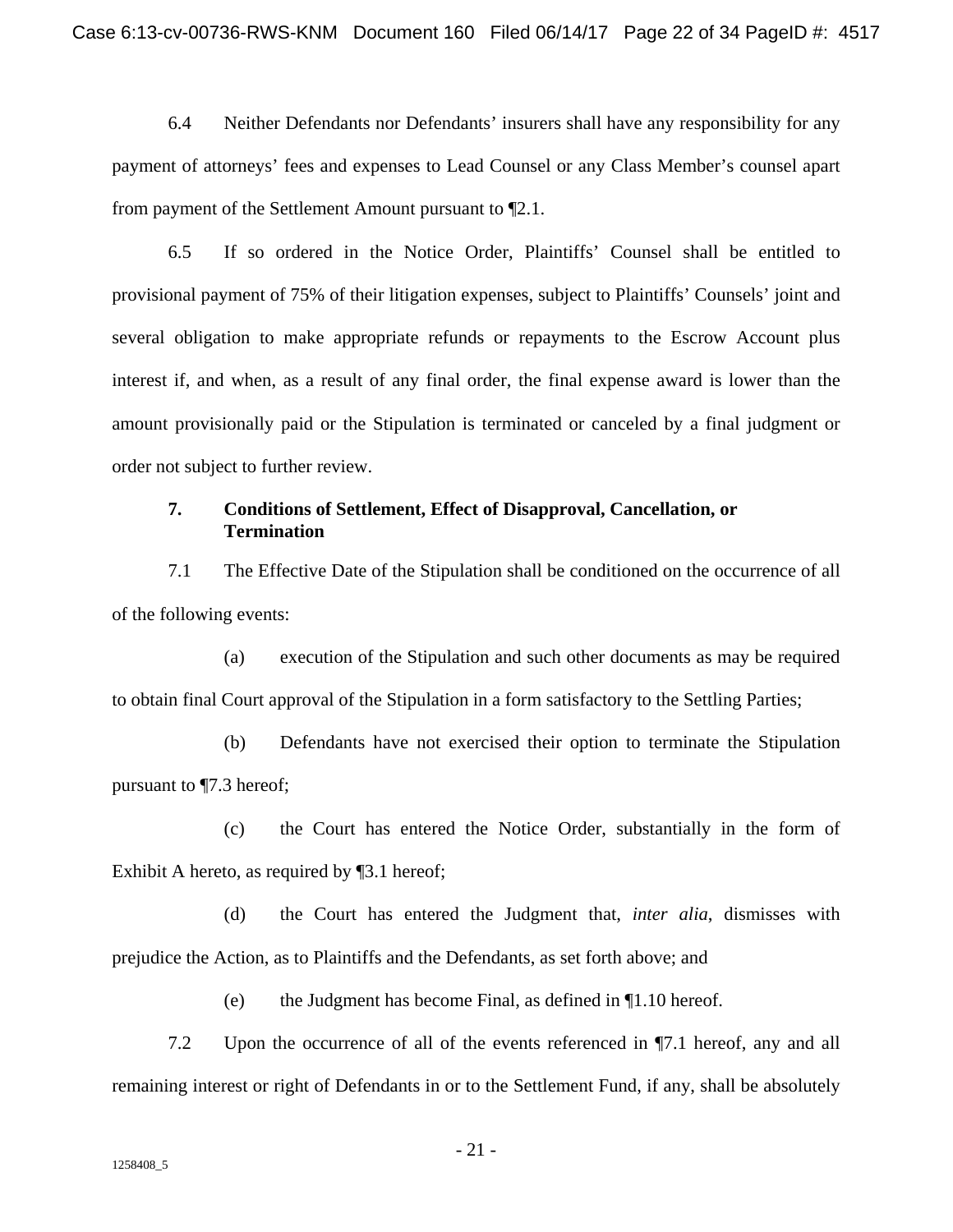6.4 Neither Defendants nor Defendants' insurers shall have any responsibility for any payment of attorneys' fees and expenses to Lead Counsel or any Class Member's counsel apart from payment of the Settlement Amount pursuant to ¶2.1.

6.5 If so ordered in the Notice Order, Plaintiffs' Counsel shall be entitled to provisional payment of 75% of their litigation expenses, subject to Plaintiffs' Counsels' joint and several obligation to make appropriate refunds or repayments to the Escrow Account plus interest if, and when, as a result of any final order, the final expense award is lower than the amount provisionally paid or the Stipulation is terminated or canceled by a final judgment or order not subject to further review.

### 7. Conditions of Settlement, Effect of Disapproval, Cancellation, or Termination

7.1 The Effective Date of the Stipulation shall be conditioned on the occurrence of all of the following events:

(a) execution of the Stipulation and such other documents as may be required to obtain final Court approval of the Stipulation in a form satisfactory to the Settling Parties;

(b) Defendants have not exercised their option to terminate the Stipulation pursuant to ¶7.3 hereof;

(c) the Court has entered the Notice Order, substantially in the form of Exhibit A hereto, as required by ¶3.1 hereof;

(d) the Court has entered the Judgment that, *inter alia*, dismisses with prejudice the Action, as to Plaintiffs and the Defendants, as set forth above; and

(e) the Judgment has become Final, as defined in ¶1.10 hereof.

7.2 Upon the occurrence of all of the events referenced in ¶7.1 hereof, any and all remaining interest or right of Defendants in or to the Settlement Fund, if any, shall be absolutely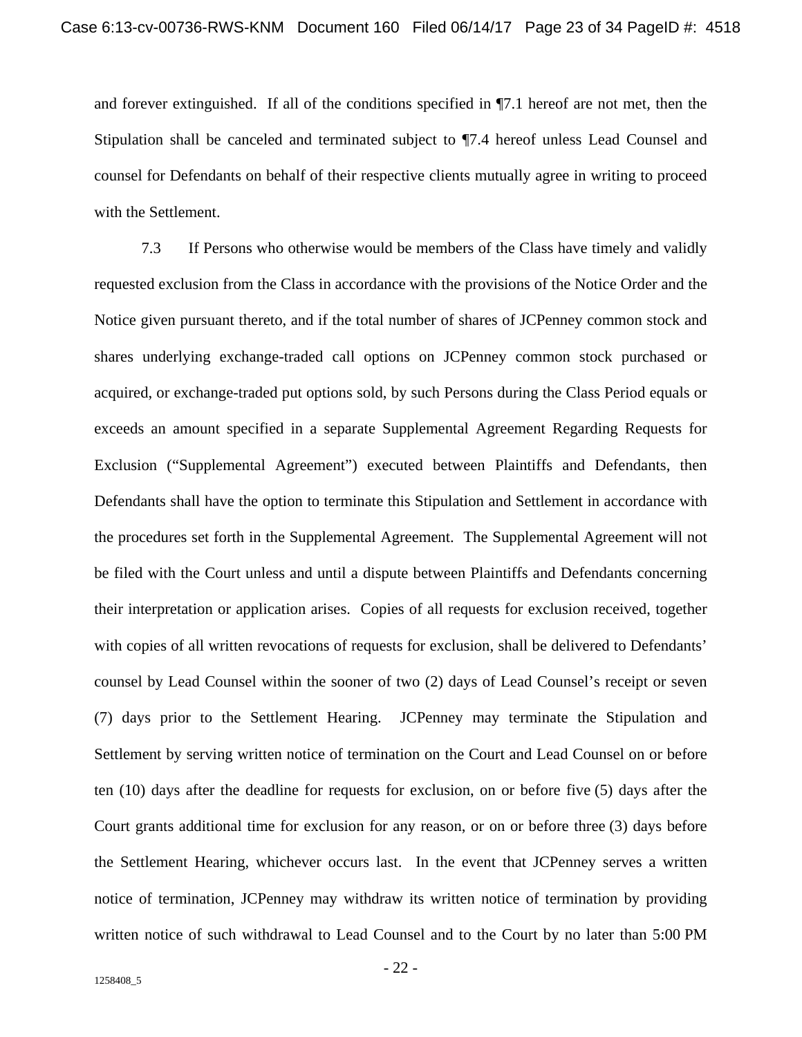and forever extinguished. If all of the conditions specified in ¶7.1 hereof are not met, then the Stipulation shall be canceled and terminated subject to ¶7.4 hereof unless Lead Counsel and counsel for Defendants on behalf of their respective clients mutually agree in writing to proceed with the Settlement.

7.3 If Persons who otherwise would be members of the Class have timely and validly requested exclusion from the Class in accordance with the provisions of the Notice Order and the Notice given pursuant thereto, and if the total number of shares of JCPenney common stock and shares underlying exchange-traded call options on JCPenney common stock purchased or acquired, or exchange-traded put options sold, by such Persons during the Class Period equals or exceeds an amount specified in a separate Supplemental Agreement Regarding Requests for Exclusion ("Supplemental Agreement") executed between Plaintiffs and Defendants, then Defendants shall have the option to terminate this Stipulation and Settlement in accordance with the procedures set forth in the Supplemental Agreement. The Supplemental Agreement will not be filed with the Court unless and until a dispute between Plaintiffs and Defendants concerning their interpretation or application arises. Copies of all requests for exclusion received, together with copies of all written revocations of requests for exclusion, shall be delivered to Defendants' counsel by Lead Counsel within the sooner of two (2) days of Lead Counsel's receipt or seven (7) days prior to the Settlement Hearing. JCPenney may terminate the Stipulation and Settlement by serving written notice of termination on the Court and Lead Counsel on or before ten (10) days after the deadline for requests for exclusion, on or before five (5) days after the Court grants additional time for exclusion for any reason, or on or before three (3) days before the Settlement Hearing, whichever occurs last. In the event that JCPenney serves a written notice of termination, JCPenney may withdraw its written notice of termination by providing written notice of such withdrawal to Lead Counsel and to the Court by no later than 5:00 PM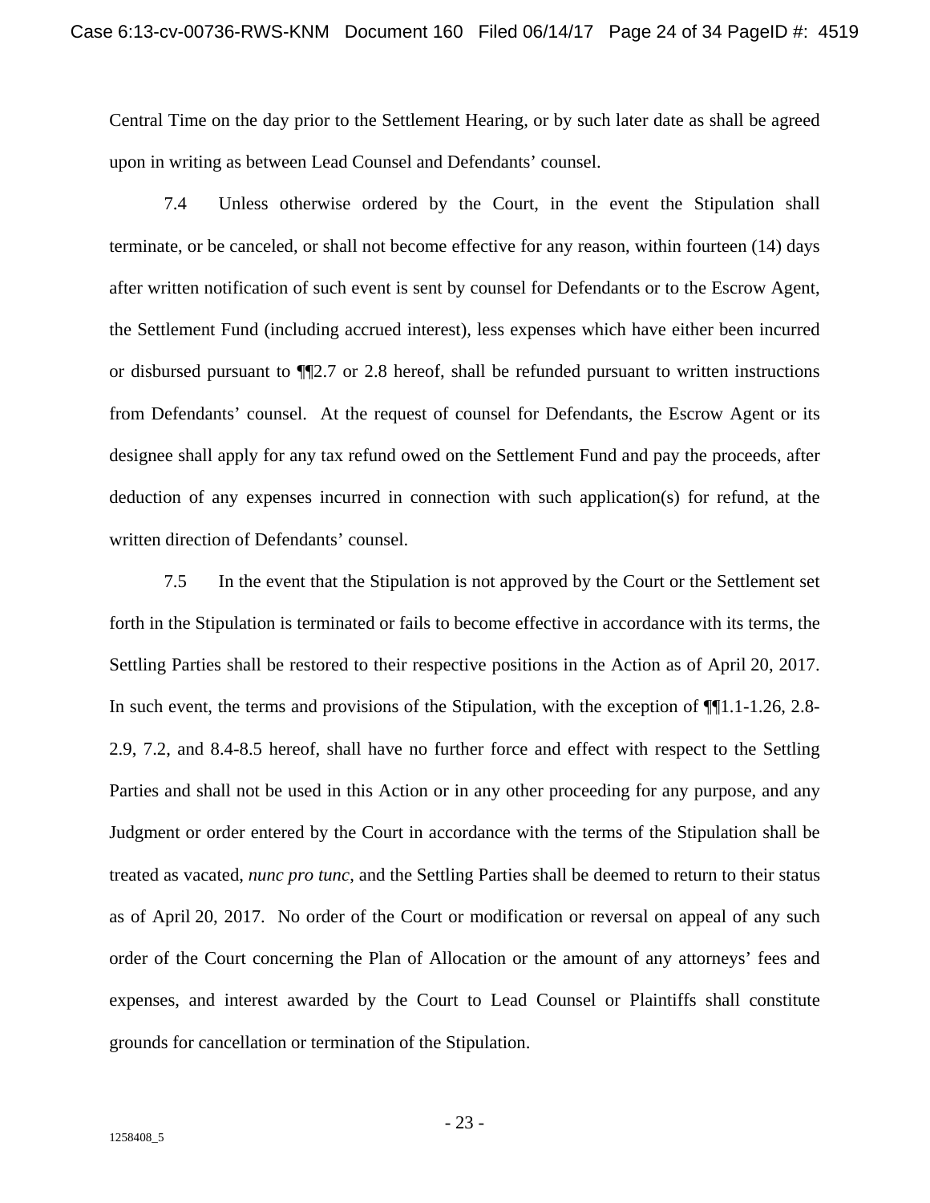Central Time on the day prior to the Settlement Hearing, or by such later date as shall be agreed upon in writing as between Lead Counsel and Defendants' counsel.

7.4 Unless otherwise ordered by the Court, in the event the Stipulation shall terminate, or be canceled, or shall not become effective for any reason, within fourteen (14) days after written notification of such event is sent by counsel for Defendants or to the Escrow Agent, the Settlement Fund (including accrued interest), less expenses which have either been incurred or disbursed pursuant to ¶¶2.7 or 2.8 hereof, shall be refunded pursuant to written instructions from Defendants' counsel. At the request of counsel for Defendants, the Escrow Agent or its designee shall apply for any tax refund owed on the Settlement Fund and pay the proceeds, after deduction of any expenses incurred in connection with such application(s) for refund, at the written direction of Defendants' counsel.

7.5 In the event that the Stipulation is not approved by the Court or the Settlement set forth in the Stipulation is terminated or fails to become effective in accordance with its terms, the Settling Parties shall be restored to their respective positions in the Action as of April 20, 2017. In such event, the terms and provisions of the Stipulation, with the exception of ¶¶1.1-1.26, 2.8-2.9, 7.2, and 8.4-8.5 hereof, shall have no further force and effect with respect to the Settling Parties and shall not be used in this Action or in any other proceeding for any purpose, and any Judgment or order entered by the Court in accordance with the terms of the Stipulation shall be treated as vacated, *nunc pro tunc*, and the Settling Parties shall be deemed to return to their status as of April 20, 2017. No order of the Court or modification or reversal on appeal of any such order of the Court concerning the Plan of Allocation or the amount of any attorneys' fees and expenses, and interest awarded by the Court to Lead Counsel or Plaintiffs shall constitute grounds for cancellation or termination of the Stipulation.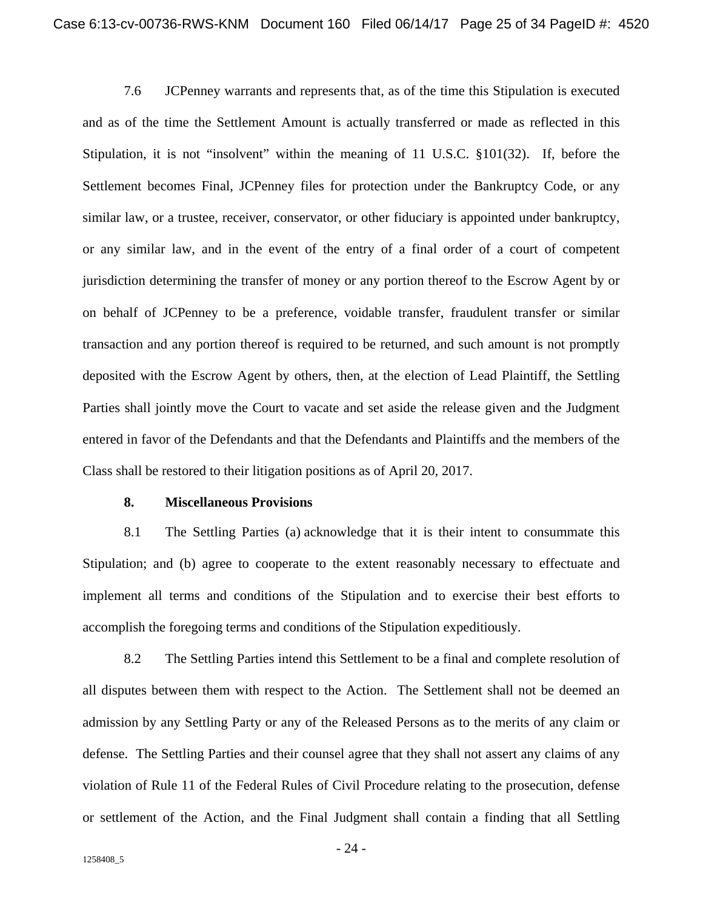7.6 JCPenney warrants and represents that, as of the time this Stipulation is executed and as of the time the Settlement Amount is actually transferred or made as reflected in this Stipulation, it is not "insolvent" within the meaning of 11 U.S.C. §101(32). If, before the Settlement becomes Final, JCPenney files for protection under the Bankruptcy Code, or any similar law, or a trustee, receiver, conservator, or other fiduciary is appointed under bankruptcy, or any similar law, and in the event of the entry of a final order of a court of competent jurisdiction determining the transfer of money or any portion thereof to the Escrow Agent by or on behalf of JCPenney to be a preference, voidable transfer, fraudulent transfer or similar transaction and any portion thereof is required to be returned, and such amount is not promptly deposited with the Escrow Agent by others, then, at the election of Lead Plaintiff, the Settling Parties shall jointly move the Court to vacate and set aside the release given and the Judgment entered in favor of the Defendants and that the Defendants and Plaintiffs and the members of the Class shall be restored to their litigation positions as of April 20, 2017.

**8. Miscellaneous Provisions**

8.1 The Settling Parties (a) acknowledge that it is their intent to consummate this Stipulation; and (b) agree to cooperate to the extent reasonably necessary to effectuate and implement all terms and conditions of the Stipulation and to exercise their best efforts to accomplish the foregoing terms and conditions of the Stipulation expeditiously.

8.2 The Settling Parties intend this Settlement to be a final and complete resolution of all disputes between them with respect to the Action. The Settlement shall not be deemed an admission by any Settling Party or any of the Released Persons as to the merits of any claim or defense. The Settling Parties and their counsel agree that they shall not assert any claims of any violation of Rule 11 of the Federal Rules of Civil Procedure relating to the prosecution, defense or settlement of the Action, and the Final Judgment shall contain a finding that all Settling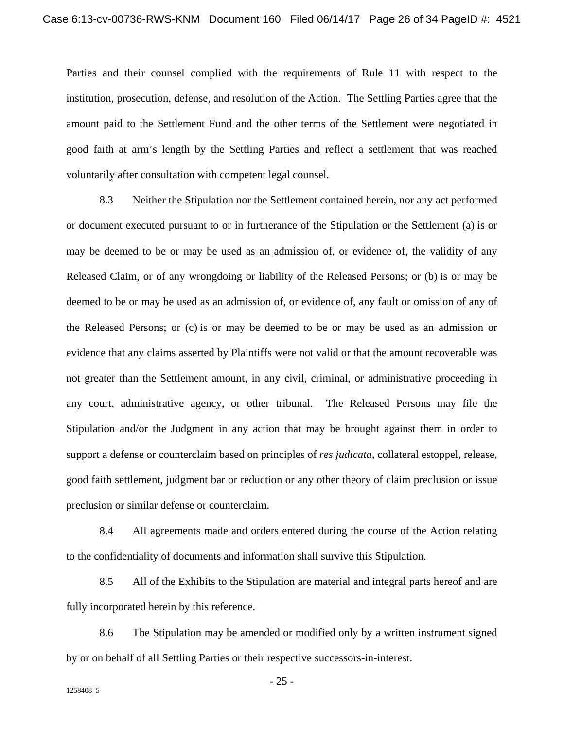Parties and their counsel complied with the requirements of Rule 11 with respect to the institution, prosecution, defense, and resolution of the Action. The Settling Parties agree that the amount paid to the Settlement Fund and the other terms of the Settlement were negotiated in good faith at arm's length by the Settling Parties and reflect a settlement that was reached voluntarily after consultation with competent legal counsel.

8.3 Neither the Stipulation nor the Settlement contained herein, nor any act performed or document executed pursuant to or in furtherance of the Stipulation or the Settlement (a) is or may be deemed to be or may be used as an admission of, or evidence of, the validity of any Released Claim, or of any wrongdoing or liability of the Released Persons; or (b) is or may be deemed to be or may be used as an admission of, or evidence of, any fault or omission of any of the Released Persons; or (c) is or may be deemed to be or may be used as an admission or evidence that any claims asserted by Plaintiffs were not valid or that the amount recoverable was not greater than the Settlement amount, in any civil, criminal, or administrative proceeding in any court, administrative agency, or other tribunal. The Released Persons may file the Stipulation and/or the Judgment in any action that may be brought against them in order to support a defense or counterclaim based on principles of *res judicata*, collateral estoppel, release, good faith settlement, judgment bar or reduction or any other theory of claim preclusion or issue preclusion or similar defense or counterclaim.

8.4 All agreements made and orders entered during the course of the Action relating to the confidentiality of documents and information shall survive this Stipulation.

8.5 All of the Exhibits to the Stipulation are material and integral parts hereof and are fully incorporated herein by this reference.

8.6 The Stipulation may be amended or modified only by a written instrument signed by or on behalf of all Settling Parties or their respective successors-in-interest.

1258408_5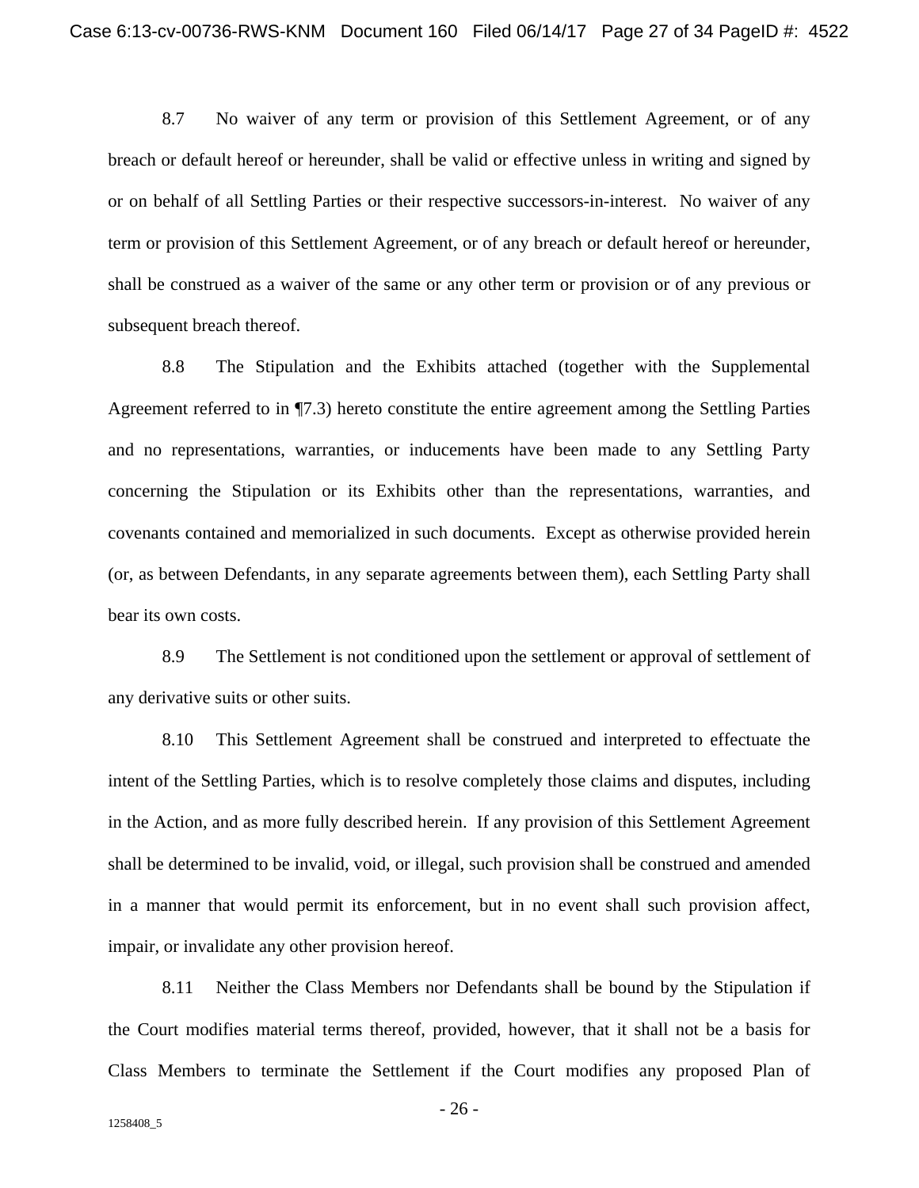8.7 No waiver of any term or provision of this Settlement Agreement, or of any breach or default hereof or hereunder, shall be valid or effective unless in writing and signed by or on behalf of all Settling Parties or their respective successors-in-interest. No waiver of any term or provision of this Settlement Agreement, or of any breach or default hereof or hereunder, shall be construed as a waiver of the same or any other term or provision or of any previous or subsequent breach thereof.

8.8 The Stipulation and the Exhibits attached (together with the Supplemental Agreement referred to in ¶7.3) hereto constitute the entire agreement among the Settling Parties and no representations, warranties, or inducements have been made to any Settling Party concerning the Stipulation or its Exhibits other than the representations, warranties, and covenants contained and memorialized in such documents. Except as otherwise provided herein (or, as between Defendants, in any separate agreements between them), each Settling Party shall bear its own costs.

8.9 The Settlement is not conditioned upon the settlement or approval of settlement of any derivative suits or other suits.

8.10 This Settlement Agreement shall be construed and interpreted to effectuate the intent of the Settling Parties, which is to resolve completely those claims and disputes, including in the Action, and as more fully described herein. If any provision of this Settlement Agreement shall be determined to be invalid, void, or illegal, such provision shall be construed and amended in a manner that would permit its enforcement, but in no event shall such provision affect, impair, or invalidate any other provision hereof.

8.11 Neither the Class Members nor Defendants shall be bound by the Stipulation if the Court modifies material terms thereof, provided, however, that it shall not be a basis for Class Members to terminate the Settlement if the Court modifies any proposed Plan of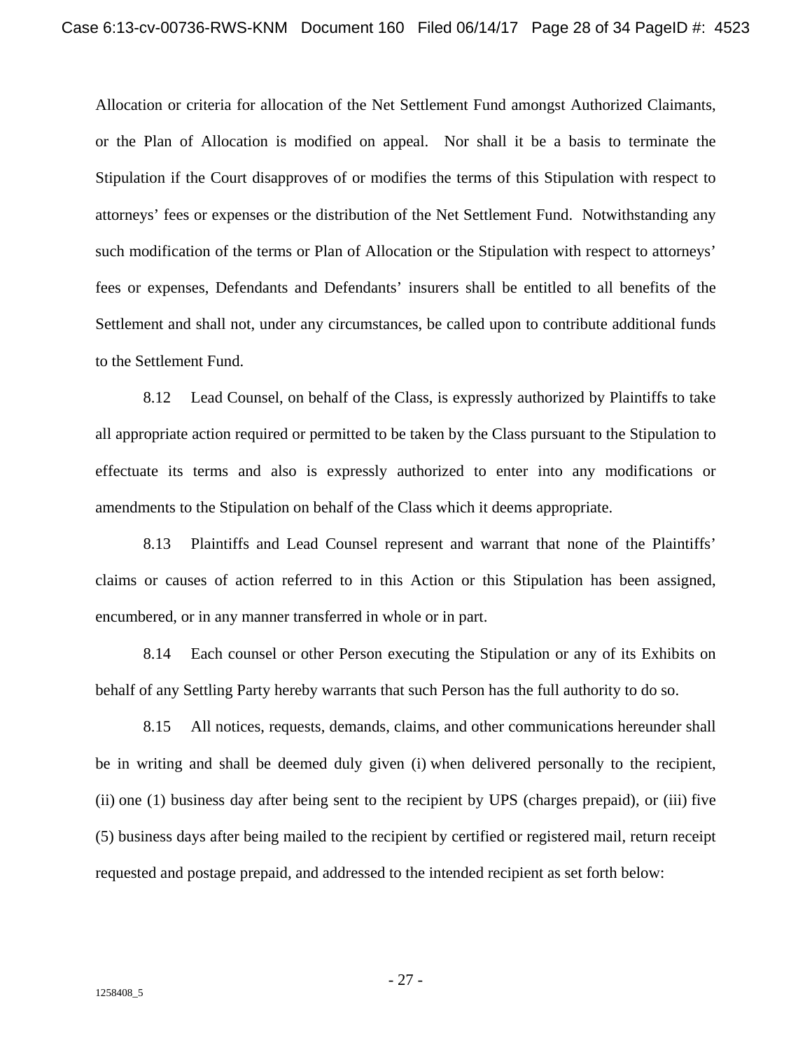Allocation or criteria for allocation of the Net Settlement Fund amongst Authorized Claimants, or the Plan of Allocation is modified on appeal. Nor shall it be a basis to terminate the Stipulation if the Court disapproves of or modifies the terms of this Stipulation with respect to attorneys' fees or expenses or the distribution of the Net Settlement Fund. Notwithstanding any such modification of the terms or Plan of Allocation or the Stipulation with respect to attorneys' fees or expenses, Defendants and Defendants' insurers shall be entitled to all benefits of the Settlement and shall not, under any circumstances, be called upon to contribute additional funds to the Settlement Fund.

8.12 Lead Counsel, on behalf of the Class, is expressly authorized by Plaintiffs to take all appropriate action required or permitted to be taken by the Class pursuant to the Stipulation to effectuate its terms and also is expressly authorized to enter into any modifications or amendments to the Stipulation on behalf of the Class which it deems appropriate.

8.13 Plaintiffs and Lead Counsel represent and warrant that none of the Plaintiffs' claims or causes of action referred to in this Action or this Stipulation has been assigned, encumbered, or in any manner transferred in whole or in part.

8.14 Each counsel or other Person executing the Stipulation or any of its Exhibits on behalf of any Settling Party hereby warrants that such Person has the full authority to do so.

8.15 All notices, requests, demands, claims, and other communications hereunder shall be in writing and shall be deemed duly given (i) when delivered personally to the recipient, (ii) one (1) business day after being sent to the recipient by UPS (charges prepaid), or (iii) five (5) business days after being mailed to the recipient by certified or registered mail, return receipt requested and postage prepaid, and addressed to the intended recipient as set forth below:

1258408_5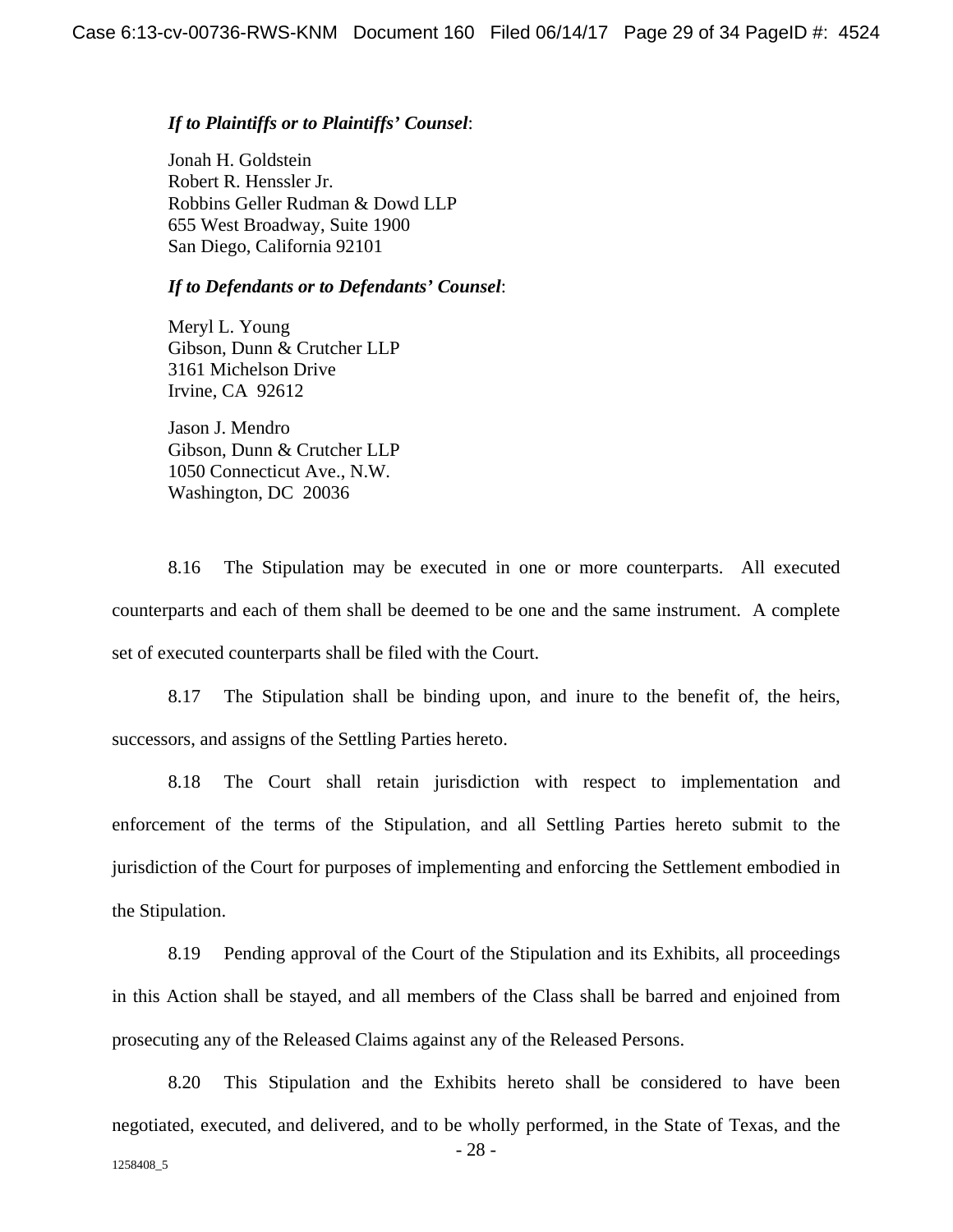***If to Plaintiffs or to Plaintiffs' Counsel***:

Jonah H. Goldstein
Robert R. Henssler Jr.
Robbins Geller Rudman & Dowd LLP
655 West Broadway, Suite 1900
San Diego, California 92101

***If to Defendants or to Defendants' Counsel***:

Meryl L. Young
Gibson, Dunn & Crutcher LLP
3161 Michelson Drive
Irvine, CA 92612

Jason J. Mendro
Gibson, Dunn & Crutcher LLP
1050 Connecticut Ave., N.W.
Washington, DC 20036

8.16 The Stipulation may be executed in one or more counterparts. All executed counterparts and each of them shall be deemed to be one and the same instrument. A complete set of executed counterparts shall be filed with the Court.

8.17 The Stipulation shall be binding upon, and inure to the benefit of, the heirs, successors, and assigns of the Settling Parties hereto.

8.18 The Court shall retain jurisdiction with respect to implementation and enforcement of the terms of the Stipulation, and all Settling Parties hereto submit to the jurisdiction of the Court for purposes of implementing and enforcing the Settlement embodied in the Stipulation.

8.19 Pending approval of the Court of the Stipulation and its Exhibits, all proceedings in this Action shall be stayed, and all members of the Class shall be barred and enjoined from prosecuting any of the Released Claims against any of the Released Persons.

8.20 This Stipulation and the Exhibits hereto shall be considered to have been negotiated, executed, and delivered, and to be wholly performed, in the State of Texas, and the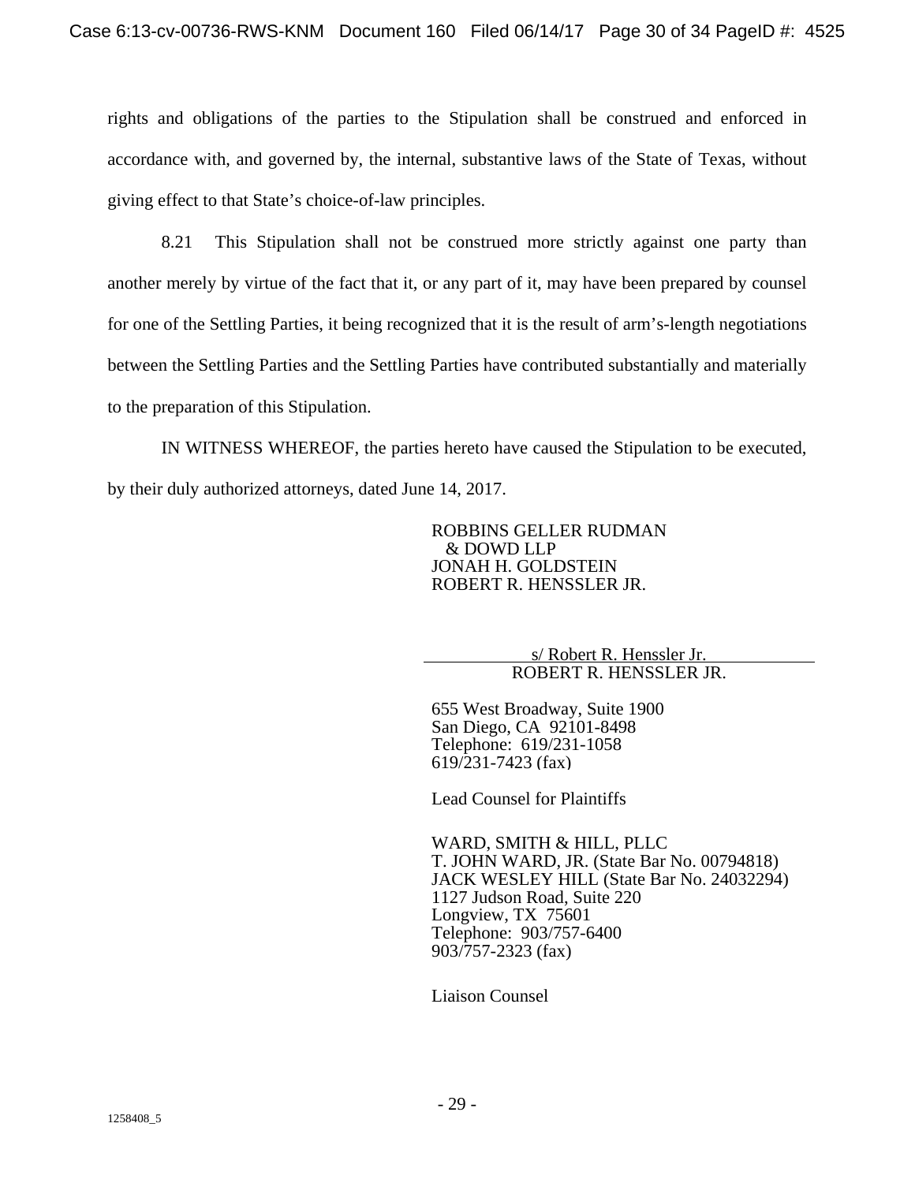rights and obligations of the parties to the Stipulation shall be construed and enforced in accordance with, and governed by, the internal, substantive laws of the State of Texas, without giving effect to that State's choice-of-law principles.

8.21 This Stipulation shall not be construed more strictly against one party than another merely by virtue of the fact that it, or any part of it, may have been prepared by counsel for one of the Settling Parties, it being recognized that it is the result of arm's-length negotiations between the Settling Parties and the Settling Parties have contributed substantially and materially to the preparation of this Stipulation.

IN WITNESS WHEREOF, the parties hereto have caused the Stipulation to be executed, by their duly authorized attorneys, dated June 14, 2017.

ROBBINS GELLER RUDMAN
& DOWD LLP
JONAH H. GOLDSTEIN
ROBERT R. HENSSLER JR.

s/ Robert R. Henssler Jr.
ROBERT R. HENSSLER JR.

655 West Broadway, Suite 1900
San Diego, CA 92101-8498
Telephone: 619/231-1058
619/231-7423 (fax)

Lead Counsel for Plaintiffs

WARD, SMITH & HILL, PLLC
T. JOHN WARD, JR. (State Bar No. 00794818)
JACK WESLEY HILL (State Bar No. 24032294)
1127 Judson Road, Suite 220
Longview, TX 75601
Telephone: 903/757-6400
903/757-2323 (fax)

Liaison Counsel

1258408_5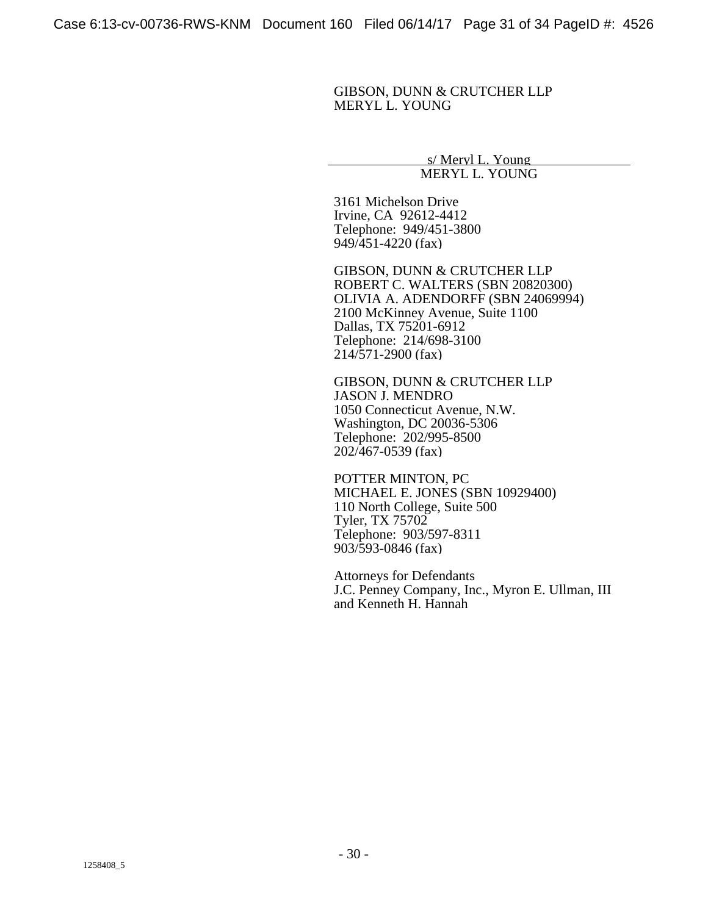GIBSON, DUNN & CRUTCHER LLP
MERYL L. YOUNG

s/ Meryl L. Young
MERYL L. YOUNG

3161 Michelson Drive
Irvine, CA 92612-4412
Telephone: 949/451-3800
949/451-4220 (fax)

GIBSON, DUNN & CRUTCHER LLP
ROBERT C. WALTERS (SBN 20820300)
OLIVIA A. ADENDORFF (SBN 24069994)
2100 McKinney Avenue, Suite 1100
Dallas, TX 75201-6912
Telephone: 214/698-3100
214/571-2900 (fax)

GIBSON, DUNN & CRUTCHER LLP
JASON J. MENDRO
1050 Connecticut Avenue, N.W.
Washington, DC 20036-5306
Telephone: 202/995-8500
202/467-0539 (fax)

POTTER MINTON, PC
MICHAEL E. JONES (SBN 10929400)
110 North College, Suite 500
Tyler, TX 75702
Telephone: 903/597-8311
903/593-0846 (fax)

Attorneys for Defendants
J.C. Penney Company, Inc., Myron E. Ullman, III
and Kenneth H. Hannah

1258408_5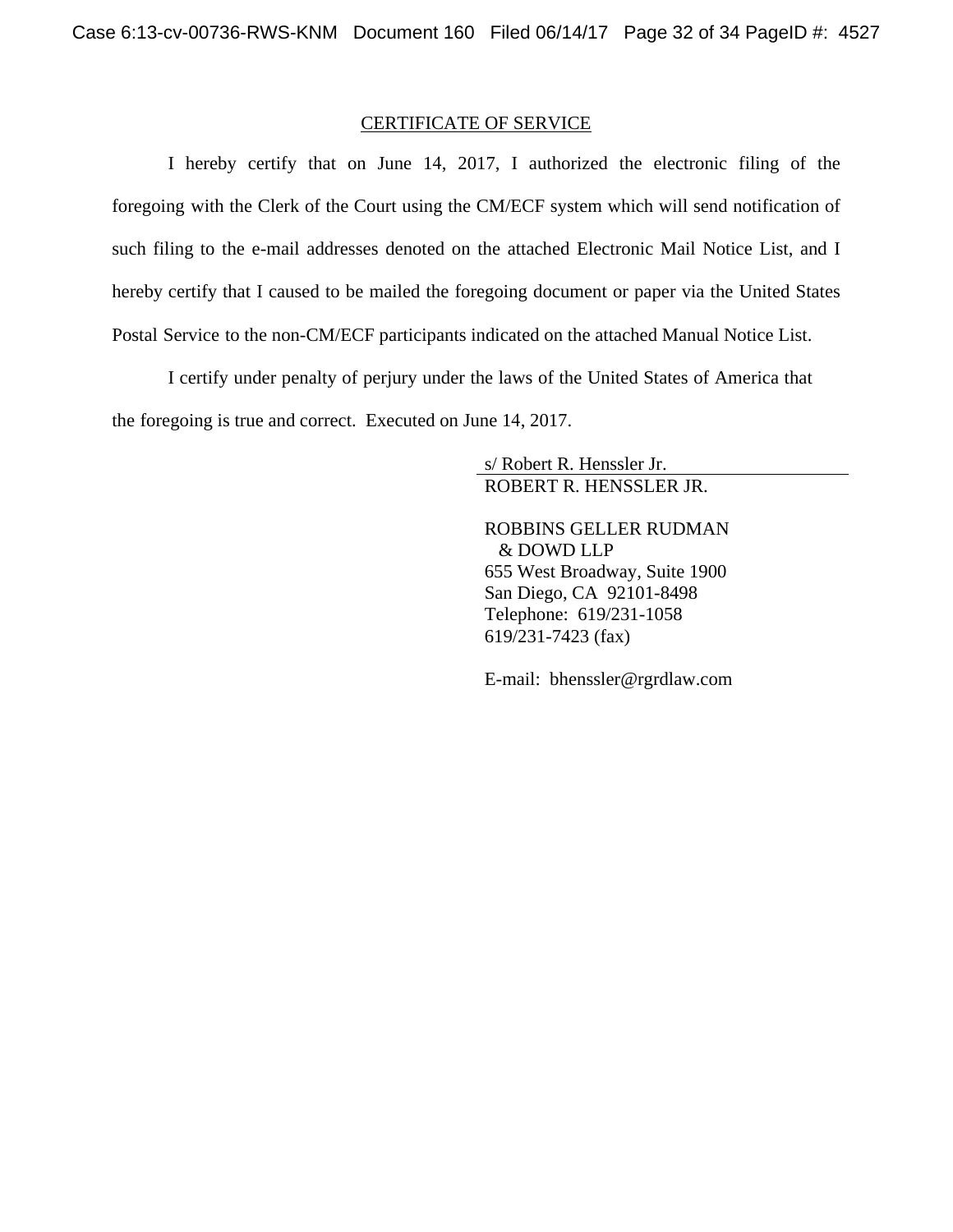## CERTIFICATE OF SERVICE

I hereby certify that on June 14, 2017, I authorized the electronic filing of the foregoing with the Clerk of the Court using the CM/ECF system which will send notification of such filing to the e-mail addresses denoted on the attached Electronic Mail Notice List, and I hereby certify that I caused to be mailed the foregoing document or paper via the United States Postal Service to the non-CM/ECF participants indicated on the attached Manual Notice List.

I certify under penalty of perjury under the laws of the United States of America that the foregoing is true and correct. Executed on June 14, 2017.

s/ Robert R. Henssler Jr.
ROBERT R. HENSSLER JR.

ROBBINS GELLER RUDMAN
& DOWD LLP
655 West Broadway, Suite 1900
San Diego, CA 92101-8498
Telephone: 619/231-1058
619/231-7423 (fax)

E-mail: bhenssler@rgrdlaw.com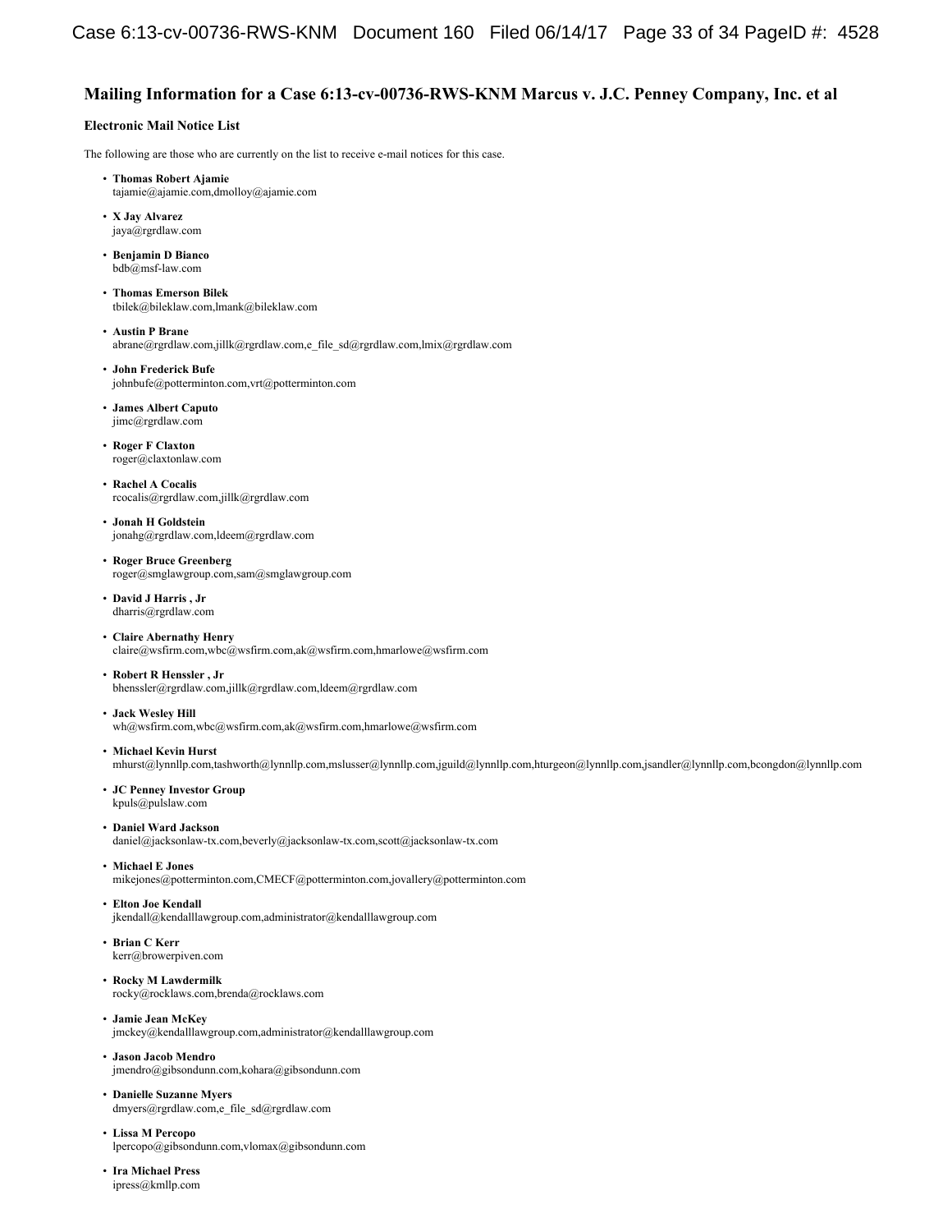## Mailing Information for a Case 6:13-cv-00736-RWS-KNM Marcus v. J.C. Penney Company, Inc. et al

### Electronic Mail Notice List

The following are those who are currently on the list to receive e-mail notices for this case.

- **Thomas Robert Ajamie**
  tajamie@ajamie.com,dmolloy@ajamie.com
- **X Jay Alvarez**
  jaya@rgrdlaw.com
- **Benjamin D Bianco**
  bdb@msf-law.com
- **Thomas Emerson Bilek**
  tbilek@bileklaw.com,lmank@bileklaw.com
- **Austin P Brane**
  abrane@rgrdlaw.com,jillk@rgrdlaw.com,e_file_sd@rgrdlaw.com,lmix@rgrdlaw.com
- **John Frederick Bufe**
  johnbufe@potterminton.com,vrt@potterminton.com
- **James Albert Caputo**
  jimc@rgrdlaw.com
- **Roger F Claxton**
  roger@claxtonlaw.com
- **Rachel A Cocalis**
  rcocalis@rgrdlaw.com,jillk@rgrdlaw.com
- **Jonah H Goldstein**
  jonahg@rgrdlaw.com,ldeem@rgrdlaw.com
- **Roger Bruce Greenberg**
  roger@smglawgroup.com,sam@smglawgroup.com
- **David J Harris , Jr**
  dharris@rgrdlaw.com
- **Claire Abernathy Henry**
  claire@wsfirm.com,wbc@wsfirm.com,ak@wsfirm.com,hmarlowe@wsfirm.com
- **Robert R Henssler , Jr**
  bhenssler@rgrdlaw.com,jillk@rgrdlaw.com,ldeem@rgrdlaw.com
- **Jack Wesley Hill**
  wh@wsfirm.com,wbc@wsfirm.com,ak@wsfirm.com,hmarlowe@wsfirm.com
- **Michael Kevin Hurst**
  mhurst@lynnllp.com,tashworth@lynnllp.com,mslusser@lynnllp.com,jguild@lynnllp.com,hturgeon@lynnllp.com,jsandler@lynnllp.com,bcongdon@lynnllp.com
- **JC Penney Investor Group**
  kpuls@pulslaw.com
- **Daniel Ward Jackson**
  daniel@jacksonlaw-tx.com,beverly@jacksonlaw-tx.com,scott@jacksonlaw-tx.com
- **Michael E Jones**
  mikejones@potterminton.com,CMECF@potterminton.com,jovallery@potterminton.com
- **Elton Joe Kendall**
  jkendall@kendalllawgroup.com,administrator@kendalllawgroup.com
- **Brian C Kerr**
  kerr@browerpiven.com
- **Rocky M Lawdermilk**
  rocky@rocklaws.com,brenda@rocklaws.com
- **Jamie Jean McKey**
  jmckey@kendalllawgroup.com,administrator@kendalllawgroup.com
- **Jason Jacob Mendro**
  jmendro@gibsondunn.com,kohara@gibsondunn.com
- **Danielle Suzanne Myers**
  dmyers@rgrdlaw.com,e_file_sd@rgrdlaw.com
- **Lissa M Percopo**
  lpercopo@gibsondunn.com,vlomax@gibsondunn.com
- **Ira Michael Press**
  ipress@kmllp.com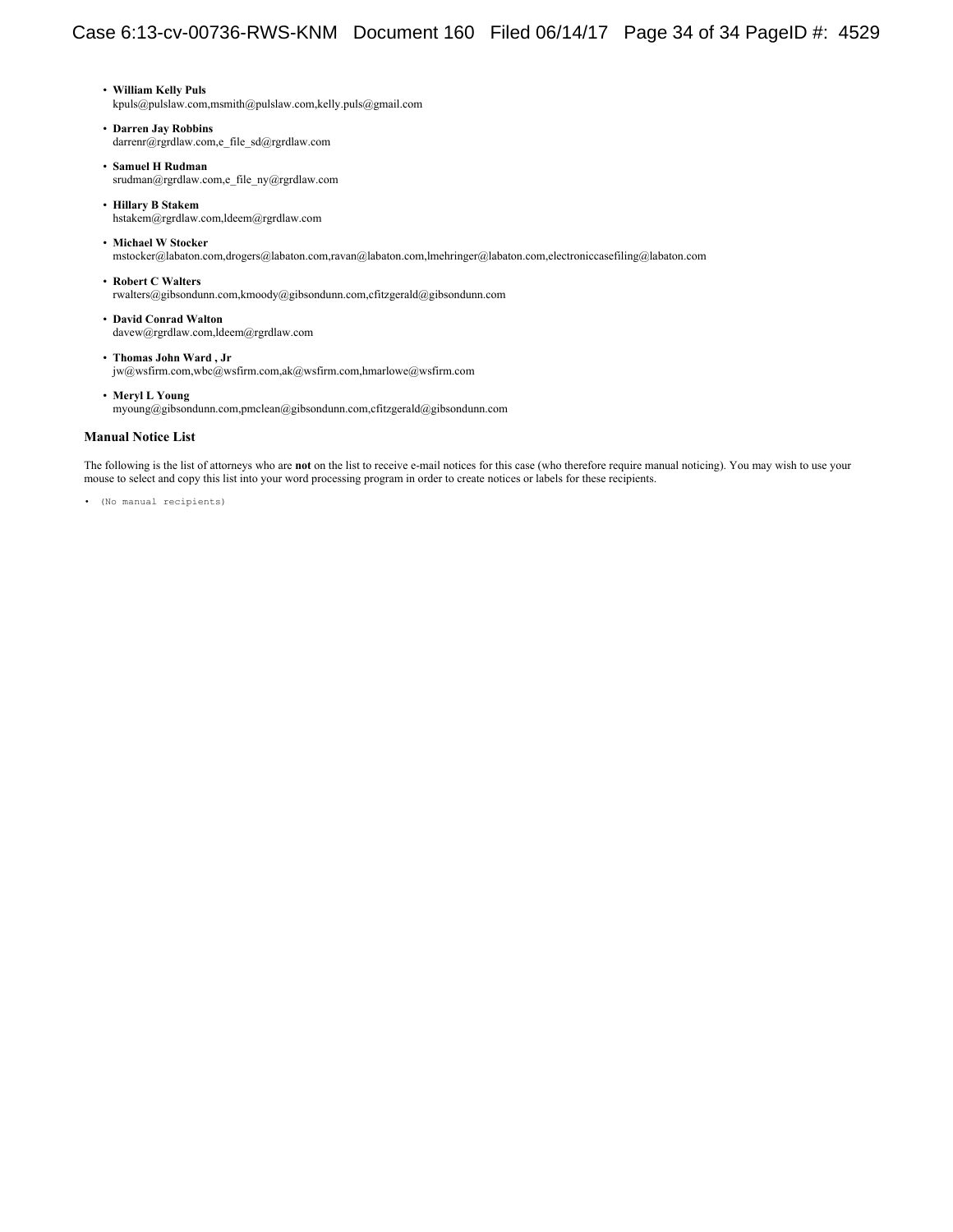- **William Kelly Puls**
  kpuls@puslaw.com,msmith@pulslaw.com,kelly.puls@gmail.com
- **Darren Jay Robbins**
  darrenr@rgrdlaw.com,e_file_sd@rgrdlaw.com
- **Samuel H Rudman**
  srudman@rgrdlaw.com,e_file_ny@rgrdlaw.com
- **Hillary B Stakem**
  hstakem@rgrdlaw.com,ldeem@rgrdlaw.com
- **Michael W Stocker**
  mstocker@labaton.com,drogers@labaton.com,ravan@labaton.com,lmehringer@labaton.com,electroniccasefiling@labaton.com
- **Robert C Walters**
  rwalters@gibsondunn.com,kmoody@gibsondunn.com,cfitzgerald@gibsondunn.com
- **David Conrad Walton**
  davew@rgrdlaw.com,ldeem@rgrdlaw.com
- **Thomas John Ward , Jr**
  jw@wsfirm.com,wbc@wsfirm.com,ak@wsfirm.com,hmarlowe@wsfirm.com
- **Meryl L Young**
  myoung@gibsondunn.com,pmclean@gibsondunn.com,cfitzgerald@gibsondunn.com

### Manual Notice List

The following is the list of attorneys who are **not** on the list to receive e-mail notices for this case (who therefore require manual noticing). You may wish to use your mouse to select and copy this list into your word processing program in order to create notices or labels for these recipients.

- (No manual recipients)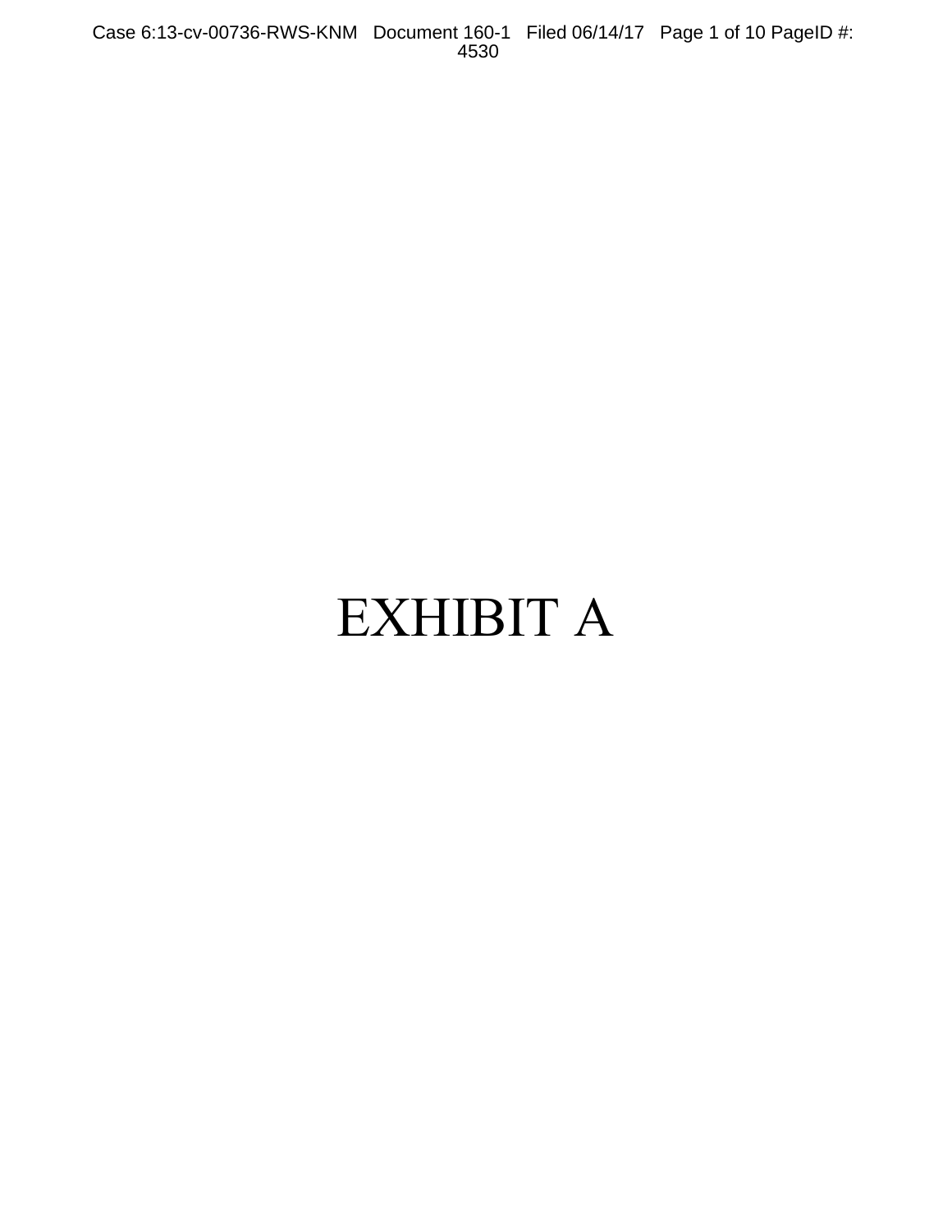# EXHIBIT A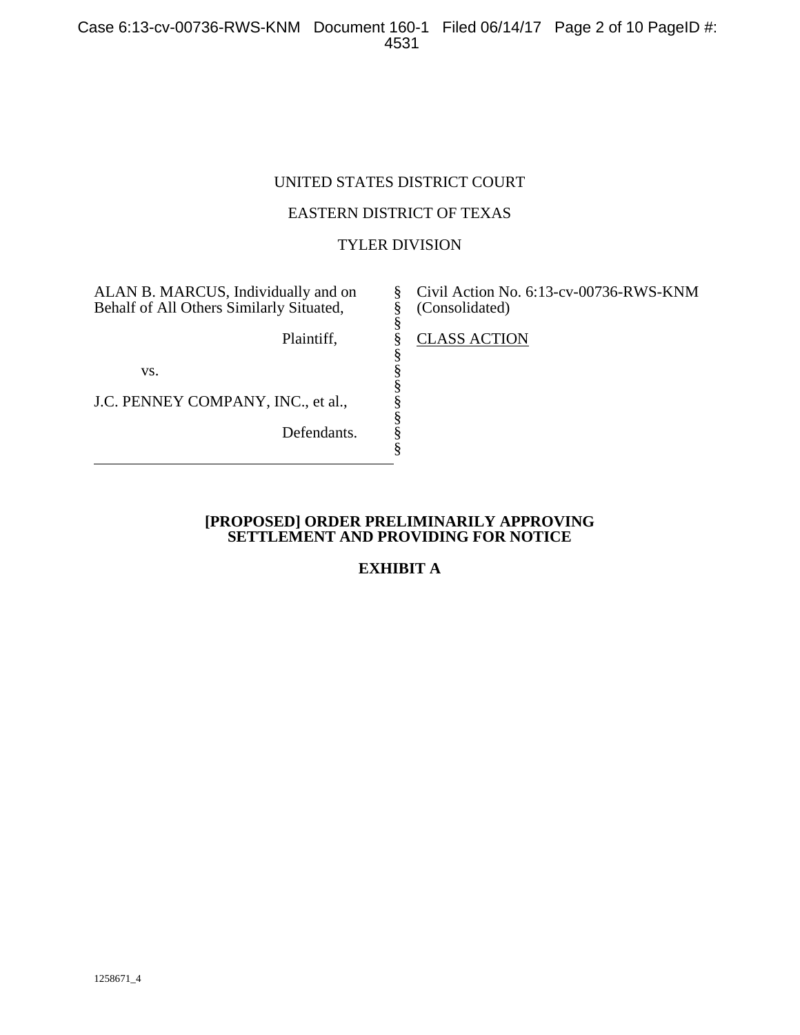UNITED STATES DISTRICT COURT

EASTERN DISTRICT OF TEXAS

TYLER DIVISION

| | | |
|---|---|---|
| ALAN B. MARCUS, Individually and on Behalf of All Others Similarly Situated, | § | Civil Action No. 6:13-cv-00736-RWS-KNM (Consolidated) |
| Plaintiff, | § | CLASS ACTION |
| vs. | § | |
| J.C. PENNEY COMPANY, INC., et al., | § | |
| Defendants. | § | |

**[PROPOSED] ORDER PRELIMINARILY APPROVING SETTLEMENT AND PROVIDING FOR NOTICE**

**EXHIBIT A**

1258671_4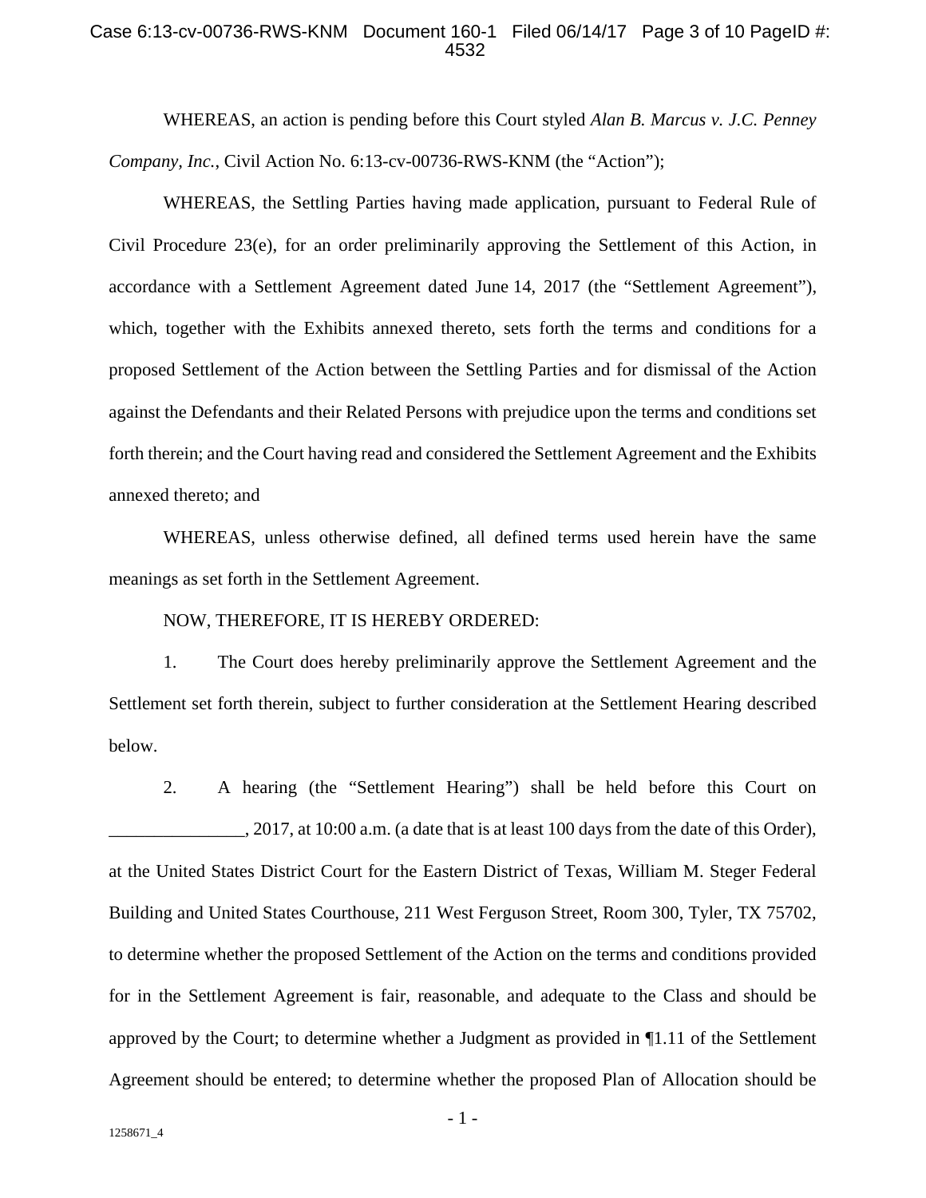WHEREAS, an action is pending before this Court styled *Alan B. Marcus v. J.C. Penney Company, Inc.*, Civil Action No. 6:13-cv-00736-RWS-KNM (the "Action");

WHEREAS, the Settling Parties having made application, pursuant to Federal Rule of Civil Procedure 23(e), for an order preliminarily approving the Settlement of this Action, in accordance with a Settlement Agreement dated June 14, 2017 (the "Settlement Agreement"), which, together with the Exhibits annexed thereto, sets forth the terms and conditions for a proposed Settlement of the Action between the Settling Parties and for dismissal of the Action against the Defendants and their Related Persons with prejudice upon the terms and conditions set forth therein; and the Court having read and considered the Settlement Agreement and the Exhibits annexed thereto; and

WHEREAS, unless otherwise defined, all defined terms used herein have the same meanings as set forth in the Settlement Agreement.

NOW, THEREFORE, IT IS HEREBY ORDERED:

1. The Court does hereby preliminarily approve the Settlement Agreement and the Settlement set forth therein, subject to further consideration at the Settlement Hearing described below.

2. A hearing (the "Settlement Hearing") shall be held before this Court on _______________, 2017, at 10:00 a.m. (a date that is at least 100 days from the date of this Order), at the United States District Court for the Eastern District of Texas, William M. Steger Federal Building and United States Courthouse, 211 West Ferguson Street, Room 300, Tyler, TX 75702, to determine whether the proposed Settlement of the Action on the terms and conditions provided for in the Settlement Agreement is fair, reasonable, and adequate to the Class and should be approved by the Court; to determine whether a Judgment as provided in ¶1.11 of the Settlement Agreement should be entered; to determine whether the proposed Plan of Allocation should be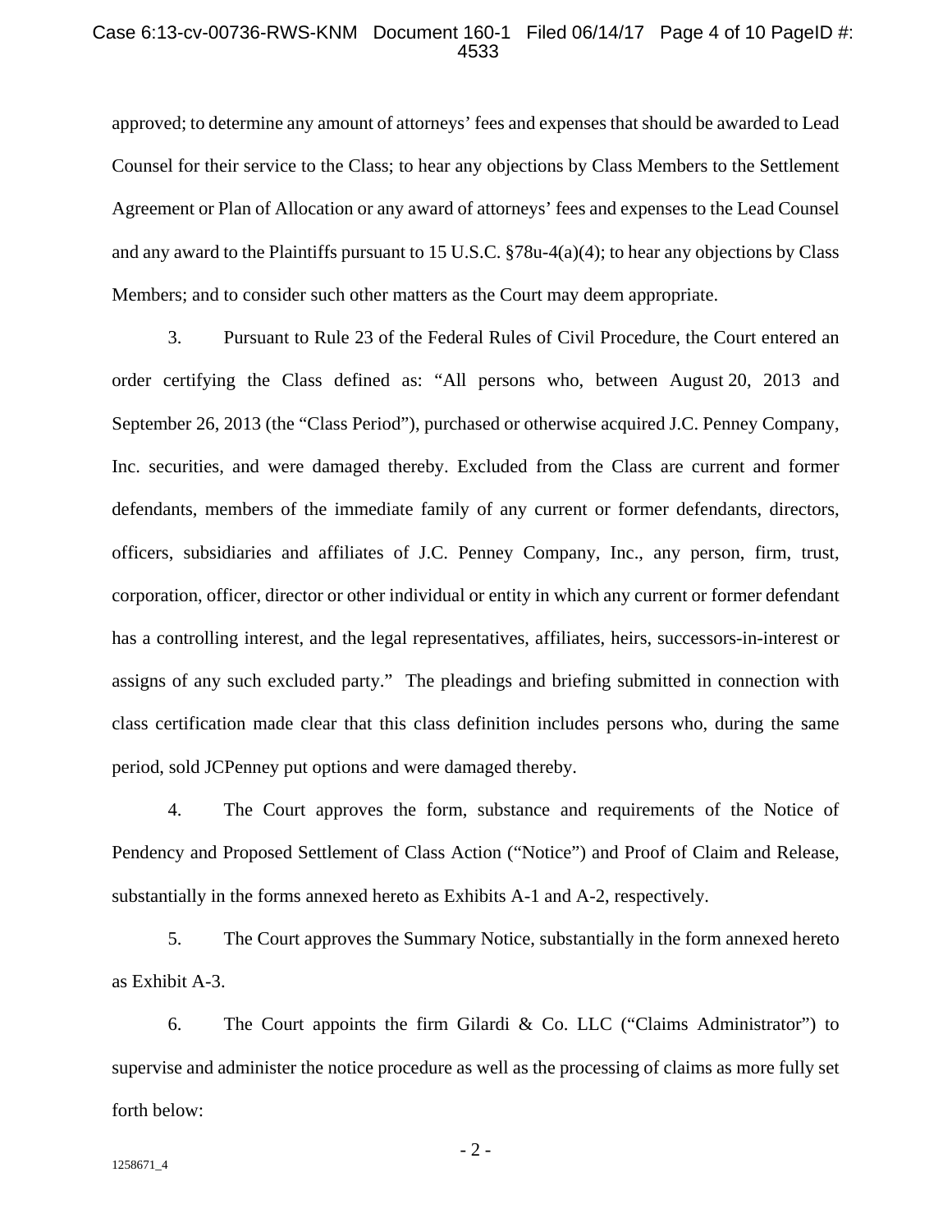approved; to determine any amount of attorneys' fees and expenses that should be awarded to Lead Counsel for their service to the Class; to hear any objections by Class Members to the Settlement Agreement or Plan of Allocation or any award of attorneys' fees and expenses to the Lead Counsel and any award to the Plaintiffs pursuant to 15 U.S.C. §78u-4(a)(4); to hear any objections by Class Members; and to consider such other matters as the Court may deem appropriate.

3. Pursuant to Rule 23 of the Federal Rules of Civil Procedure, the Court entered an order certifying the Class defined as: "All persons who, between August 20, 2013 and September 26, 2013 (the "Class Period"), purchased or otherwise acquired J.C. Penney Company, Inc. securities, and were damaged thereby. Excluded from the Class are current and former defendants, members of the immediate family of any current or former defendants, directors, officers, subsidiaries and affiliates of J.C. Penney Company, Inc., any person, firm, trust, corporation, officer, director or other individual or entity in which any current or former defendant has a controlling interest, and the legal representatives, affiliates, heirs, successors-in-interest or assigns of any such excluded party." The pleadings and briefing submitted in connection with class certification made clear that this class definition includes persons who, during the same period, sold JCPenney put options and were damaged thereby.

4. The Court approves the form, substance and requirements of the Notice of Pendency and Proposed Settlement of Class Action ("Notice") and Proof of Claim and Release, substantially in the forms annexed hereto as Exhibits A-1 and A-2, respectively.

5. The Court approves the Summary Notice, substantially in the form annexed hereto as Exhibit A-3.

6. The Court appoints the firm Gilardi & Co. LLC ("Claims Administrator") to supervise and administer the notice procedure as well as the processing of claims as more fully set forth below: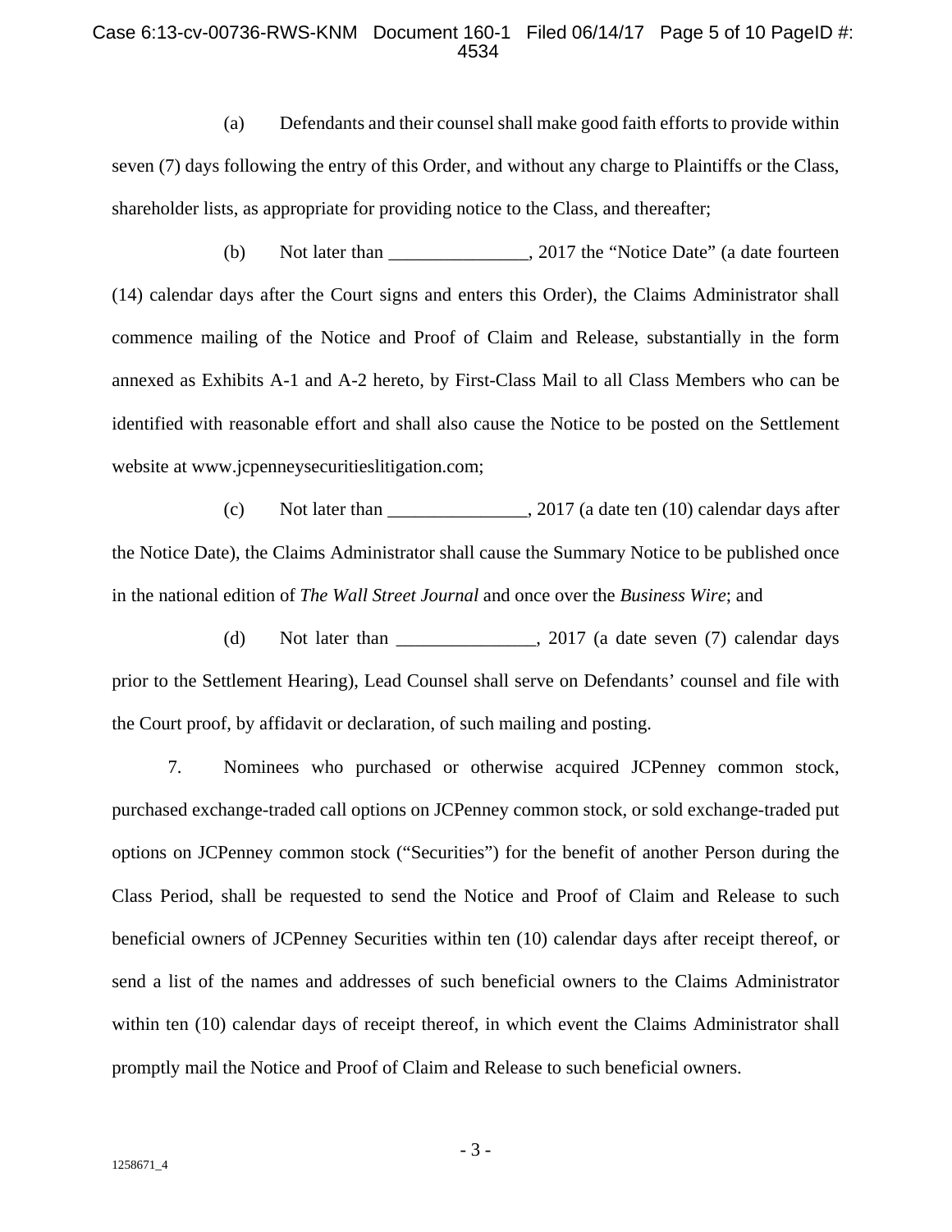(a) Defendants and their counsel shall make good faith efforts to provide within seven (7) days following the entry of this Order, and without any charge to Plaintiffs or the Class, shareholder lists, as appropriate for providing notice to the Class, and thereafter;

(b) Not later than _______________, 2017 the "Notice Date" (a date fourteen (14) calendar days after the Court signs and enters this Order), the Claims Administrator shall commence mailing of the Notice and Proof of Claim and Release, substantially in the form annexed as Exhibits A-1 and A-2 hereto, by First-Class Mail to all Class Members who can be identified with reasonable effort and shall also cause the Notice to be posted on the Settlement website at www.jcpenneysecuritieslitigation.com;

(c) Not later than _______________, 2017 (a date ten (10) calendar days after the Notice Date), the Claims Administrator shall cause the Summary Notice to be published once in the national edition of *The Wall Street Journal* and once over the *Business Wire*; and

(d) Not later than _______________, 2017 (a date seven (7) calendar days prior to the Settlement Hearing), Lead Counsel shall serve on Defendants' counsel and file with the Court proof, by affidavit or declaration, of such mailing and posting.

7. Nominees who purchased or otherwise acquired JCPenney common stock, purchased exchange-traded call options on JCPenney common stock, or sold exchange-traded put options on JCPenney common stock ("Securities") for the benefit of another Person during the Class Period, shall be requested to send the Notice and Proof of Claim and Release to such beneficial owners of JCPenney Securities within ten (10) calendar days after receipt thereof, or send a list of the names and addresses of such beneficial owners to the Claims Administrator within ten (10) calendar days of receipt thereof, in which event the Claims Administrator shall promptly mail the Notice and Proof of Claim and Release to such beneficial owners.

1258671_4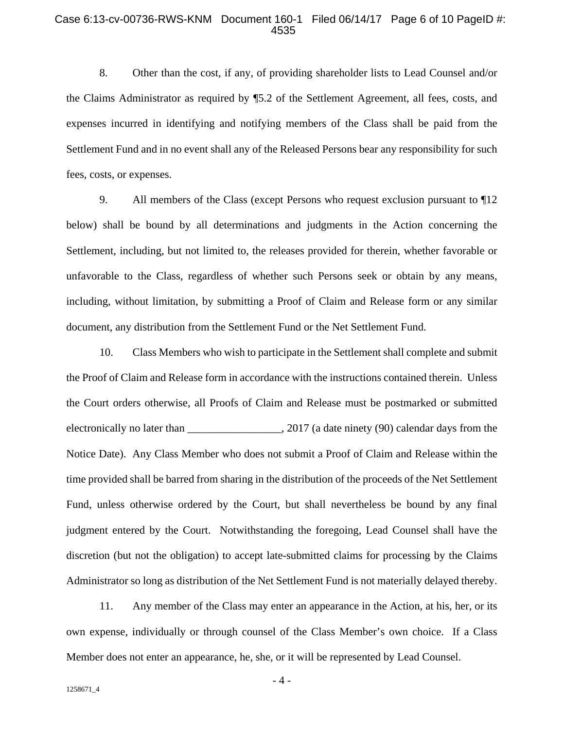8. Other than the cost, if any, of providing shareholder lists to Lead Counsel and/or the Claims Administrator as required by ¶5.2 of the Settlement Agreement, all fees, costs, and expenses incurred in identifying and notifying members of the Class shall be paid from the Settlement Fund and in no event shall any of the Released Persons bear any responsibility for such fees, costs, or expenses.

9. All members of the Class (except Persons who request exclusion pursuant to ¶12 below) shall be bound by all determinations and judgments in the Action concerning the Settlement, including, but not limited to, the releases provided for therein, whether favorable or unfavorable to the Class, regardless of whether such Persons seek or obtain by any means, including, without limitation, by submitting a Proof of Claim and Release form or any similar document, any distribution from the Settlement Fund or the Net Settlement Fund.

10. Class Members who wish to participate in the Settlement shall complete and submit the Proof of Claim and Release form in accordance with the instructions contained therein. Unless the Court orders otherwise, all Proofs of Claim and Release must be postmarked or submitted electronically no later than _________________, 2017 (a date ninety (90) calendar days from the Notice Date). Any Class Member who does not submit a Proof of Claim and Release within the time provided shall be barred from sharing in the distribution of the proceeds of the Net Settlement Fund, unless otherwise ordered by the Court, but shall nevertheless be bound by any final judgment entered by the Court. Notwithstanding the foregoing, Lead Counsel shall have the discretion (but not the obligation) to accept late-submitted claims for processing by the Claims Administrator so long as distribution of the Net Settlement Fund is not materially delayed thereby.

11. Any member of the Class may enter an appearance in the Action, at his, her, or its own expense, individually or through counsel of the Class Member's own choice. If a Class Member does not enter an appearance, he, she, or it will be represented by Lead Counsel.

1258671_4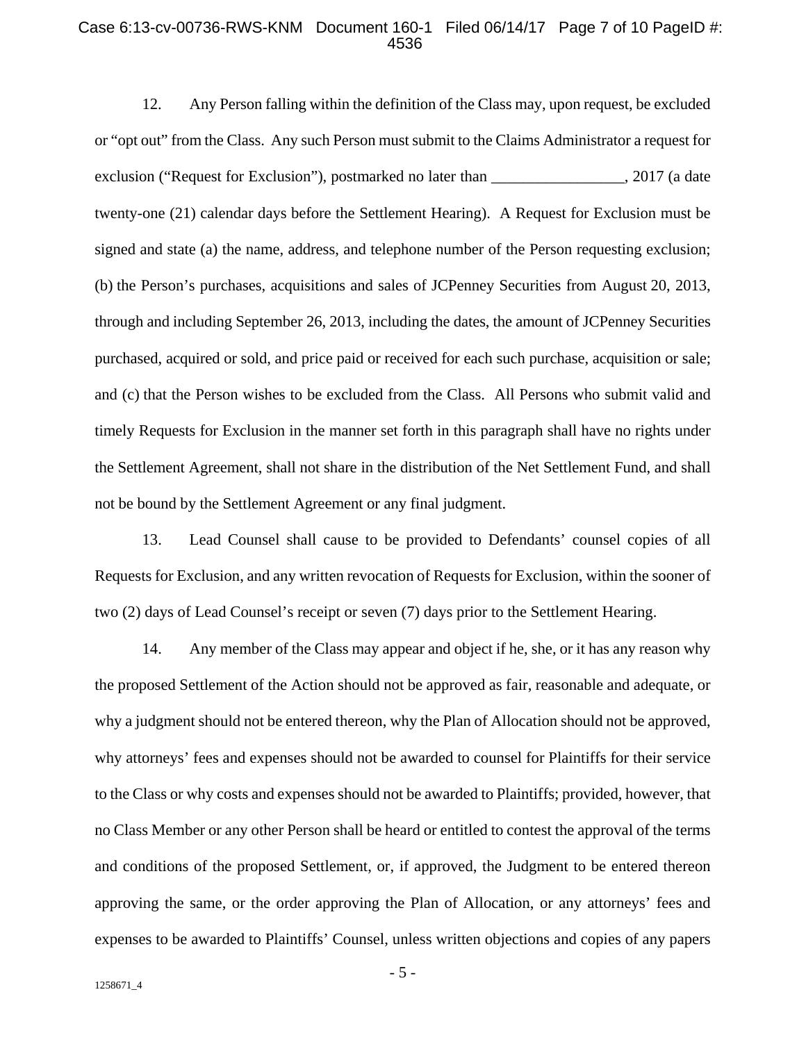12. Any Person falling within the definition of the Class may, upon request, be excluded or "opt out" from the Class. Any such Person must submit to the Claims Administrator a request for exclusion ("Request for Exclusion"), postmarked no later than _________________, 2017 (a date twenty-one (21) calendar days before the Settlement Hearing). A Request for Exclusion must be signed and state (a) the name, address, and telephone number of the Person requesting exclusion; (b) the Person's purchases, acquisitions and sales of JCPenney Securities from August 20, 2013, through and including September 26, 2013, including the dates, the amount of JCPenney Securities purchased, acquired or sold, and price paid or received for each such purchase, acquisition or sale; and (c) that the Person wishes to be excluded from the Class. All Persons who submit valid and timely Requests for Exclusion in the manner set forth in this paragraph shall have no rights under the Settlement Agreement, shall not share in the distribution of the Net Settlement Fund, and shall not be bound by the Settlement Agreement or any final judgment.

13. Lead Counsel shall cause to be provided to Defendants' counsel copies of all Requests for Exclusion, and any written revocation of Requests for Exclusion, within the sooner of two (2) days of Lead Counsel's receipt or seven (7) days prior to the Settlement Hearing.

14. Any member of the Class may appear and object if he, she, or it has any reason why the proposed Settlement of the Action should not be approved as fair, reasonable and adequate, or why a judgment should not be entered thereon, why the Plan of Allocation should not be approved, why attorneys' fees and expenses should not be awarded to counsel for Plaintiffs for their service to the Class or why costs and expenses should not be awarded to Plaintiffs; provided, however, that no Class Member or any other Person shall be heard or entitled to contest the approval of the terms and conditions of the proposed Settlement, or, if approved, the Judgment to be entered thereon approving the same, or the order approving the Plan of Allocation, or any attorneys' fees and expenses to be awarded to Plaintiffs' Counsel, unless written objections and copies of any papers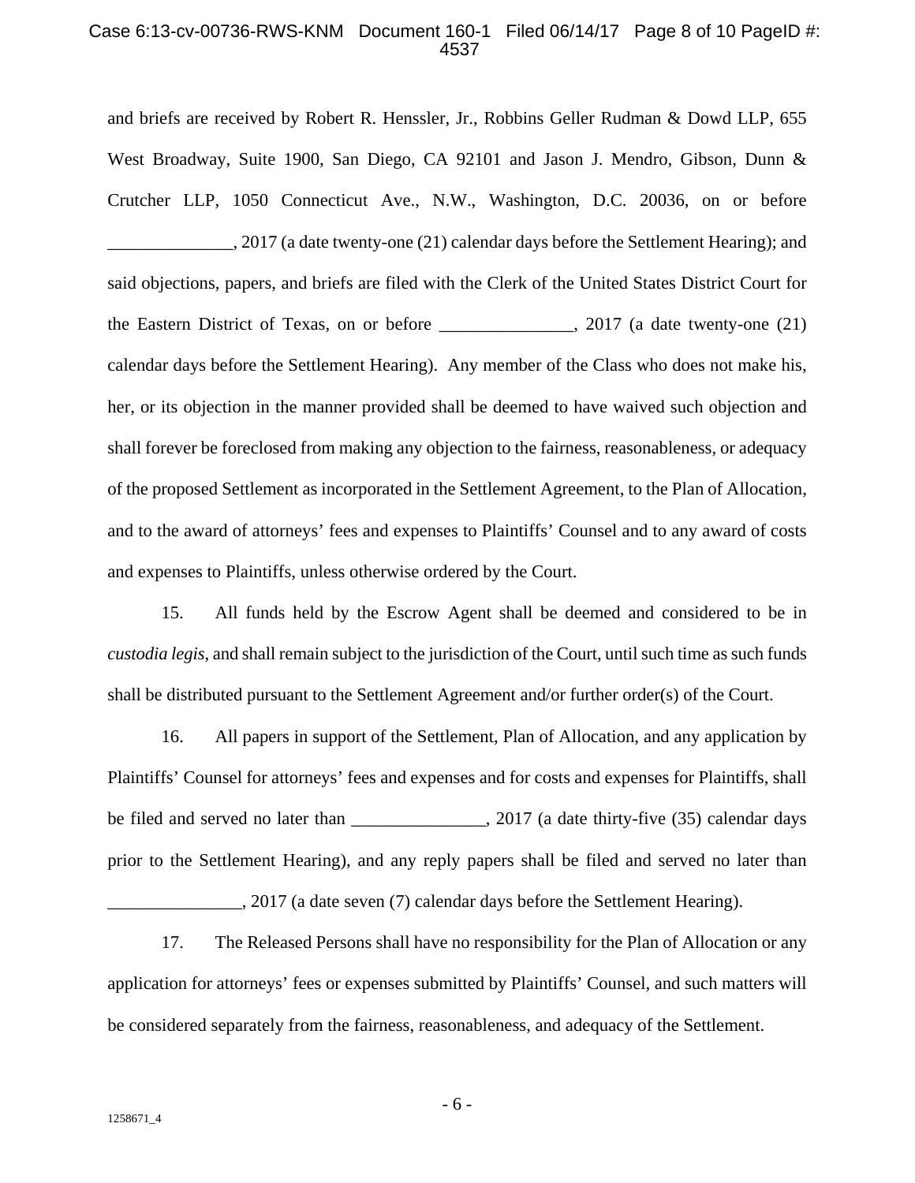and briefs are received by Robert R. Henssler, Jr., Robbins Geller Rudman & Dowd LLP, 655 West Broadway, Suite 1900, San Diego, CA 92101 and Jason J. Mendro, Gibson, Dunn & Crutcher LLP, 1050 Connecticut Ave., N.W., Washington, D.C. 20036, on or before ______________, 2017 (a date twenty-one (21) calendar days before the Settlement Hearing); and said objections, papers, and briefs are filed with the Clerk of the United States District Court for the Eastern District of Texas, on or before _______________, 2017 (a date twenty-one (21) calendar days before the Settlement Hearing). Any member of the Class who does not make his, her, or its objection in the manner provided shall be deemed to have waived such objection and shall forever be foreclosed from making any objection to the fairness, reasonableness, or adequacy of the proposed Settlement as incorporated in the Settlement Agreement, to the Plan of Allocation, and to the award of attorneys' fees and expenses to Plaintiffs' Counsel and to any award of costs and expenses to Plaintiffs, unless otherwise ordered by the Court.

15. All funds held by the Escrow Agent shall be deemed and considered to be in *custodia legis*, and shall remain subject to the jurisdiction of the Court, until such time as such funds shall be distributed pursuant to the Settlement Agreement and/or further order(s) of the Court.

16. All papers in support of the Settlement, Plan of Allocation, and any application by Plaintiffs' Counsel for attorneys' fees and expenses and for costs and expenses for Plaintiffs, shall be filed and served no later than _______________, 2017 (a date thirty-five (35) calendar days prior to the Settlement Hearing), and any reply papers shall be filed and served no later than _______________, 2017 (a date seven (7) calendar days before the Settlement Hearing).

17. The Released Persons shall have no responsibility for the Plan of Allocation or any application for attorneys' fees or expenses submitted by Plaintiffs' Counsel, and such matters will be considered separately from the fairness, reasonableness, and adequacy of the Settlement.

1258671_4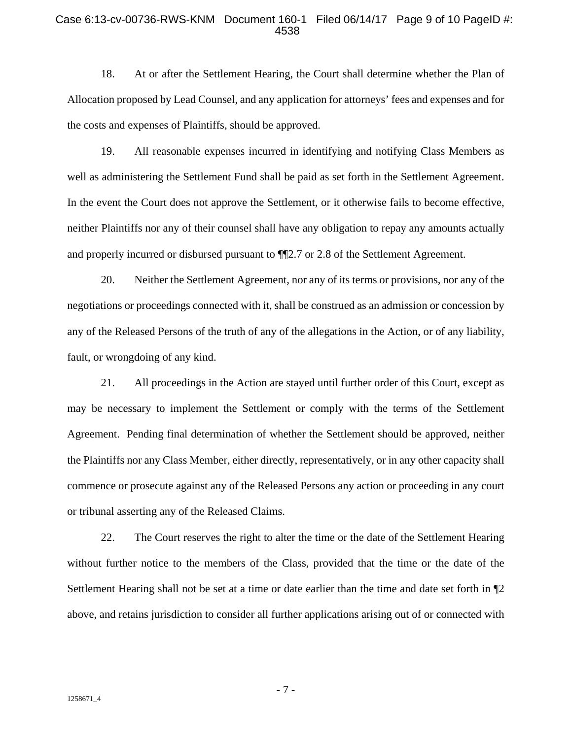18. At or after the Settlement Hearing, the Court shall determine whether the Plan of Allocation proposed by Lead Counsel, and any application for attorneys' fees and expenses and for the costs and expenses of Plaintiffs, should be approved.

19. All reasonable expenses incurred in identifying and notifying Class Members as well as administering the Settlement Fund shall be paid as set forth in the Settlement Agreement. In the event the Court does not approve the Settlement, or it otherwise fails to become effective, neither Plaintiffs nor any of their counsel shall have any obligation to repay any amounts actually and properly incurred or disbursed pursuant to ¶¶2.7 or 2.8 of the Settlement Agreement.

20. Neither the Settlement Agreement, nor any of its terms or provisions, nor any of the negotiations or proceedings connected with it, shall be construed as an admission or concession by any of the Released Persons of the truth of any of the allegations in the Action, or of any liability, fault, or wrongdoing of any kind.

21. All proceedings in the Action are stayed until further order of this Court, except as may be necessary to implement the Settlement or comply with the terms of the Settlement Agreement. Pending final determination of whether the Settlement should be approved, neither the Plaintiffs nor any Class Member, either directly, representatively, or in any other capacity shall commence or prosecute against any of the Released Persons any action or proceeding in any court or tribunal asserting any of the Released Claims.

22. The Court reserves the right to alter the time or the date of the Settlement Hearing without further notice to the members of the Class, provided that the time or the date of the Settlement Hearing shall not be set at a time or date earlier than the time and date set forth in ¶2 above, and retains jurisdiction to consider all further applications arising out of or connected with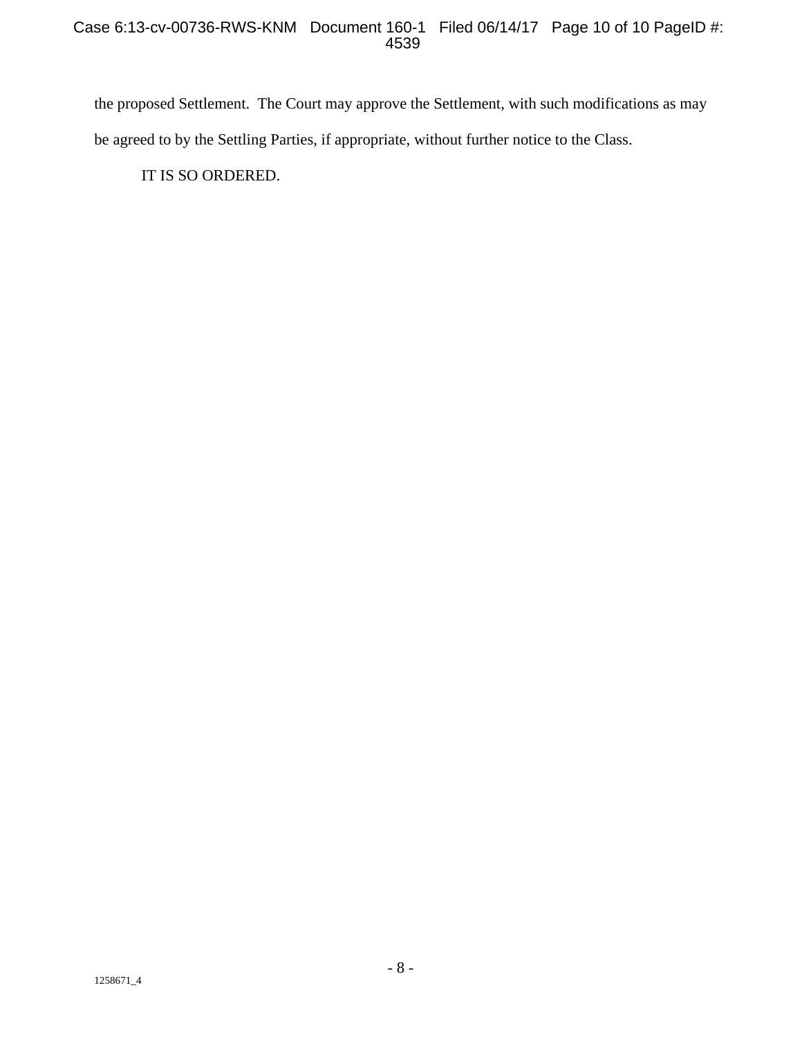the proposed Settlement. The Court may approve the Settlement, with such modifications as may be agreed to by the Settling Parties, if appropriate, without further notice to the Class.

IT IS SO ORDERED.

1258671_4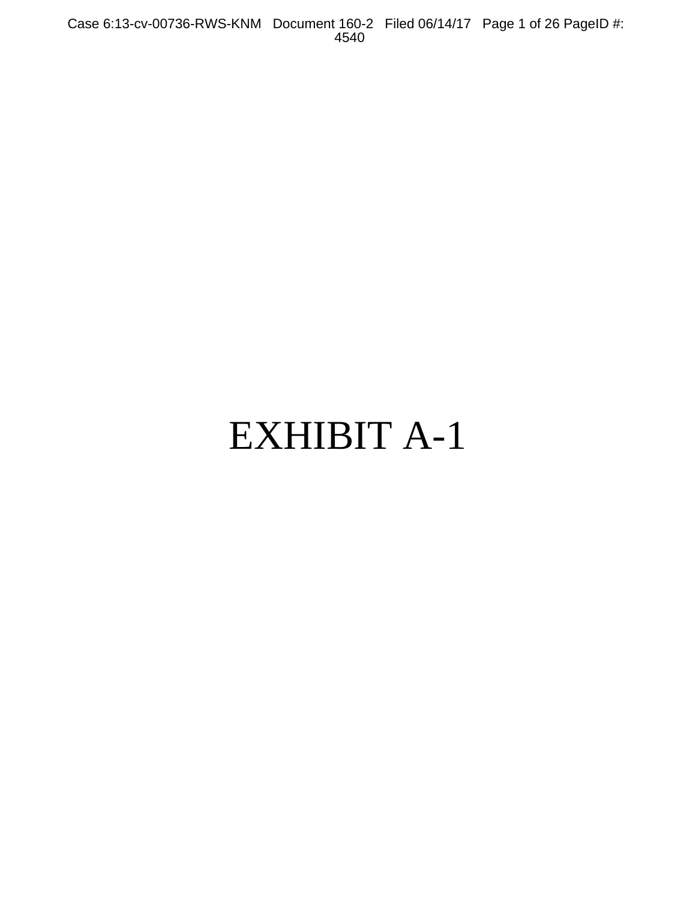# EXHIBIT A-1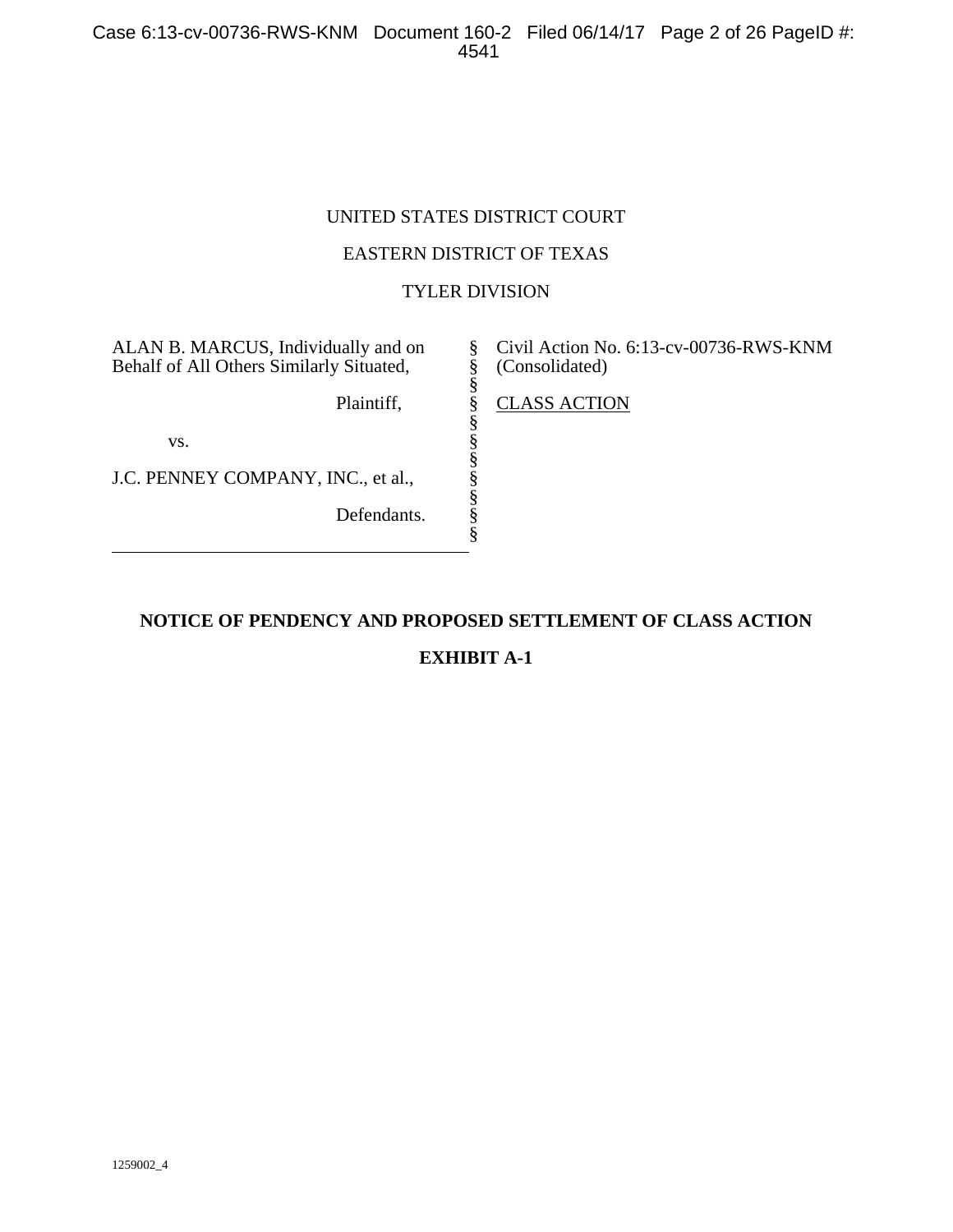UNITED STATES DISTRICT COURT

EASTERN DISTRICT OF TEXAS

TYLER DIVISION

| | | |
|---|---|---|
| ALAN B. MARCUS, Individually and on Behalf of All Others Similarly Situated, | § | Civil Action No. 6:13-cv-00736-RWS-KNM (Consolidated) |
| Plaintiff, | § | CLASS ACTION |
| vs. | § | |
| J.C. PENNEY COMPANY, INC., et al., | § | |
| Defendants. | § | |

**NOTICE OF PENDENCY AND PROPOSED SETTLEMENT OF CLASS ACTION**

**EXHIBIT A-1**

1259002_4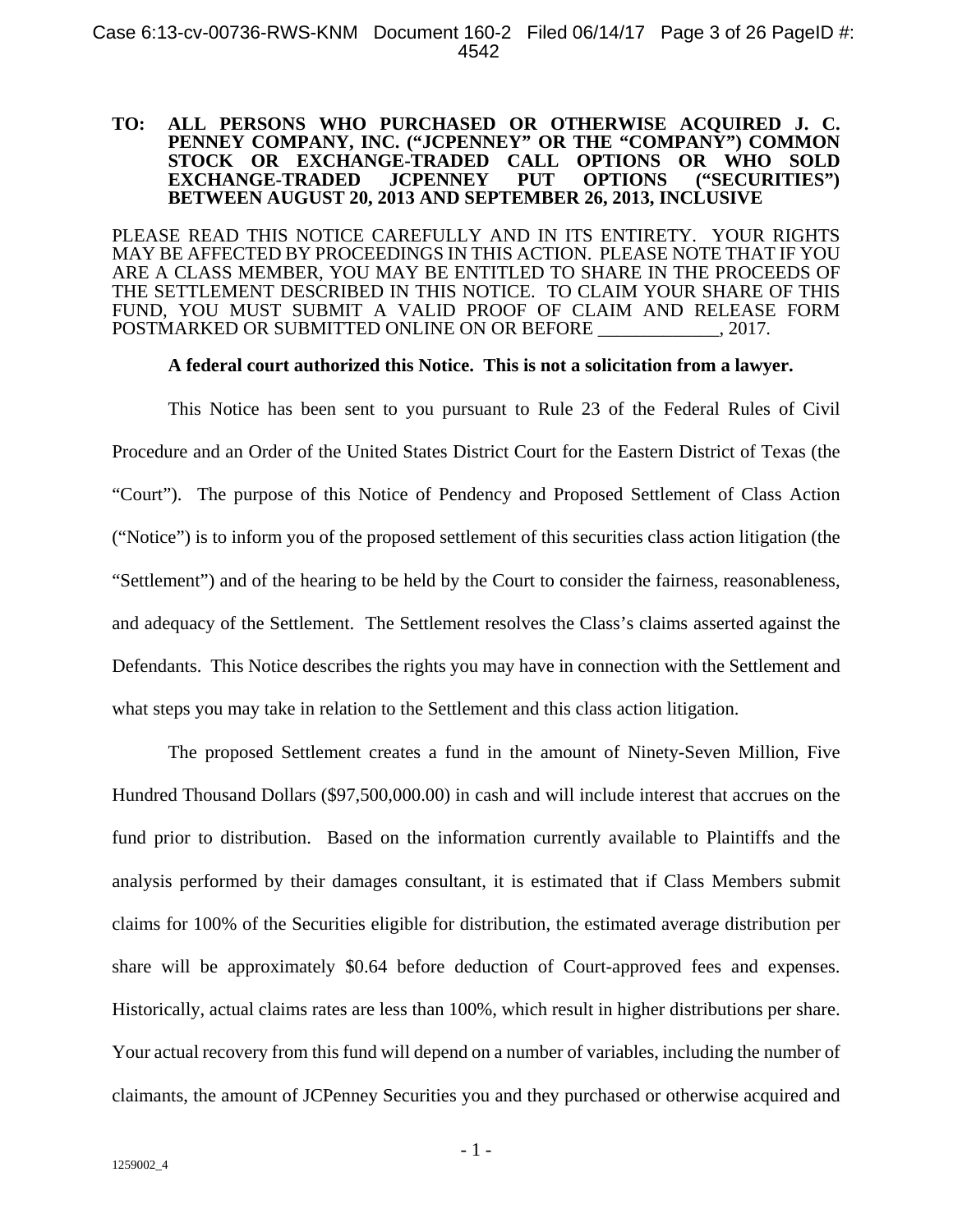**TO: ALL PERSONS WHO PURCHASED OR OTHERWISE ACQUIRED J. C. PENNEY COMPANY, INC. ("JCPENNEY" OR THE "COMPANY") COMMON STOCK OR EXCHANGE-TRADED CALL OPTIONS OR WHO SOLD EXCHANGE-TRADED JCPENNEY PUT OPTIONS ("SECURITIES") BETWEEN AUGUST 20, 2013 AND SEPTEMBER 26, 2013, INCLUSIVE**

PLEASE READ THIS NOTICE CAREFULLY AND IN ITS ENTIRETY. YOUR RIGHTS MAY BE AFFECTED BY PROCEEDINGS IN THIS ACTION. PLEASE NOTE THAT IF YOU ARE A CLASS MEMBER, YOU MAY BE ENTITLED TO SHARE IN THE PROCEEDS OF THE SETTLEMENT DESCRIBED IN THIS NOTICE. TO CLAIM YOUR SHARE OF THIS FUND, YOU MUST SUBMIT A VALID PROOF OF CLAIM AND RELEASE FORM POSTMARKED OR SUBMITTED ONLINE ON OR BEFORE _____________, 2017.

**A federal court authorized this Notice. This is not a solicitation from a lawyer.**

This Notice has been sent to you pursuant to Rule 23 of the Federal Rules of Civil Procedure and an Order of the United States District Court for the Eastern District of Texas (the "Court"). The purpose of this Notice of Pendency and Proposed Settlement of Class Action ("Notice") is to inform you of the proposed settlement of this securities class action litigation (the "Settlement") and of the hearing to be held by the Court to consider the fairness, reasonableness, and adequacy of the Settlement. The Settlement resolves the Class's claims asserted against the Defendants. This Notice describes the rights you may have in connection with the Settlement and what steps you may take in relation to the Settlement and this class action litigation.

The proposed Settlement creates a fund in the amount of Ninety-Seven Million, Five Hundred Thousand Dollars ($97,500,000.00) in cash and will include interest that accrues on the fund prior to distribution. Based on the information currently available to Plaintiffs and the analysis performed by their damages consultant, it is estimated that if Class Members submit claims for 100% of the Securities eligible for distribution, the estimated average distribution per share will be approximately $0.64 before deduction of Court-approved fees and expenses. Historically, actual claims rates are less than 100%, which result in higher distributions per share. Your actual recovery from this fund will depend on a number of variables, including the number of claimants, the amount of JCPenney Securities you and they purchased or otherwise acquired and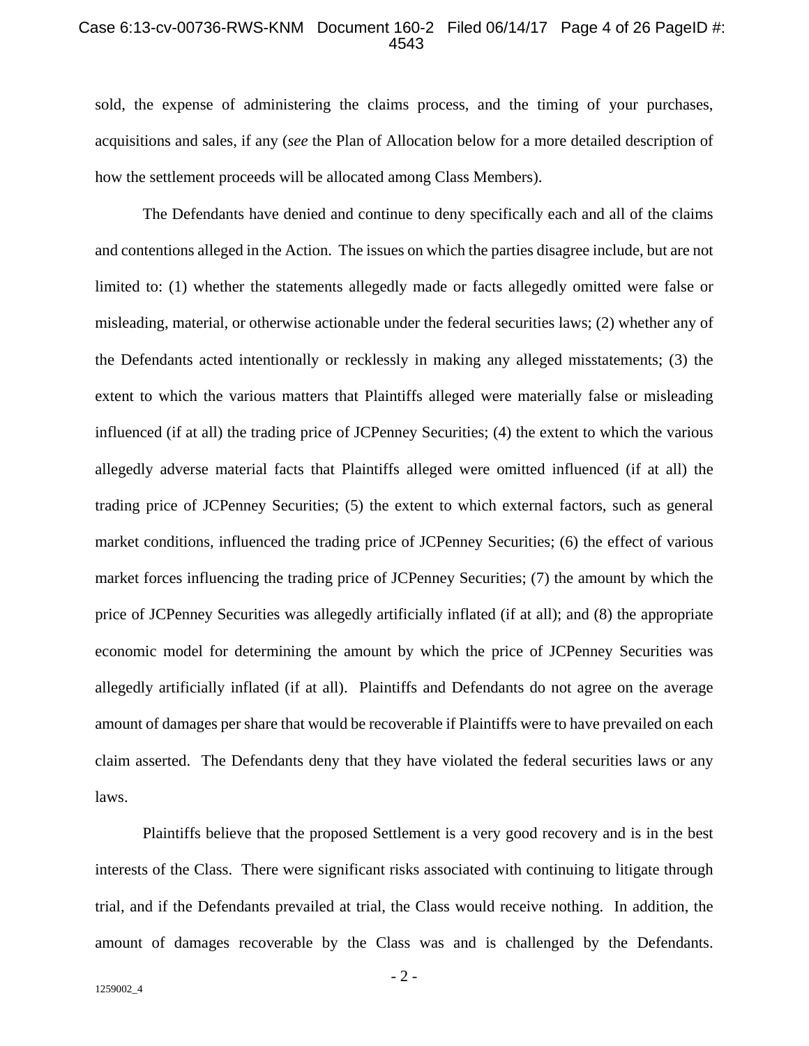sold, the expense of administering the claims process, and the timing of your purchases, acquisitions and sales, if any (*see* the Plan of Allocation below for a more detailed description of how the settlement proceeds will be allocated among Class Members).

The Defendants have denied and continue to deny specifically each and all of the claims and contentions alleged in the Action. The issues on which the parties disagree include, but are not limited to: (1) whether the statements allegedly made or facts allegedly omitted were false or misleading, material, or otherwise actionable under the federal securities laws; (2) whether any of the Defendants acted intentionally or recklessly in making any alleged misstatements; (3) the extent to which the various matters that Plaintiffs alleged were materially false or misleading influenced (if at all) the trading price of JCPenney Securities; (4) the extent to which the various allegedly adverse material facts that Plaintiffs alleged were omitted influenced (if at all) the trading price of JCPenney Securities; (5) the extent to which external factors, such as general market conditions, influenced the trading price of JCPenney Securities; (6) the effect of various market forces influencing the trading price of JCPenney Securities; (7) the amount by which the price of JCPenney Securities was allegedly artificially inflated (if at all); and (8) the appropriate economic model for determining the amount by which the price of JCPenney Securities was allegedly artificially inflated (if at all). Plaintiffs and Defendants do not agree on the average amount of damages per share that would be recoverable if Plaintiffs were to have prevailed on each claim asserted. The Defendants deny that they have violated the federal securities laws or any laws.

Plaintiffs believe that the proposed Settlement is a very good recovery and is in the best interests of the Class. There were significant risks associated with continuing to litigate through trial, and if the Defendants prevailed at trial, the Class would receive nothing. In addition, the amount of damages recoverable by the Class was and is challenged by the Defendants.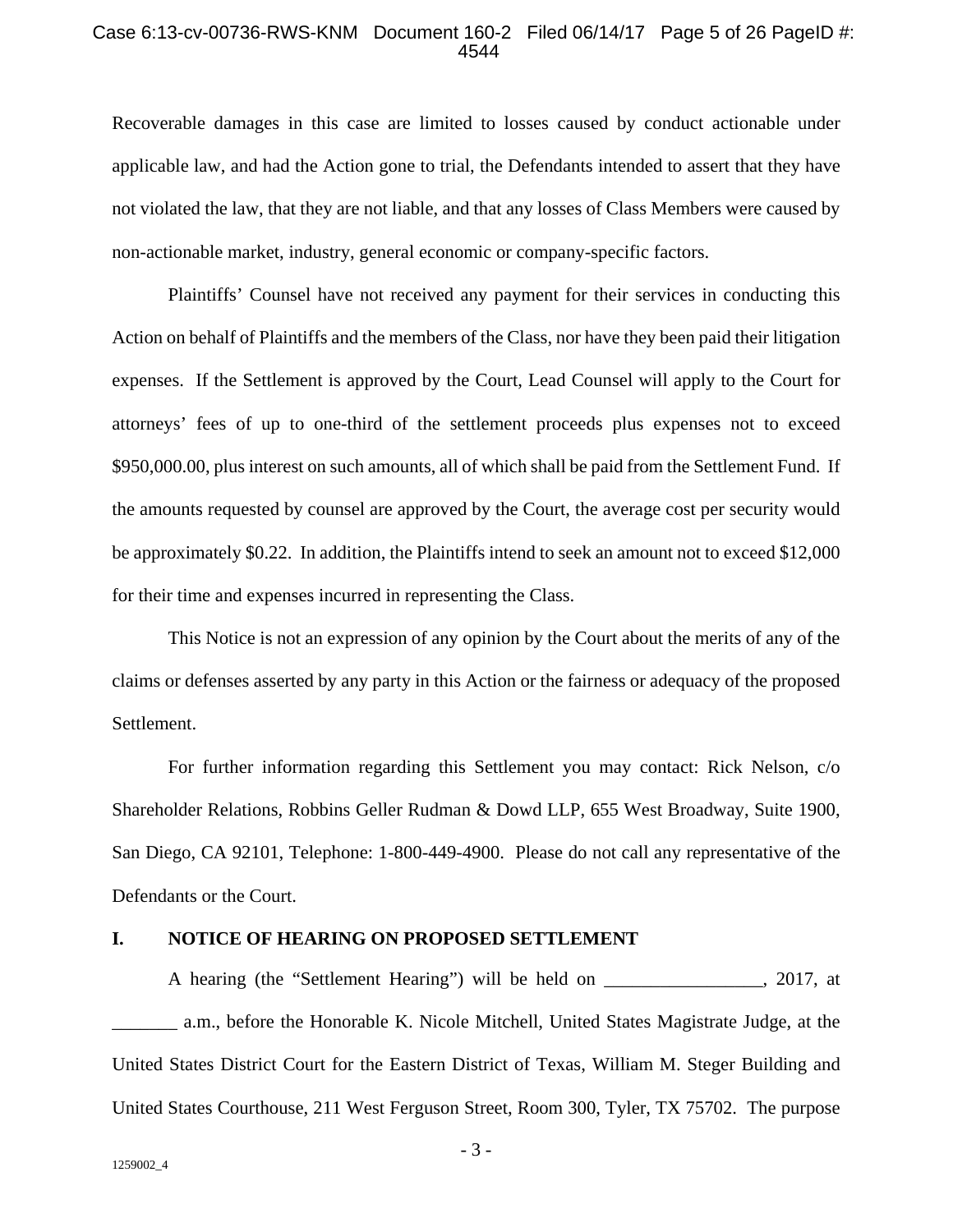Recoverable damages in this case are limited to losses caused by conduct actionable under applicable law, and had the Action gone to trial, the Defendants intended to assert that they have not violated the law, that they are not liable, and that any losses of Class Members were caused by non-actionable market, industry, general economic or company-specific factors.

Plaintiffs' Counsel have not received any payment for their services in conducting this Action on behalf of Plaintiffs and the members of the Class, nor have they been paid their litigation expenses. If the Settlement is approved by the Court, Lead Counsel will apply to the Court for attorneys' fees of up to one-third of the settlement proceeds plus expenses not to exceed $950,000.00, plus interest on such amounts, all of which shall be paid from the Settlement Fund. If the amounts requested by counsel are approved by the Court, the average cost per security would be approximately $0.22. In addition, the Plaintiffs intend to seek an amount not to exceed $12,000 for their time and expenses incurred in representing the Class.

This Notice is not an expression of any opinion by the Court about the merits of any of the claims or defenses asserted by any party in this Action or the fairness or adequacy of the proposed Settlement.

For further information regarding this Settlement you may contact: Rick Nelson, c/o Shareholder Relations, Robbins Geller Rudman & Dowd LLP, 655 West Broadway, Suite 1900, San Diego, CA 92101, Telephone: 1-800-449-4900. Please do not call any representative of the Defendants or the Court.

## I. NOTICE OF HEARING ON PROPOSED SETTLEMENT

A hearing (the "Settlement Hearing") will be held on _________________, 2017, at _______ a.m., before the Honorable K. Nicole Mitchell, United States Magistrate Judge, at the United States District Court for the Eastern District of Texas, William M. Steger Building and United States Courthouse, 211 West Ferguson Street, Room 300, Tyler, TX 75702. The purpose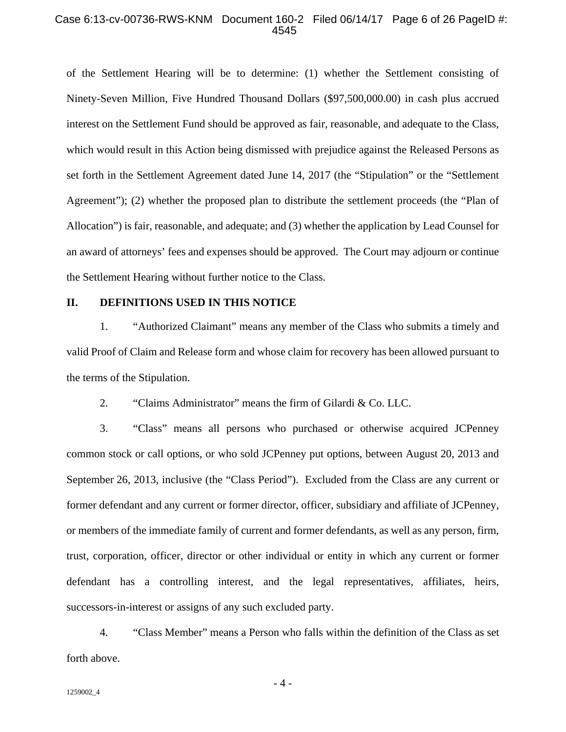of the Settlement Hearing will be to determine: (1) whether the Settlement consisting of Ninety-Seven Million, Five Hundred Thousand Dollars ($97,500,000.00) in cash plus accrued interest on the Settlement Fund should be approved as fair, reasonable, and adequate to the Class, which would result in this Action being dismissed with prejudice against the Released Persons as set forth in the Settlement Agreement dated June 14, 2017 (the "Stipulation" or the "Settlement Agreement"); (2) whether the proposed plan to distribute the settlement proceeds (the "Plan of Allocation") is fair, reasonable, and adequate; and (3) whether the application by Lead Counsel for an award of attorneys' fees and expenses should be approved. The Court may adjourn or continue the Settlement Hearing without further notice to the Class.

## II. DEFINITIONS USED IN THIS NOTICE

1. "Authorized Claimant" means any member of the Class who submits a timely and valid Proof of Claim and Release form and whose claim for recovery has been allowed pursuant to the terms of the Stipulation.

2. "Claims Administrator" means the firm of Gilardi & Co. LLC.

3. "Class" means all persons who purchased or otherwise acquired JCPenney common stock or call options, or who sold JCPenney put options, between August 20, 2013 and September 26, 2013, inclusive (the "Class Period"). Excluded from the Class are any current or former defendant and any current or former director, officer, subsidiary and affiliate of JCPenney, or members of the immediate family of current and former defendants, as well as any person, firm, trust, corporation, officer, director or other individual or entity in which any current or former defendant has a controlling interest, and the legal representatives, affiliates, heirs, successors-in-interest or assigns of any such excluded party.

4. "Class Member" means a Person who falls within the definition of the Class as set forth above.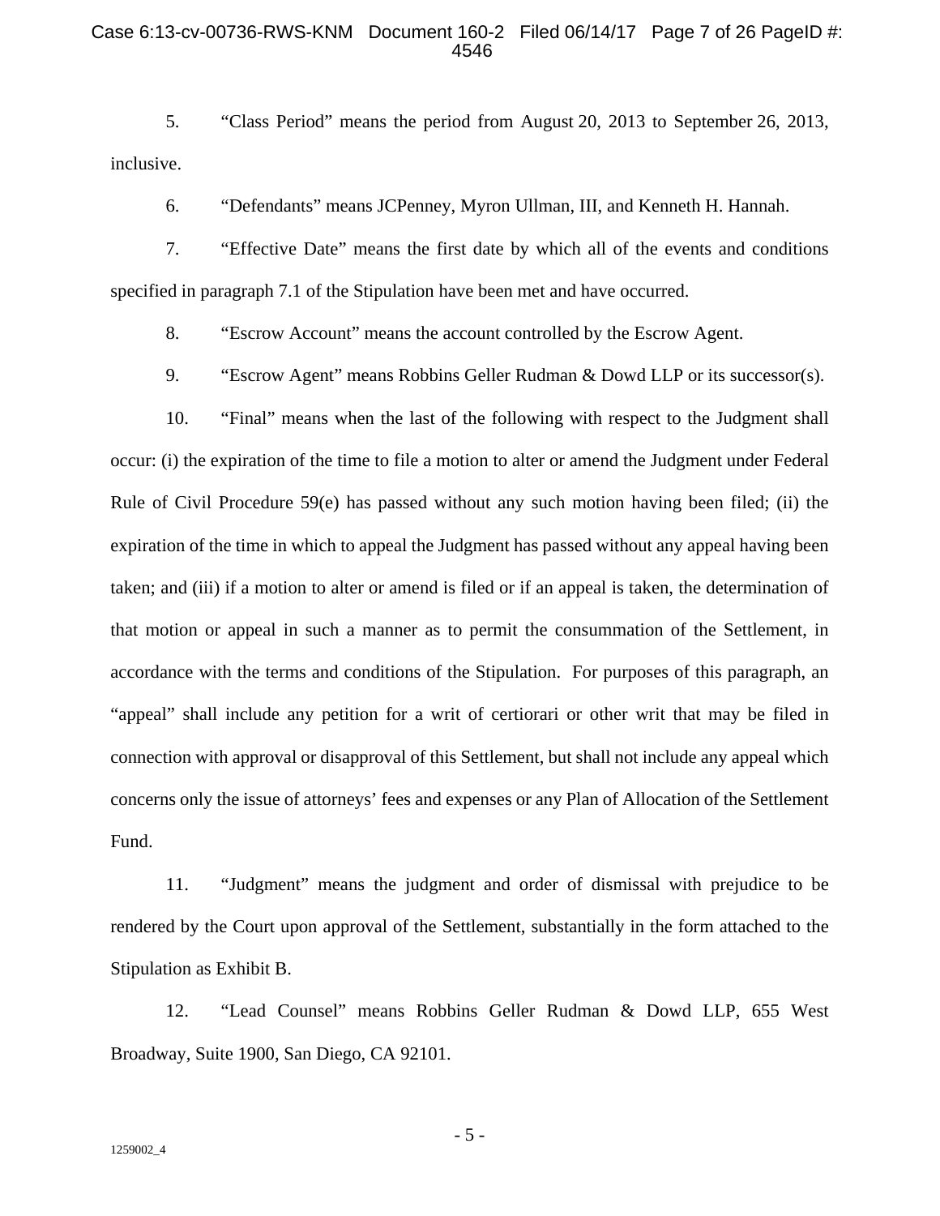5. "Class Period" means the period from August 20, 2013 to September 26, 2013, inclusive.

6. "Defendants" means JCPenney, Myron Ullman, III, and Kenneth H. Hannah.

7. "Effective Date" means the first date by which all of the events and conditions specified in paragraph 7.1 of the Stipulation have been met and have occurred.

8. "Escrow Account" means the account controlled by the Escrow Agent.

9. "Escrow Agent" means Robbins Geller Rudman & Dowd LLP or its successor(s).

10. "Final" means when the last of the following with respect to the Judgment shall occur: (i) the expiration of the time to file a motion to alter or amend the Judgment under Federal Rule of Civil Procedure 59(e) has passed without any such motion having been filed; (ii) the expiration of the time in which to appeal the Judgment has passed without any appeal having been taken; and (iii) if a motion to alter or amend is filed or if an appeal is taken, the determination of that motion or appeal in such a manner as to permit the consummation of the Settlement, in accordance with the terms and conditions of the Stipulation. For purposes of this paragraph, an "appeal" shall include any petition for a writ of certiorari or other writ that may be filed in connection with approval or disapproval of this Settlement, but shall not include any appeal which concerns only the issue of attorneys' fees and expenses or any Plan of Allocation of the Settlement Fund.

11. "Judgment" means the judgment and order of dismissal with prejudice to be rendered by the Court upon approval of the Settlement, substantially in the form attached to the Stipulation as Exhibit B.

12. "Lead Counsel" means Robbins Geller Rudman & Dowd LLP, 655 West Broadway, Suite 1900, San Diego, CA 92101.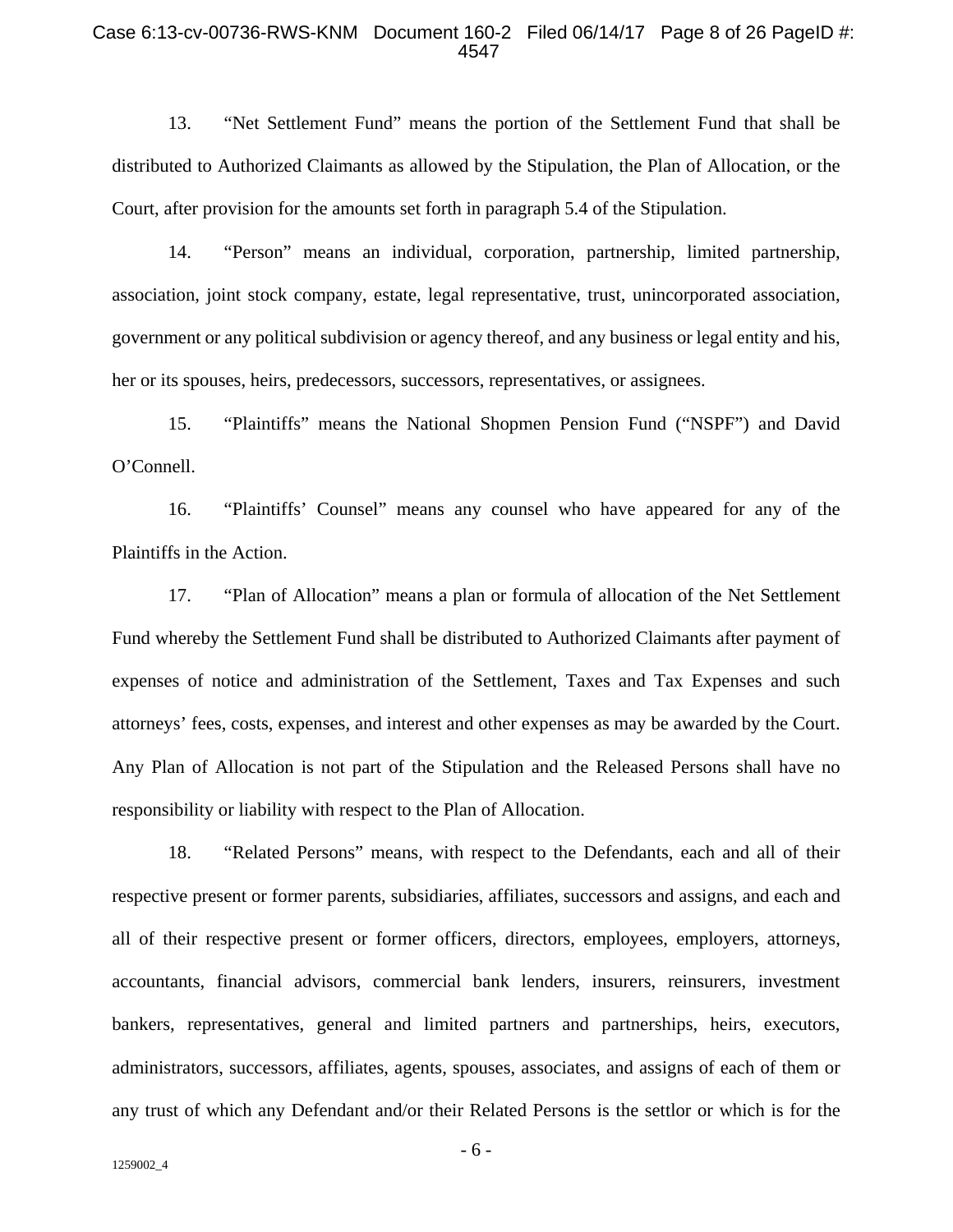13. "Net Settlement Fund" means the portion of the Settlement Fund that shall be distributed to Authorized Claimants as allowed by the Stipulation, the Plan of Allocation, or the Court, after provision for the amounts set forth in paragraph 5.4 of the Stipulation.

14. "Person" means an individual, corporation, partnership, limited partnership, association, joint stock company, estate, legal representative, trust, unincorporated association, government or any political subdivision or agency thereof, and any business or legal entity and his, her or its spouses, heirs, predecessors, successors, representatives, or assignees.

15. "Plaintiffs" means the National Shopmen Pension Fund ("NSPF") and David O'Connell.

16. "Plaintiffs' Counsel" means any counsel who have appeared for any of the Plaintiffs in the Action.

17. "Plan of Allocation" means a plan or formula of allocation of the Net Settlement Fund whereby the Settlement Fund shall be distributed to Authorized Claimants after payment of expenses of notice and administration of the Settlement, Taxes and Tax Expenses and such attorneys' fees, costs, expenses, and interest and other expenses as may be awarded by the Court. Any Plan of Allocation is not part of the Stipulation and the Released Persons shall have no responsibility or liability with respect to the Plan of Allocation.

18. "Related Persons" means, with respect to the Defendants, each and all of their respective present or former parents, subsidiaries, affiliates, successors and assigns, and each and all of their respective present or former officers, directors, employees, employers, attorneys, accountants, financial advisors, commercial bank lenders, insurers, reinsurers, investment bankers, representatives, general and limited partners and partnerships, heirs, executors, administrators, successors, affiliates, agents, spouses, associates, and assigns of each of them or any trust of which any Defendant and/or their Related Persons is the settlor or which is for the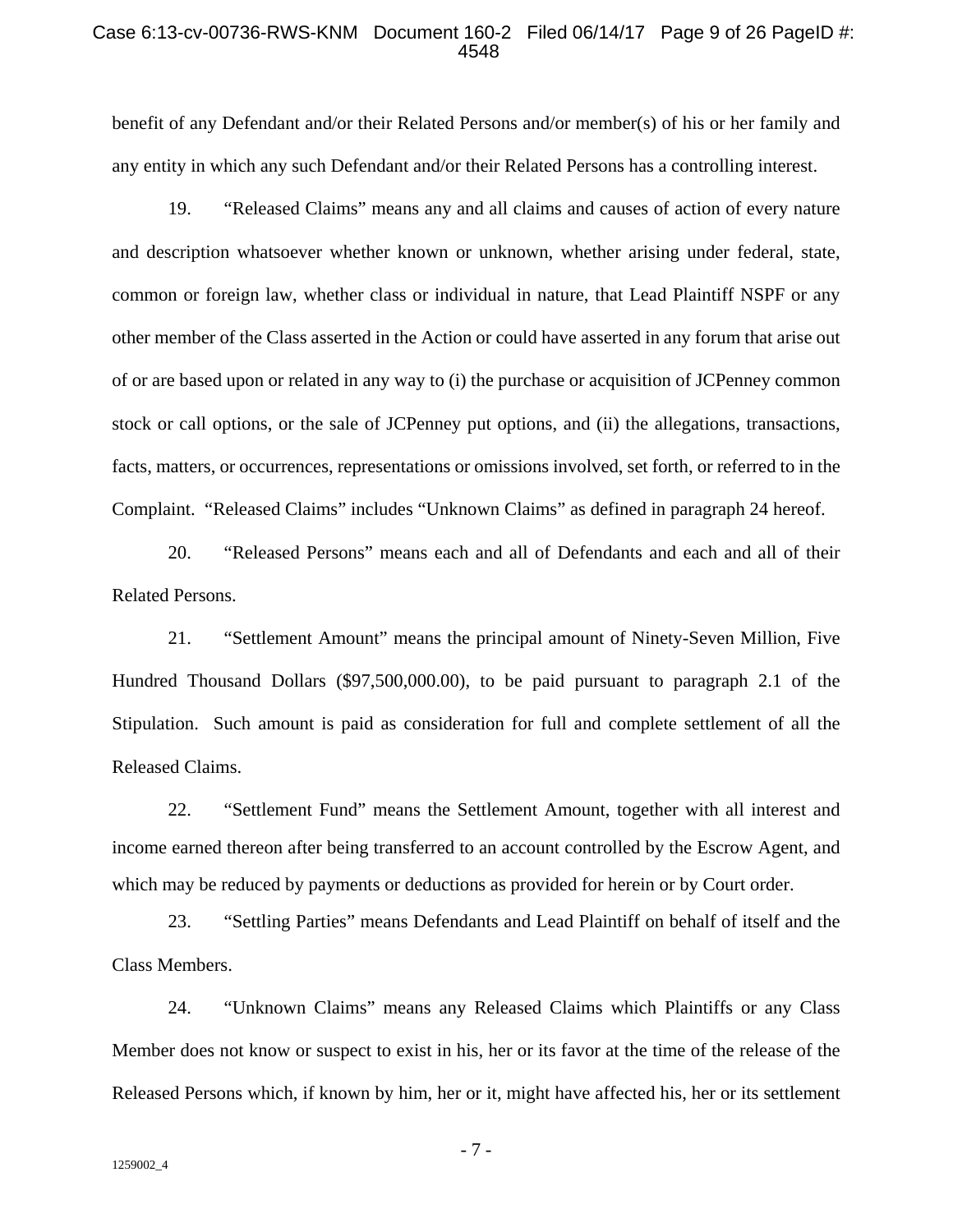benefit of any Defendant and/or their Related Persons and/or member(s) of his or her family and any entity in which any such Defendant and/or their Related Persons has a controlling interest.

19. "Released Claims" means any and all claims and causes of action of every nature and description whatsoever whether known or unknown, whether arising under federal, state, common or foreign law, whether class or individual in nature, that Lead Plaintiff NSPF or any other member of the Class asserted in the Action or could have asserted in any forum that arise out of or are based upon or related in any way to (i) the purchase or acquisition of JCPenney common stock or call options, or the sale of JCPenney put options, and (ii) the allegations, transactions, facts, matters, or occurrences, representations or omissions involved, set forth, or referred to in the Complaint. "Released Claims" includes "Unknown Claims" as defined in paragraph 24 hereof.

20. "Released Persons" means each and all of Defendants and each and all of their Related Persons.

21. "Settlement Amount" means the principal amount of Ninety-Seven Million, Five Hundred Thousand Dollars ($97,500,000.00), to be paid pursuant to paragraph 2.1 of the Stipulation. Such amount is paid as consideration for full and complete settlement of all the Released Claims.

22. "Settlement Fund" means the Settlement Amount, together with all interest and income earned thereon after being transferred to an account controlled by the Escrow Agent, and which may be reduced by payments or deductions as provided for herein or by Court order.

23. "Settling Parties" means Defendants and Lead Plaintiff on behalf of itself and the Class Members.

24. "Unknown Claims" means any Released Claims which Plaintiffs or any Class Member does not know or suspect to exist in his, her or its favor at the time of the release of the Released Persons which, if known by him, her or it, might have affected his, her or its settlement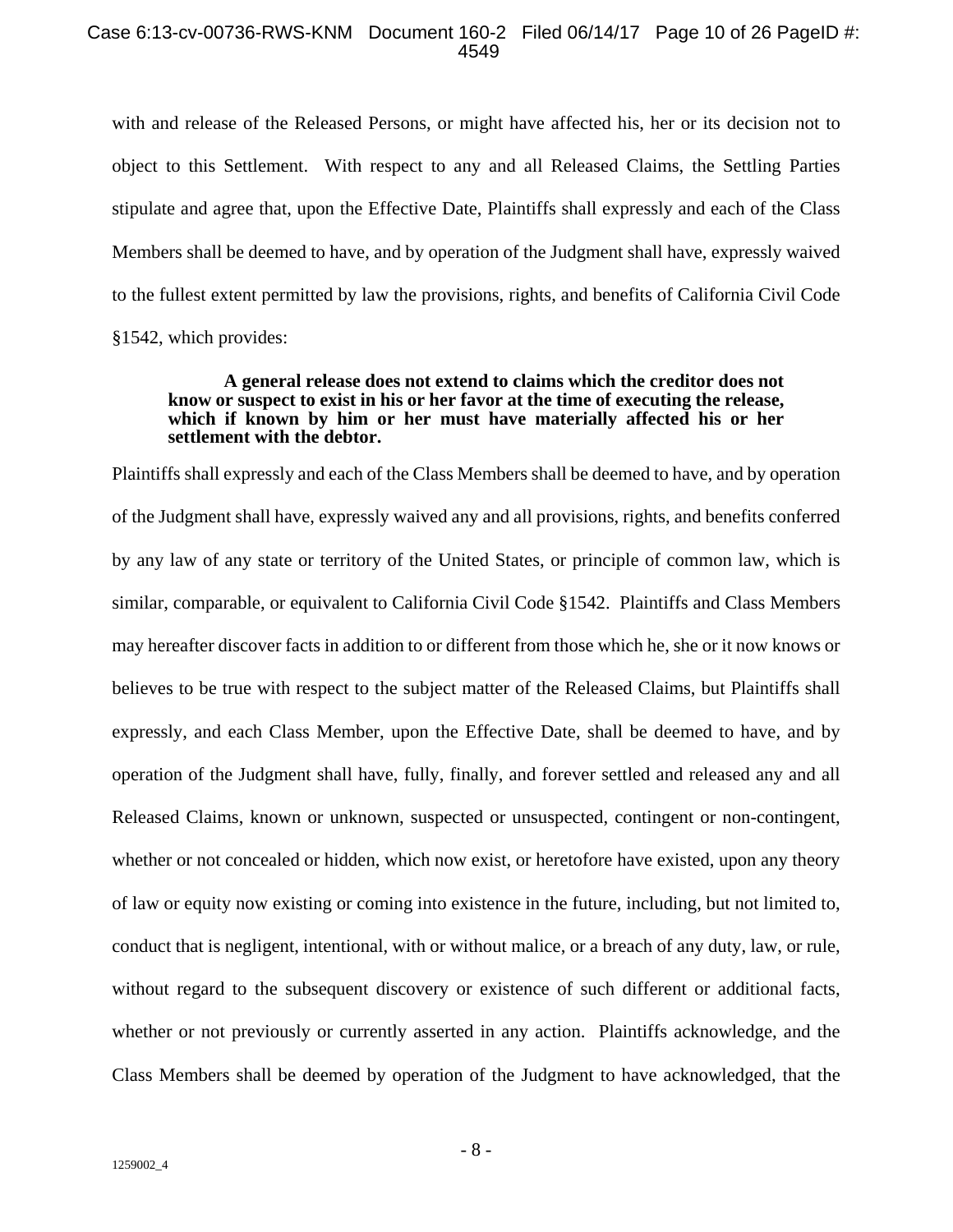with and release of the Released Persons, or might have affected his, her or its decision not to object to this Settlement. With respect to any and all Released Claims, the Settling Parties stipulate and agree that, upon the Effective Date, Plaintiffs shall expressly and each of the Class Members shall be deemed to have, and by operation of the Judgment shall have, expressly waived to the fullest extent permitted by law the provisions, rights, and benefits of California Civil Code §1542, which provides:

> **A general release does not extend to claims which the creditor does not know or suspect to exist in his or her favor at the time of executing the release, which if known by him or her must have materially affected his or her settlement with the debtor.**

Plaintiffs shall expressly and each of the Class Members shall be deemed to have, and by operation of the Judgment shall have, expressly waived any and all provisions, rights, and benefits conferred by any law of any state or territory of the United States, or principle of common law, which is similar, comparable, or equivalent to California Civil Code §1542. Plaintiffs and Class Members may hereafter discover facts in addition to or different from those which he, she or it now knows or believes to be true with respect to the subject matter of the Released Claims, but Plaintiffs shall expressly, and each Class Member, upon the Effective Date, shall be deemed to have, and by operation of the Judgment shall have, fully, finally, and forever settled and released any and all Released Claims, known or unknown, suspected or unsuspected, contingent or non-contingent, whether or not concealed or hidden, which now exist, or heretofore have existed, upon any theory of law or equity now existing or coming into existence in the future, including, but not limited to, conduct that is negligent, intentional, with or without malice, or a breach of any duty, law, or rule, without regard to the subsequent discovery or existence of such different or additional facts, whether or not previously or currently asserted in any action. Plaintiffs acknowledge, and the Class Members shall be deemed by operation of the Judgment to have acknowledged, that the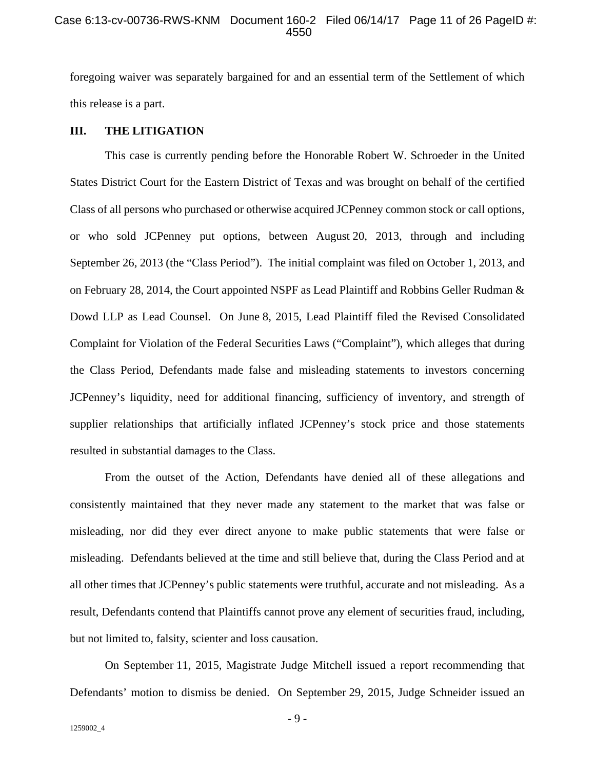foregoing waiver was separately bargained for and an essential term of the Settlement of which this release is a part.

## III. THE LITIGATION

This case is currently pending before the Honorable Robert W. Schroeder in the United States District Court for the Eastern District of Texas and was brought on behalf of the certified Class of all persons who purchased or otherwise acquired JCPenney common stock or call options, or who sold JCPenney put options, between August 20, 2013, through and including September 26, 2013 (the "Class Period"). The initial complaint was filed on October 1, 2013, and on February 28, 2014, the Court appointed NSPF as Lead Plaintiff and Robbins Geller Rudman & Dowd LLP as Lead Counsel. On June 8, 2015, Lead Plaintiff filed the Revised Consolidated Complaint for Violation of the Federal Securities Laws ("Complaint"), which alleges that during the Class Period, Defendants made false and misleading statements to investors concerning JCPenney's liquidity, need for additional financing, sufficiency of inventory, and strength of supplier relationships that artificially inflated JCPenney's stock price and those statements resulted in substantial damages to the Class.

From the outset of the Action, Defendants have denied all of these allegations and consistently maintained that they never made any statement to the market that was false or misleading, nor did they ever direct anyone to make public statements that were false or misleading. Defendants believed at the time and still believe that, during the Class Period and at all other times that JCPenney's public statements were truthful, accurate and not misleading. As a result, Defendants contend that Plaintiffs cannot prove any element of securities fraud, including, but not limited to, falsity, scienter and loss causation.

On September 11, 2015, Magistrate Judge Mitchell issued a report recommending that Defendants' motion to dismiss be denied. On September 29, 2015, Judge Schneider issued an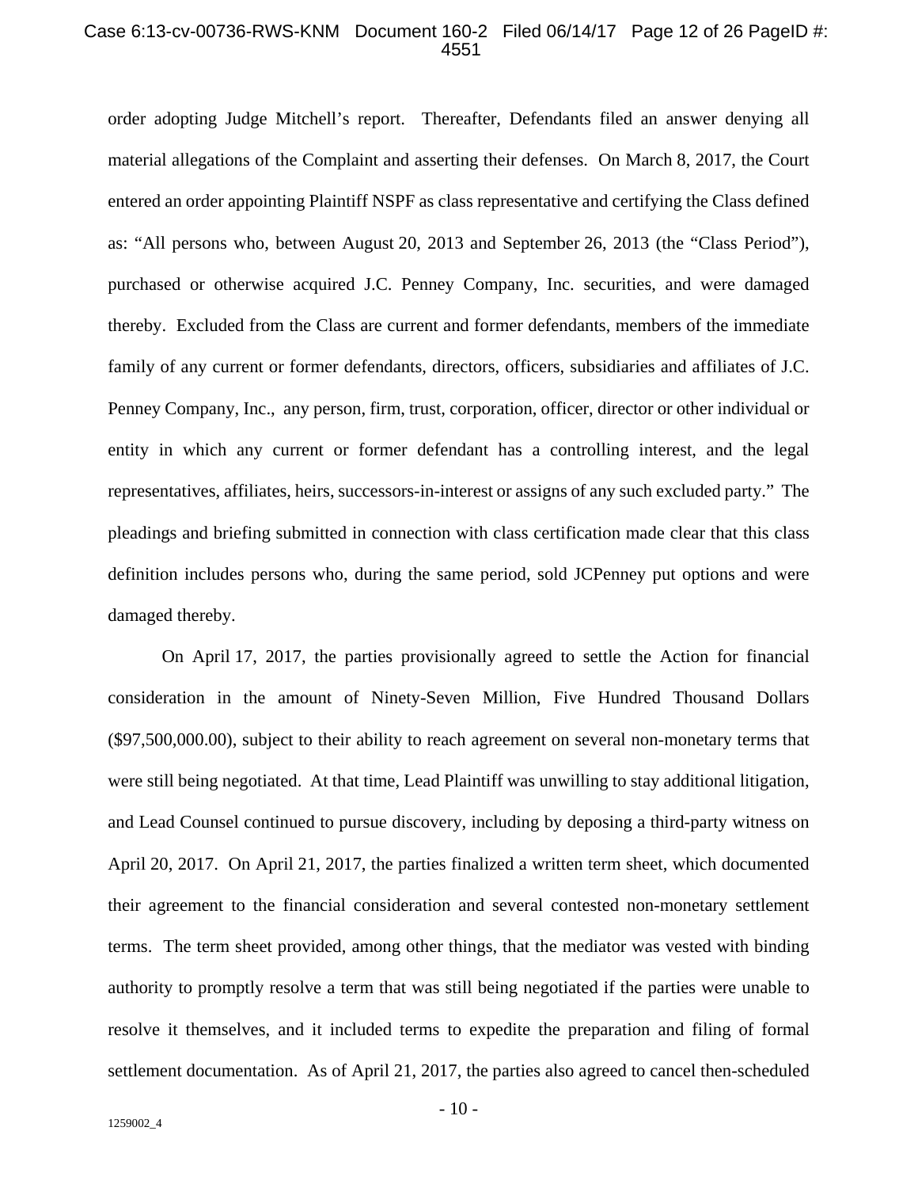order adopting Judge Mitchell's report. Thereafter, Defendants filed an answer denying all material allegations of the Complaint and asserting their defenses. On March 8, 2017, the Court entered an order appointing Plaintiff NSPF as class representative and certifying the Class defined as: "All persons who, between August 20, 2013 and September 26, 2013 (the "Class Period"), purchased or otherwise acquired J.C. Penney Company, Inc. securities, and were damaged thereby. Excluded from the Class are current and former defendants, members of the immediate family of any current or former defendants, directors, officers, subsidiaries and affiliates of J.C. Penney Company, Inc., any person, firm, trust, corporation, officer, director or other individual or entity in which any current or former defendant has a controlling interest, and the legal representatives, affiliates, heirs, successors-in-interest or assigns of any such excluded party." The pleadings and briefing submitted in connection with class certification made clear that this class definition includes persons who, during the same period, sold JCPenney put options and were damaged thereby.

On April 17, 2017, the parties provisionally agreed to settle the Action for financial consideration in the amount of Ninety-Seven Million, Five Hundred Thousand Dollars ($97,500,000.00), subject to their ability to reach agreement on several non-monetary terms that were still being negotiated. At that time, Lead Plaintiff was unwilling to stay additional litigation, and Lead Counsel continued to pursue discovery, including by deposing a third-party witness on April 20, 2017. On April 21, 2017, the parties finalized a written term sheet, which documented their agreement to the financial consideration and several contested non-monetary settlement terms. The term sheet provided, among other things, that the mediator was vested with binding authority to promptly resolve a term that was still being negotiated if the parties were unable to resolve it themselves, and it included terms to expedite the preparation and filing of formal settlement documentation. As of April 21, 2017, the parties also agreed to cancel then-scheduled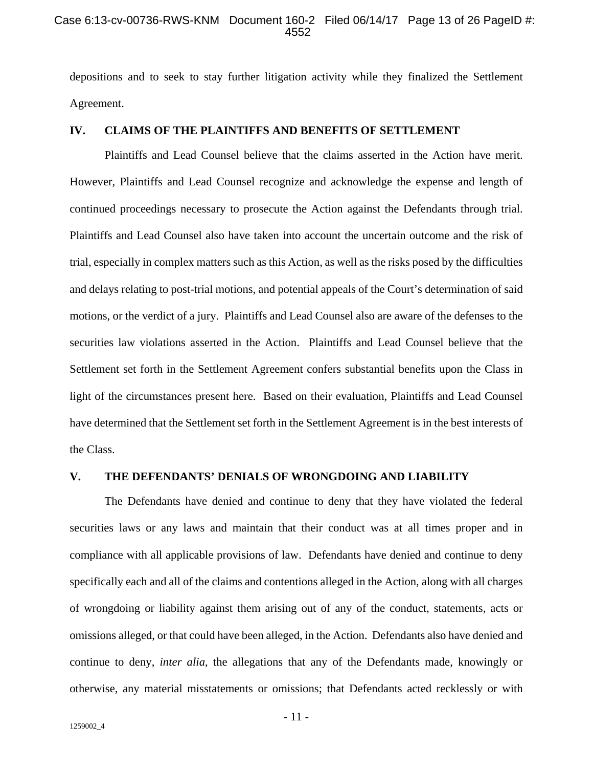depositions and to seek to stay further litigation activity while they finalized the Settlement Agreement.

## IV. CLAIMS OF THE PLAINTIFFS AND BENEFITS OF SETTLEMENT

Plaintiffs and Lead Counsel believe that the claims asserted in the Action have merit. However, Plaintiffs and Lead Counsel recognize and acknowledge the expense and length of continued proceedings necessary to prosecute the Action against the Defendants through trial. Plaintiffs and Lead Counsel also have taken into account the uncertain outcome and the risk of trial, especially in complex matters such as this Action, as well as the risks posed by the difficulties and delays relating to post-trial motions, and potential appeals of the Court's determination of said motions, or the verdict of a jury. Plaintiffs and Lead Counsel also are aware of the defenses to the securities law violations asserted in the Action. Plaintiffs and Lead Counsel believe that the Settlement set forth in the Settlement Agreement confers substantial benefits upon the Class in light of the circumstances present here. Based on their evaluation, Plaintiffs and Lead Counsel have determined that the Settlement set forth in the Settlement Agreement is in the best interests of the Class.

## V. THE DEFENDANTS' DENIALS OF WRONGDOING AND LIABILITY

The Defendants have denied and continue to deny that they have violated the federal securities laws or any laws and maintain that their conduct was at all times proper and in compliance with all applicable provisions of law. Defendants have denied and continue to deny specifically each and all of the claims and contentions alleged in the Action, along with all charges of wrongdoing or liability against them arising out of any of the conduct, statements, acts or omissions alleged, or that could have been alleged, in the Action. Defendants also have denied and continue to deny, *inter alia*, the allegations that any of the Defendants made, knowingly or otherwise, any material misstatements or omissions; that Defendants acted recklessly or with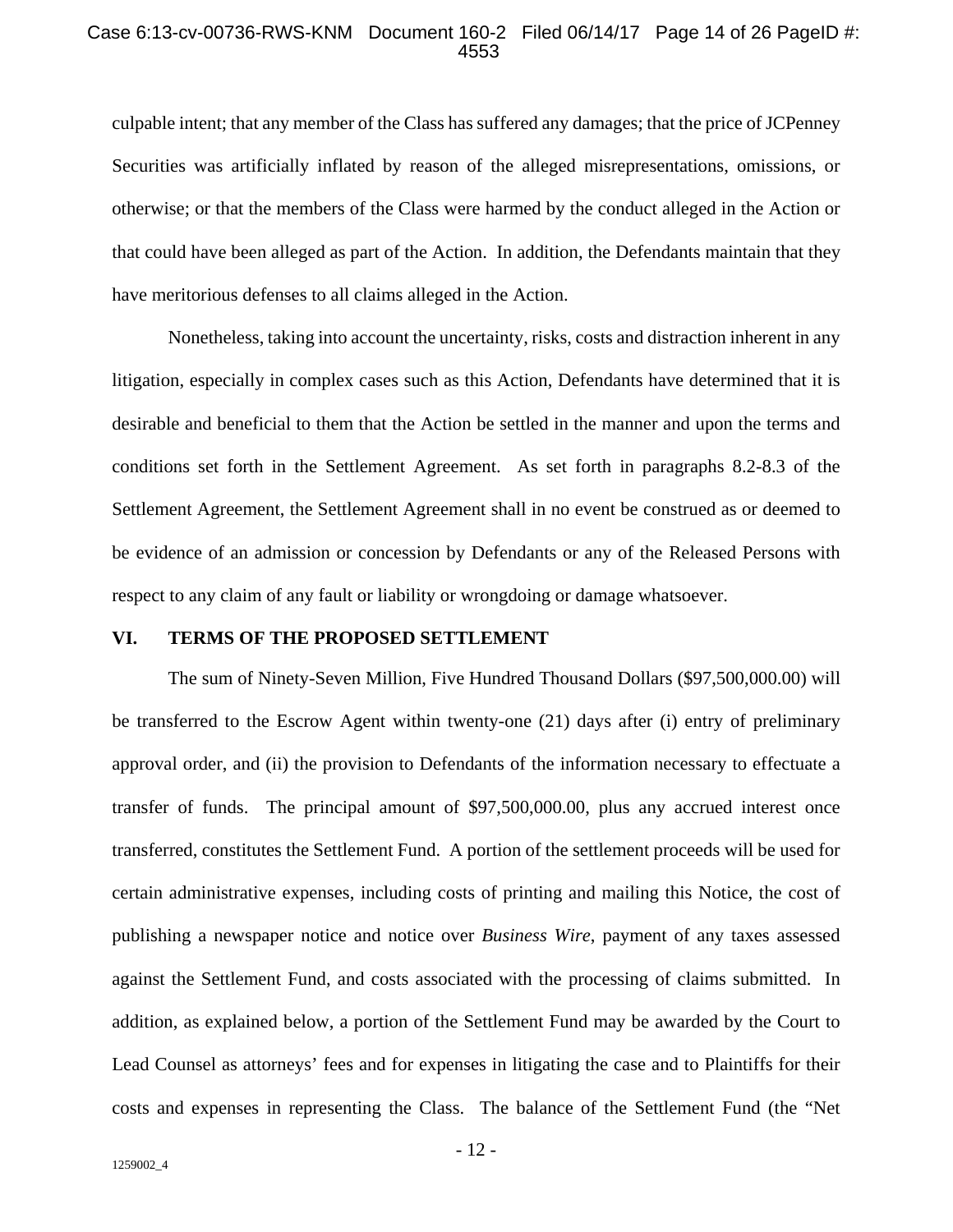culpable intent; that any member of the Class has suffered any damages; that the price of JCPenney Securities was artificially inflated by reason of the alleged misrepresentations, omissions, or otherwise; or that the members of the Class were harmed by the conduct alleged in the Action or that could have been alleged as part of the Action. In addition, the Defendants maintain that they have meritorious defenses to all claims alleged in the Action.

Nonetheless, taking into account the uncertainty, risks, costs and distraction inherent in any litigation, especially in complex cases such as this Action, Defendants have determined that it is desirable and beneficial to them that the Action be settled in the manner and upon the terms and conditions set forth in the Settlement Agreement. As set forth in paragraphs 8.2-8.3 of the Settlement Agreement, the Settlement Agreement shall in no event be construed as or deemed to be evidence of an admission or concession by Defendants or any of the Released Persons with respect to any claim of any fault or liability or wrongdoing or damage whatsoever.

## VI. TERMS OF THE PROPOSED SETTLEMENT

The sum of Ninety-Seven Million, Five Hundred Thousand Dollars ($97,500,000.00) will be transferred to the Escrow Agent within twenty-one (21) days after (i) entry of preliminary approval order, and (ii) the provision to Defendants of the information necessary to effectuate a transfer of funds. The principal amount of $97,500,000.00, plus any accrued interest once transferred, constitutes the Settlement Fund. A portion of the settlement proceeds will be used for certain administrative expenses, including costs of printing and mailing this Notice, the cost of publishing a newspaper notice and notice over *Business Wire*, payment of any taxes assessed against the Settlement Fund, and costs associated with the processing of claims submitted. In addition, as explained below, a portion of the Settlement Fund may be awarded by the Court to Lead Counsel as attorneys' fees and for expenses in litigating the case and to Plaintiffs for their costs and expenses in representing the Class. The balance of the Settlement Fund (the "Net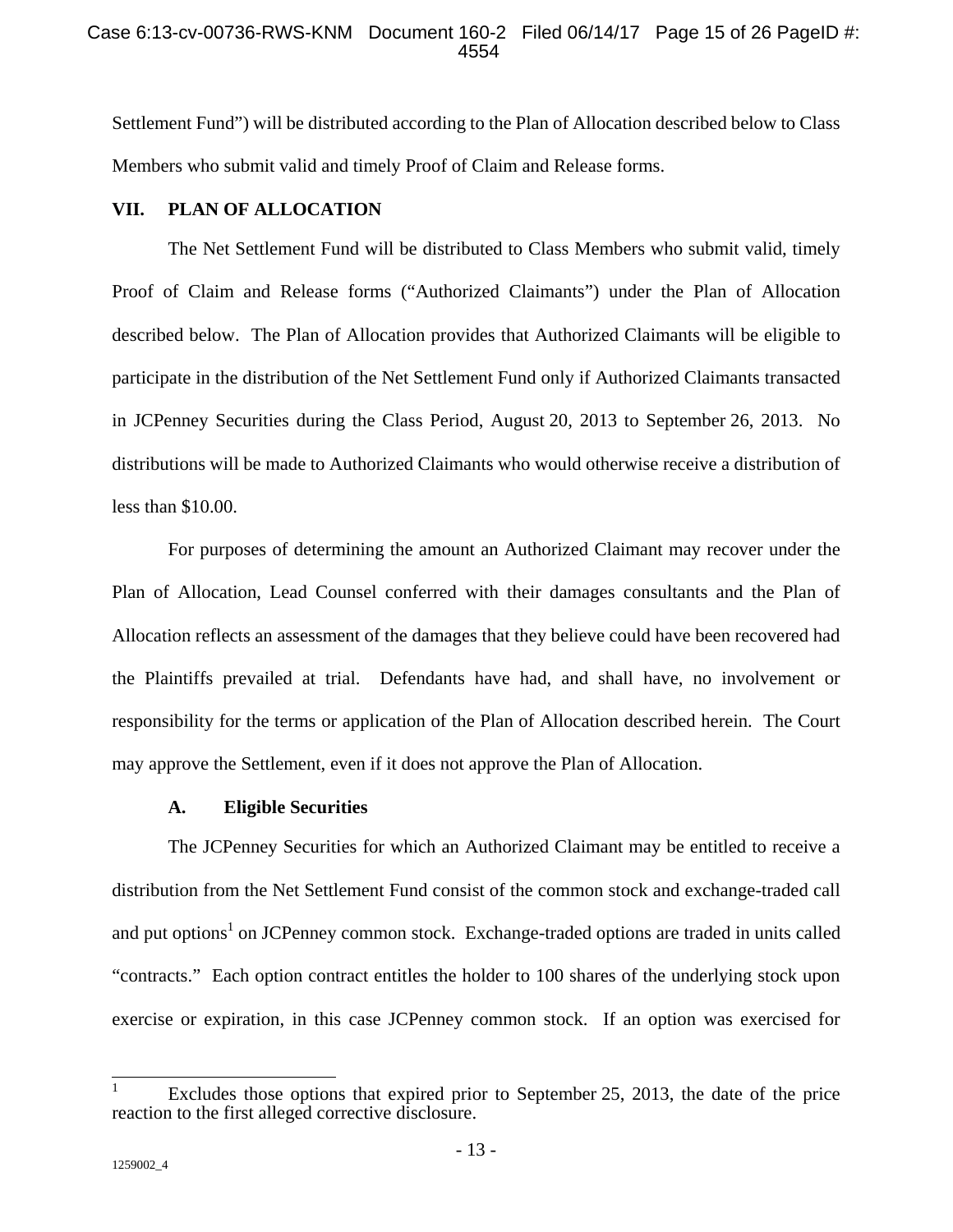Settlement Fund") will be distributed according to the Plan of Allocation described below to Class Members who submit valid and timely Proof of Claim and Release forms.

## VII. PLAN OF ALLOCATION

The Net Settlement Fund will be distributed to Class Members who submit valid, timely Proof of Claim and Release forms ("Authorized Claimants") under the Plan of Allocation described below. The Plan of Allocation provides that Authorized Claimants will be eligible to participate in the distribution of the Net Settlement Fund only if Authorized Claimants transacted in JCPenney Securities during the Class Period, August 20, 2013 to September 26, 2013. No distributions will be made to Authorized Claimants who would otherwise receive a distribution of less than $10.00.

For purposes of determining the amount an Authorized Claimant may recover under the Plan of Allocation, Lead Counsel conferred with their damages consultants and the Plan of Allocation reflects an assessment of the damages that they believe could have been recovered had the Plaintiffs prevailed at trial. Defendants have had, and shall have, no involvement or responsibility for the terms or application of the Plan of Allocation described herein. The Court may approve the Settlement, even if it does not approve the Plan of Allocation.

### A. Eligible Securities

The JCPenney Securities for which an Authorized Claimant may be entitled to receive a distribution from the Net Settlement Fund consist of the common stock and exchange-traded call and put options[1] on JCPenney common stock. Exchange-traded options are traded in units called "contracts." Each option contract entitles the holder to 100 shares of the underlying stock upon exercise or expiration, in this case JCPenney common stock. If an option was exercised for

---

[1] Excludes those options that expired prior to September 25, 2013, the date of the price reaction to the first alleged corrective disclosure.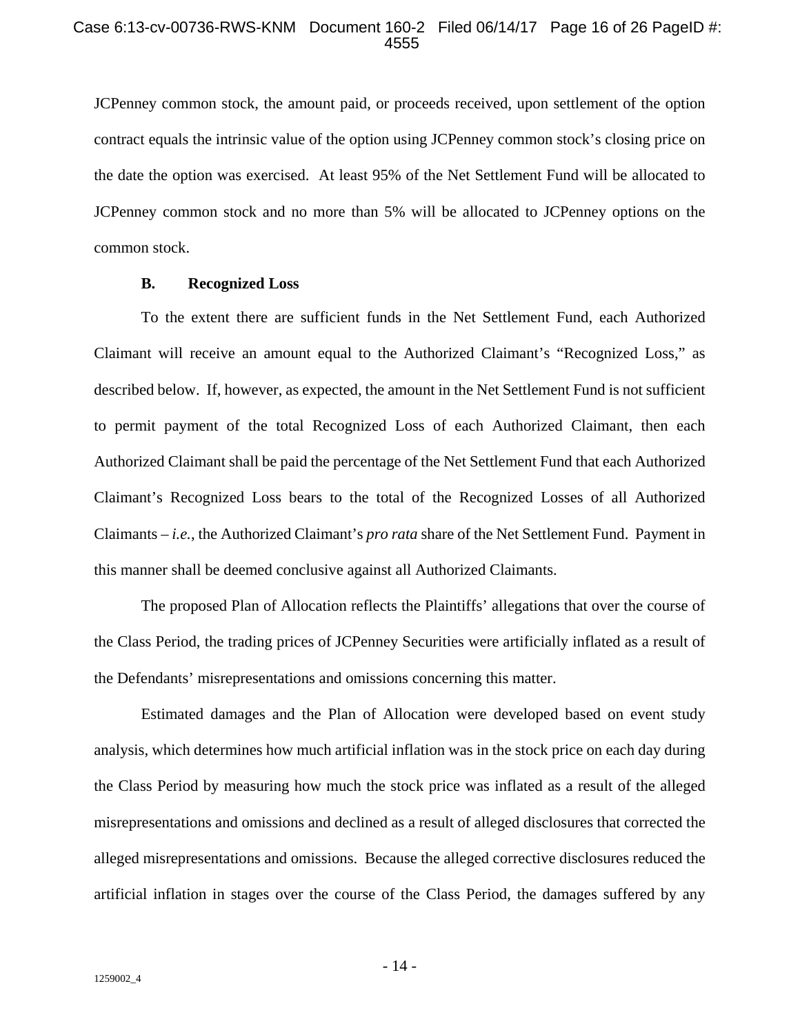JCPenney common stock, the amount paid, or proceeds received, upon settlement of the option contract equals the intrinsic value of the option using JCPenney common stock's closing price on the date the option was exercised. At least 95% of the Net Settlement Fund will be allocated to JCPenney common stock and no more than 5% will be allocated to JCPenney options on the common stock.

### B. Recognized Loss

To the extent there are sufficient funds in the Net Settlement Fund, each Authorized Claimant will receive an amount equal to the Authorized Claimant's "Recognized Loss," as described below. If, however, as expected, the amount in the Net Settlement Fund is not sufficient to permit payment of the total Recognized Loss of each Authorized Claimant, then each Authorized Claimant shall be paid the percentage of the Net Settlement Fund that each Authorized Claimant's Recognized Loss bears to the total of the Recognized Losses of all Authorized Claimants – *i.e.*, the Authorized Claimant's *pro rata* share of the Net Settlement Fund. Payment in this manner shall be deemed conclusive against all Authorized Claimants.

The proposed Plan of Allocation reflects the Plaintiffs' allegations that over the course of the Class Period, the trading prices of JCPenney Securities were artificially inflated as a result of the Defendants' misrepresentations and omissions concerning this matter.

Estimated damages and the Plan of Allocation were developed based on event study analysis, which determines how much artificial inflation was in the stock price on each day during the Class Period by measuring how much the stock price was inflated as a result of the alleged misrepresentations and omissions and declined as a result of alleged disclosures that corrected the alleged misrepresentations and omissions. Because the alleged corrective disclosures reduced the artificial inflation in stages over the course of the Class Period, the damages suffered by any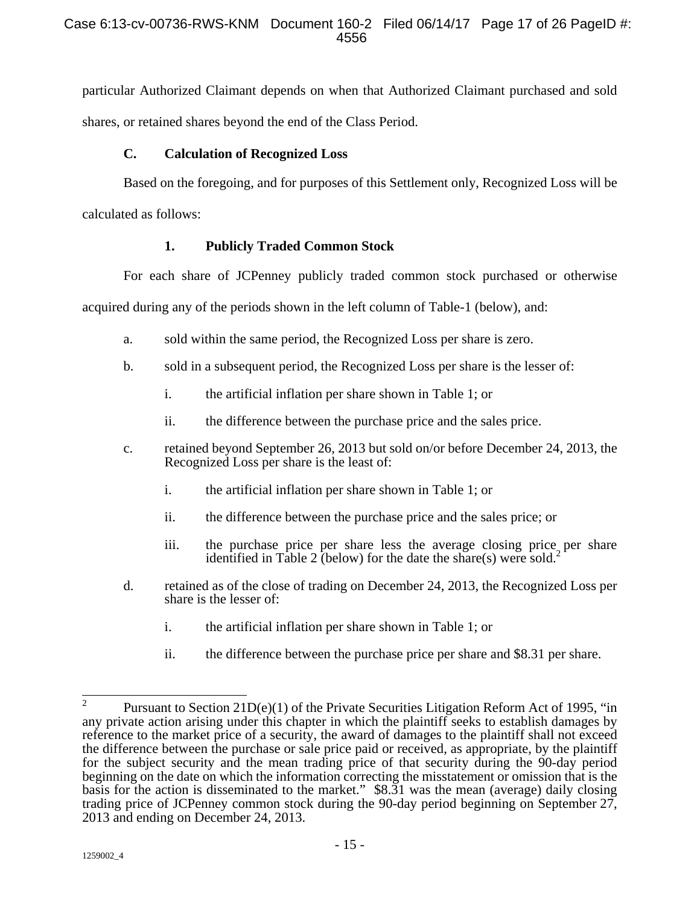particular Authorized Claimant depends on when that Authorized Claimant purchased and sold shares, or retained shares beyond the end of the Class Period.

### C. Calculation of Recognized Loss

Based on the foregoing, and for purposes of this Settlement only, Recognized Loss will be calculated as follows:

#### 1. Publicly Traded Common Stock

For each share of JCPenney publicly traded common stock purchased or otherwise acquired during any of the periods shown in the left column of Table-1 (below), and:

a. sold within the same period, the Recognized Loss per share is zero.

b. sold in a subsequent period, the Recognized Loss per share is the lesser of:

   i. the artificial inflation per share shown in Table 1; or

   ii. the difference between the purchase price and the sales price.

c. retained beyond September 26, 2013 but sold on/or before December 24, 2013, the Recognized Loss per share is the least of:

   i. the artificial inflation per share shown in Table 1; or

   ii. the difference between the purchase price and the sales price; or

   iii. the purchase price per share less the average closing price per share identified in Table 2 (below) for the date the share(s) were sold.[2]

d. retained as of the close of trading on December 24, 2013, the Recognized Loss per share is the lesser of:

   i. the artificial inflation per share shown in Table 1; or

   ii. the difference between the purchase price per share and $8.31 per share.

---

[2] Pursuant to Section 21D(e)(1) of the Private Securities Litigation Reform Act of 1995, "in any private action arising under this chapter in which the plaintiff seeks to establish damages by reference to the market price of a security, the award of damages to the plaintiff shall not exceed the difference between the purchase or sale price paid or received, as appropriate, by the plaintiff for the subject security and the mean trading price of that security during the 90-day period beginning on the date on which the information correcting the misstatement or omission that is the basis for the action is disseminated to the market." $8.31 was the mean (average) daily closing trading price of JCPenney common stock during the 90-day period beginning on September 27, 2013 and ending on December 24, 2013.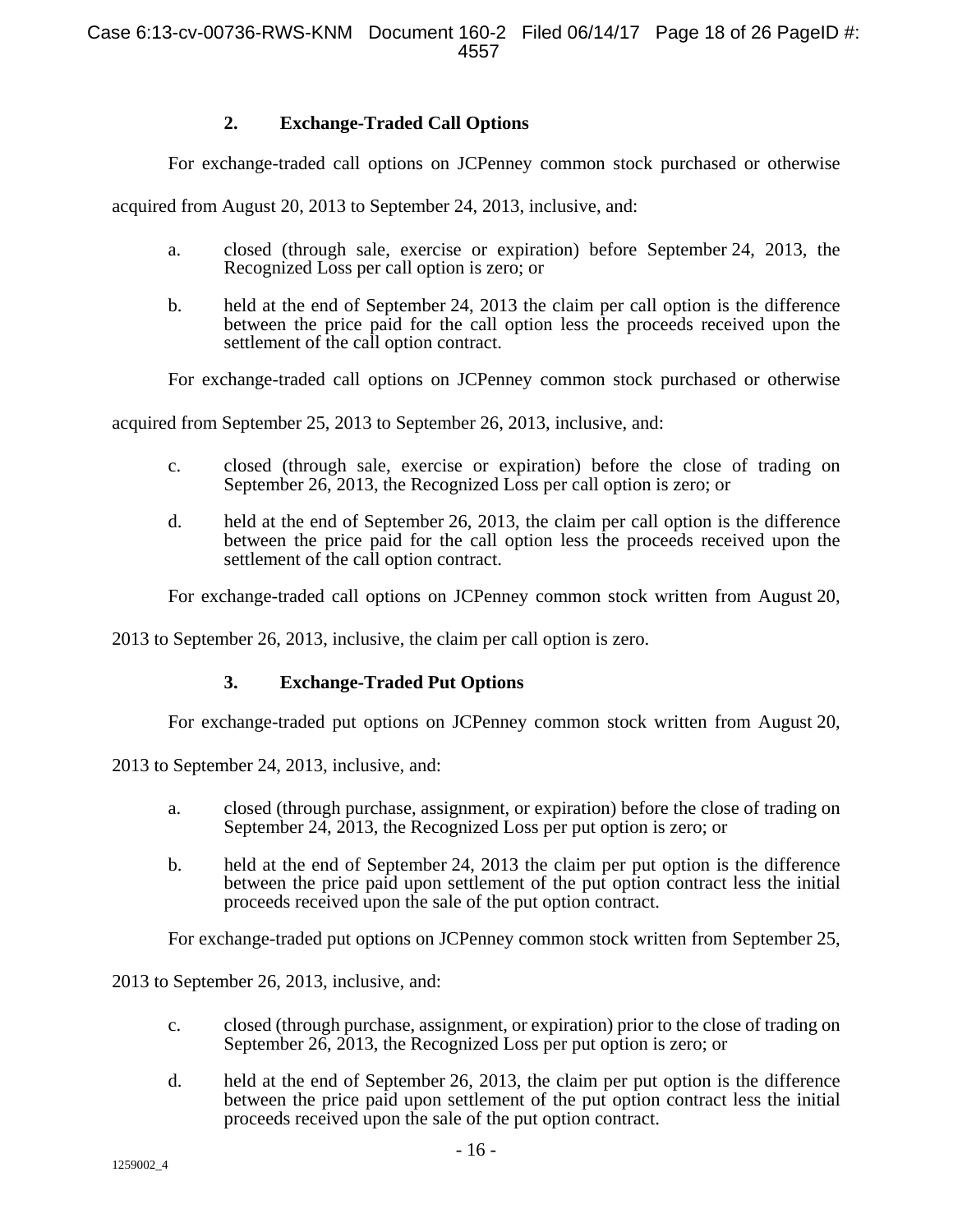### 2. Exchange-Traded Call Options

For exchange-traded call options on JCPenney common stock purchased or otherwise acquired from August 20, 2013 to September 24, 2013, inclusive, and:

a. closed (through sale, exercise or expiration) before September 24, 2013, the Recognized Loss per call option is zero; or

b. held at the end of September 24, 2013 the claim per call option is the difference between the price paid for the call option less the proceeds received upon the settlement of the call option contract.

For exchange-traded call options on JCPenney common stock purchased or otherwise acquired from September 25, 2013 to September 26, 2013, inclusive, and:

c. closed (through sale, exercise or expiration) before the close of trading on September 26, 2013, the Recognized Loss per call option is zero; or

d. held at the end of September 26, 2013, the claim per call option is the difference between the price paid for the call option less the proceeds received upon the settlement of the call option contract.

For exchange-traded call options on JCPenney common stock written from August 20, 2013 to September 26, 2013, inclusive, the claim per call option is zero.

### 3. Exchange-Traded Put Options

For exchange-traded put options on JCPenney common stock written from August 20, 2013 to September 24, 2013, inclusive, and:

a. closed (through purchase, assignment, or expiration) before the close of trading on September 24, 2013, the Recognized Loss per put option is zero; or

b. held at the end of September 24, 2013 the claim per put option is the difference between the price paid upon settlement of the put option contract less the initial proceeds received upon the sale of the put option contract.

For exchange-traded put options on JCPenney common stock written from September 25, 2013 to September 26, 2013, inclusive, and:

c. closed (through purchase, assignment, or expiration) prior to the close of trading on September 26, 2013, the Recognized Loss per put option is zero; or

d. held at the end of September 26, 2013, the claim per put option is the difference between the price paid upon settlement of the put option contract less the initial proceeds received upon the sale of the put option contract.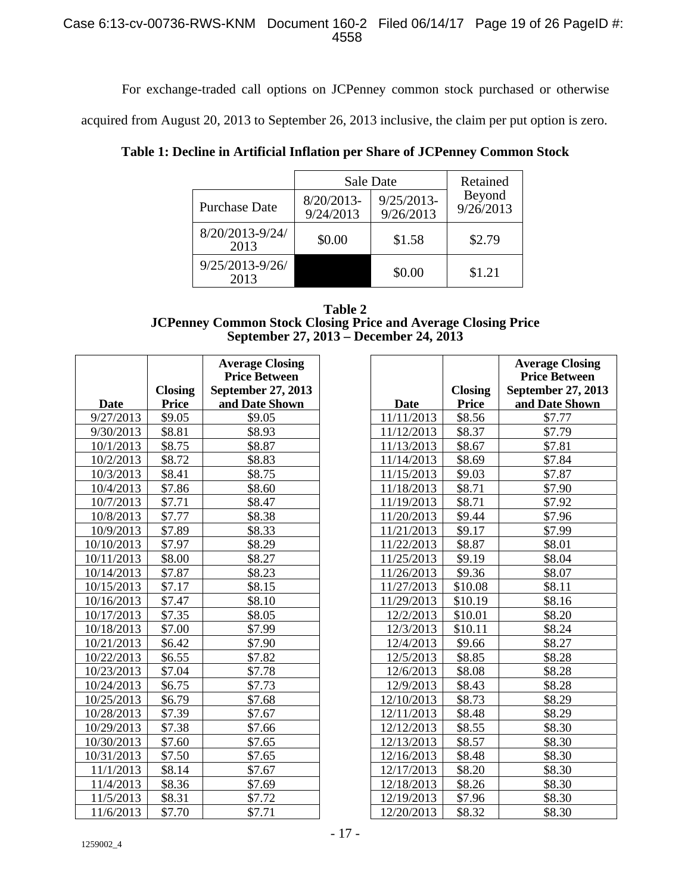For exchange-traded call options on JCPenney common stock purchased or otherwise acquired from August 20, 2013 to September 26, 2013 inclusive, the claim per put option is zero.

**Table 1: Decline in Artificial Inflation per Share of JCPenney Common Stock**

| | Sale Date | | Retained Beyond 9/26/2013 |
|---|---|---|---|
| Purchase Date | 8/20/2013-9/24/2013 | 9/25/2013-9/26/2013 | |
| 8/20/2013-9/24/2013 | \$0.00 | \$1.58 | \$2.79 |
| 9/25/2013-9/26/2013 | | \$0.00 | \$1.21 |

**Table 2**
**JCPenney Common Stock Closing Price and Average Closing Price**
**September 27, 2013 – December 24, 2013**

| Date | Closing Price | Average Closing Price Between September 27, 2013 and Date Shown |
|---|---|---|
| 9/27/2013 | \$9.05 | \$9.05 |
| 9/30/2013 | \$8.81 | \$8.93 |
| 10/1/2013 | \$8.75 | \$8.87 |
| 10/2/2013 | \$8.72 | \$8.83 |
| 10/3/2013 | \$8.41 | \$8.75 |
| 10/4/2013 | \$7.86 | \$8.60 |
| 10/7/2013 | \$7.71 | \$8.47 |
| 10/8/2013 | \$7.77 | \$8.38 |
| 10/9/2013 | \$7.89 | \$8.33 |
| 10/10/2013 | \$7.97 | \$8.29 |
| 10/11/2013 | \$8.00 | \$8.27 |
| 10/14/2013 | \$7.87 | \$8.23 |
| 10/15/2013 | \$7.17 | \$8.15 |
| 10/16/2013 | \$7.47 | \$8.10 |
| 10/17/2013 | \$7.35 | \$8.05 |
| 10/18/2013 | \$7.00 | \$7.99 |
| 10/21/2013 | \$6.42 | \$7.90 |
| 10/22/2013 | \$6.55 | \$7.82 |
| 10/23/2013 | \$7.04 | \$7.78 |
| 10/24/2013 | \$6.75 | \$7.73 |
| 10/25/2013 | \$6.79 | \$7.68 |
| 10/28/2013 | \$7.39 | \$7.67 |
| 10/29/2013 | \$7.38 | \$7.66 |
| 10/30/2013 | \$7.60 | \$7.65 |
| 10/31/2013 | \$7.50 | \$7.65 |
| 11/1/2013 | \$8.14 | \$7.67 |
| 11/4/2013 | \$8.36 | \$7.69 |
| 11/5/2013 | \$8.31 | \$7.72 |
| 11/6/2013 | \$7.70 | \$7.71 |
| 11/11/2013 | \$8.56 | \$7.77 |
| 11/12/2013 | \$8.37 | \$7.79 |
| 11/13/2013 | \$8.67 | \$7.81 |
| 11/14/2013 | \$8.69 | \$7.84 |
| 11/15/2013 | \$9.03 | \$7.87 |
| 11/18/2013 | \$8.71 | \$7.90 |
| 11/19/2013 | \$8.71 | \$7.92 |
| 11/20/2013 | \$9.44 | \$7.96 |
| 11/21/2013 | \$9.17 | \$7.99 |
| 11/22/2013 | \$8.87 | \$8.01 |
| 11/25/2013 | \$9.19 | \$8.04 |
| 11/26/2013 | \$9.36 | \$8.07 |
| 11/27/2013 | \$10.08 | \$8.11 |
| 11/29/2013 | \$10.19 | \$8.16 |
| 12/2/2013 | \$10.01 | \$8.20 |
| 12/3/2013 | \$10.11 | \$8.24 |
| 12/4/2013 | \$9.66 | \$8.27 |
| 12/5/2013 | \$8.85 | \$8.28 |
| 12/6/2013 | \$8.08 | \$8.28 |
| 12/9/2013 | \$8.43 | \$8.28 |
| 12/10/2013 | \$8.73 | \$8.29 |
| 12/11/2013 | \$8.48 | \$8.29 |
| 12/12/2013 | \$8.55 | \$8.30 |
| 12/13/2013 | \$8.57 | \$8.30 |
| 12/16/2013 | \$8.48 | \$8.30 |
| 12/17/2013 | \$8.20 | \$8.30 |
| 12/18/2013 | \$8.26 | \$8.30 |
| 12/19/2013 | \$7.96 | \$8.30 |
| 12/20/2013 | \$8.32 | \$8.30 |

1259002_4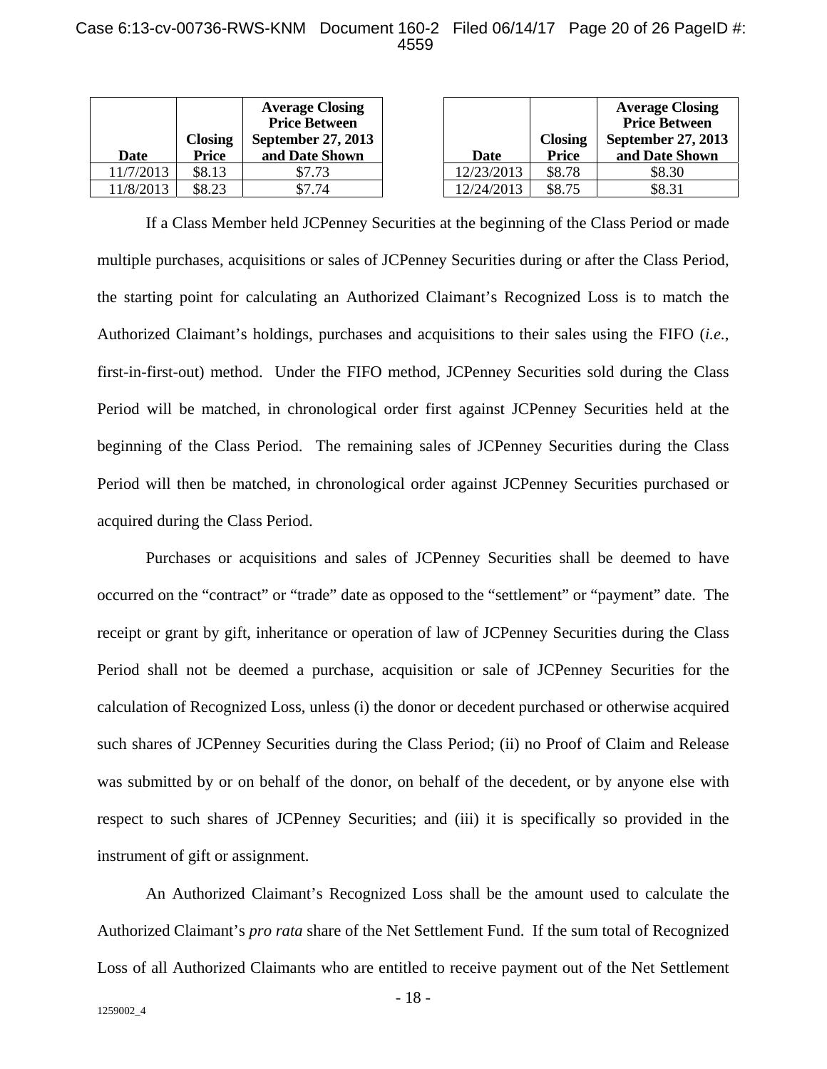| Date | Closing Price | Average Closing Price Between September 27, 2013 and Date Shown |
|---|---|---|
| 11/7/2013 | $8.13 | $7.73 |
| 11/8/2013 | $8.23 | $7.74 |

| Date | Closing Price | Average Closing Price Between September 27, 2013 and Date Shown |
|---|---|---|
| 12/23/2013 | $8.78 | $8.30 |
| 12/24/2013 | $8.75 | $8.31 |

If a Class Member held JCPenney Securities at the beginning of the Class Period or made multiple purchases, acquisitions or sales of JCPenney Securities during or after the Class Period, the starting point for calculating an Authorized Claimant's Recognized Loss is to match the Authorized Claimant's holdings, purchases and acquisitions to their sales using the FIFO (*i.e.*, first-in-first-out) method. Under the FIFO method, JCPenney Securities sold during the Class Period will be matched, in chronological order first against JCPenney Securities held at the beginning of the Class Period. The remaining sales of JCPenney Securities during the Class Period will then be matched, in chronological order against JCPenney Securities purchased or acquired during the Class Period.

Purchases or acquisitions and sales of JCPenney Securities shall be deemed to have occurred on the "contract" or "trade" date as opposed to the "settlement" or "payment" date. The receipt or grant by gift, inheritance or operation of law of JCPenney Securities during the Class Period shall not be deemed a purchase, acquisition or sale of JCPenney Securities for the calculation of Recognized Loss, unless (i) the donor or decedent purchased or otherwise acquired such shares of JCPenney Securities during the Class Period; (ii) no Proof of Claim and Release was submitted by or on behalf of the donor, on behalf of the decedent, or by anyone else with respect to such shares of JCPenney Securities; and (iii) it is specifically so provided in the instrument of gift or assignment.

An Authorized Claimant's Recognized Loss shall be the amount used to calculate the Authorized Claimant's *pro rata* share of the Net Settlement Fund. If the sum total of Recognized Loss of all Authorized Claimants who are entitled to receive payment out of the Net Settlement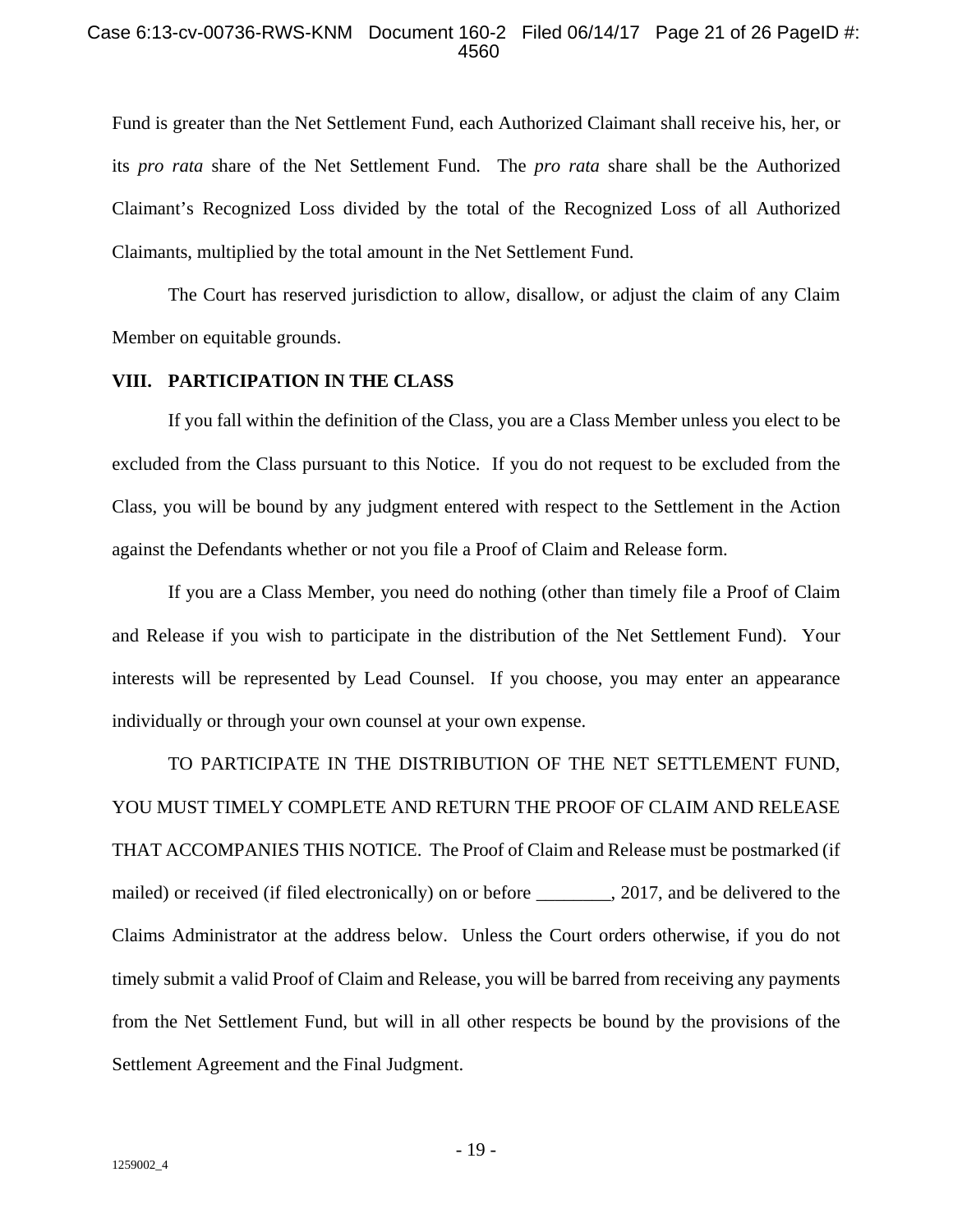Fund is greater than the Net Settlement Fund, each Authorized Claimant shall receive his, her, or its *pro rata* share of the Net Settlement Fund. The *pro rata* share shall be the Authorized Claimant's Recognized Loss divided by the total of the Recognized Loss of all Authorized Claimants, multiplied by the total amount in the Net Settlement Fund.

The Court has reserved jurisdiction to allow, disallow, or adjust the claim of any Claim Member on equitable grounds.

## VIII. PARTICIPATION IN THE CLASS

If you fall within the definition of the Class, you are a Class Member unless you elect to be excluded from the Class pursuant to this Notice. If you do not request to be excluded from the Class, you will be bound by any judgment entered with respect to the Settlement in the Action against the Defendants whether or not you file a Proof of Claim and Release form.

If you are a Class Member, you need do nothing (other than timely file a Proof of Claim and Release if you wish to participate in the distribution of the Net Settlement Fund). Your interests will be represented by Lead Counsel. If you choose, you may enter an appearance individually or through your own counsel at your own expense.

TO PARTICIPATE IN THE DISTRIBUTION OF THE NET SETTLEMENT FUND, YOU MUST TIMELY COMPLETE AND RETURN THE PROOF OF CLAIM AND RELEASE THAT ACCOMPANIES THIS NOTICE. The Proof of Claim and Release must be postmarked (if mailed) or received (if filed electronically) on or before ________, 2017, and be delivered to the Claims Administrator at the address below. Unless the Court orders otherwise, if you do not timely submit a valid Proof of Claim and Release, you will be barred from receiving any payments from the Net Settlement Fund, but will in all other respects be bound by the provisions of the Settlement Agreement and the Final Judgment.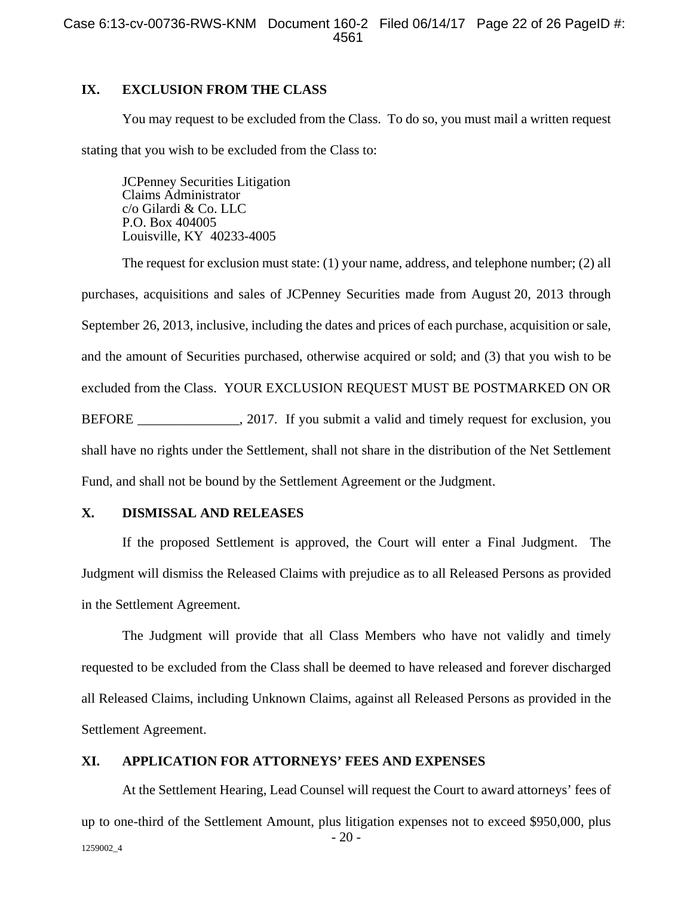## IX. EXCLUSION FROM THE CLASS

You may request to be excluded from the Class. To do so, you must mail a written request stating that you wish to be excluded from the Class to:

JCPenney Securities Litigation
Claims Administrator
c/o Gilardi & Co. LLC
P.O. Box 404005
Louisville, KY 40233-4005

The request for exclusion must state: (1) your name, address, and telephone number; (2) all purchases, acquisitions and sales of JCPenney Securities made from August 20, 2013 through September 26, 2013, inclusive, including the dates and prices of each purchase, acquisition or sale, and the amount of Securities purchased, otherwise acquired or sold; and (3) that you wish to be excluded from the Class. YOUR EXCLUSION REQUEST MUST BE POSTMARKED ON OR BEFORE _______________, 2017. If you submit a valid and timely request for exclusion, you shall have no rights under the Settlement, shall not share in the distribution of the Net Settlement Fund, and shall not be bound by the Settlement Agreement or the Judgment.

## X. DISMISSAL AND RELEASES

If the proposed Settlement is approved, the Court will enter a Final Judgment. The Judgment will dismiss the Released Claims with prejudice as to all Released Persons as provided in the Settlement Agreement.

The Judgment will provide that all Class Members who have not validly and timely requested to be excluded from the Class shall be deemed to have released and forever discharged all Released Claims, including Unknown Claims, against all Released Persons as provided in the Settlement Agreement.

## XI. APPLICATION FOR ATTORNEYS' FEES AND EXPENSES

At the Settlement Hearing, Lead Counsel will request the Court to award attorneys' fees of up to one-third of the Settlement Amount, plus litigation expenses not to exceed $950,000, plus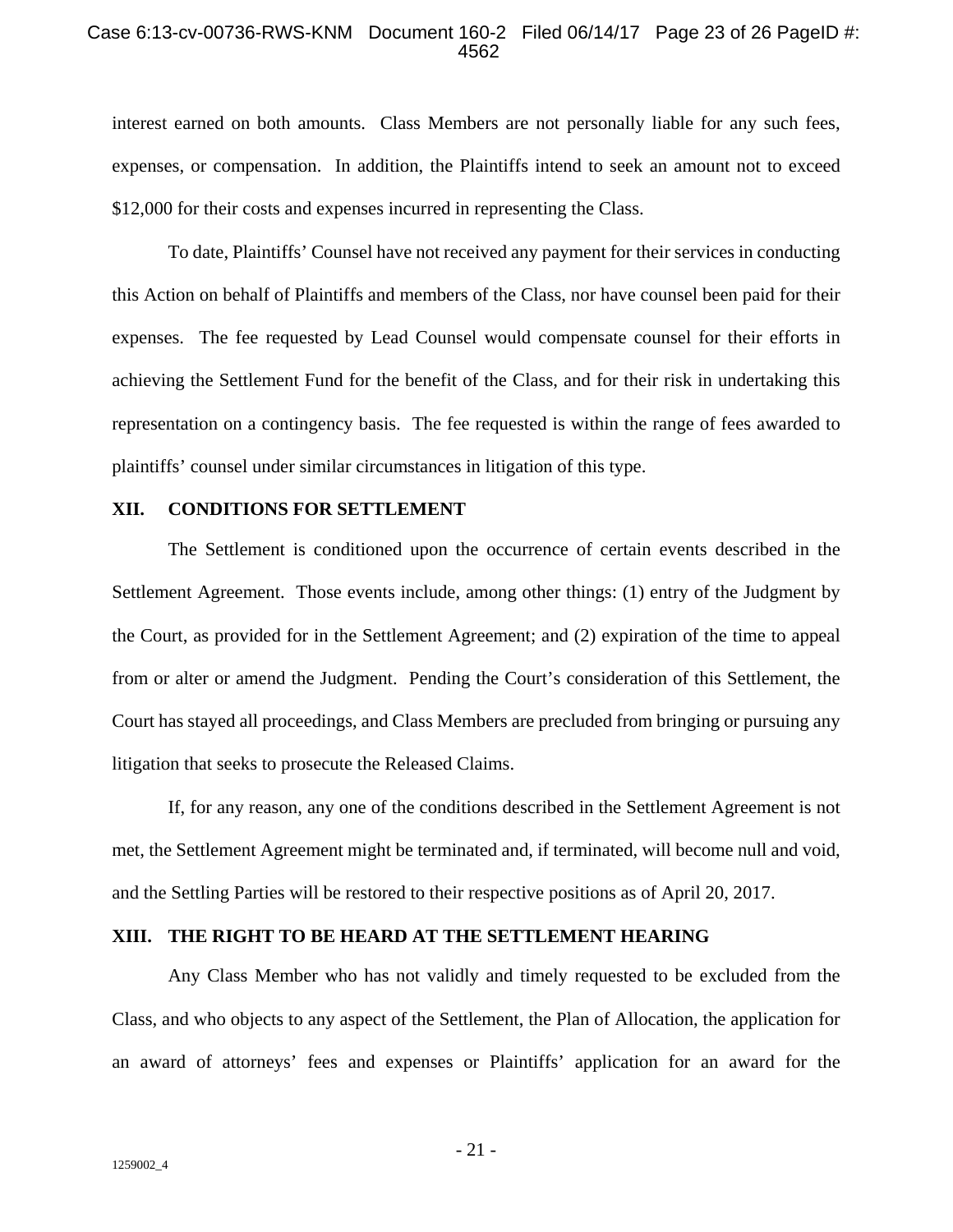interest earned on both amounts. Class Members are not personally liable for any such fees, expenses, or compensation. In addition, the Plaintiffs intend to seek an amount not to exceed $12,000 for their costs and expenses incurred in representing the Class.

To date, Plaintiffs' Counsel have not received any payment for their services in conducting this Action on behalf of Plaintiffs and members of the Class, nor have counsel been paid for their expenses. The fee requested by Lead Counsel would compensate counsel for their efforts in achieving the Settlement Fund for the benefit of the Class, and for their risk in undertaking this representation on a contingency basis. The fee requested is within the range of fees awarded to plaintiffs' counsel under similar circumstances in litigation of this type.

## XII. CONDITIONS FOR SETTLEMENT

The Settlement is conditioned upon the occurrence of certain events described in the Settlement Agreement. Those events include, among other things: (1) entry of the Judgment by the Court, as provided for in the Settlement Agreement; and (2) expiration of the time to appeal from or alter or amend the Judgment. Pending the Court's consideration of this Settlement, the Court has stayed all proceedings, and Class Members are precluded from bringing or pursuing any litigation that seeks to prosecute the Released Claims.

If, for any reason, any one of the conditions described in the Settlement Agreement is not met, the Settlement Agreement might be terminated and, if terminated, will become null and void, and the Settling Parties will be restored to their respective positions as of April 20, 2017.

## XIII. THE RIGHT TO BE HEARD AT THE SETTLEMENT HEARING

Any Class Member who has not validly and timely requested to be excluded from the Class, and who objects to any aspect of the Settlement, the Plan of Allocation, the application for an award of attorneys' fees and expenses or Plaintiffs' application for an award for the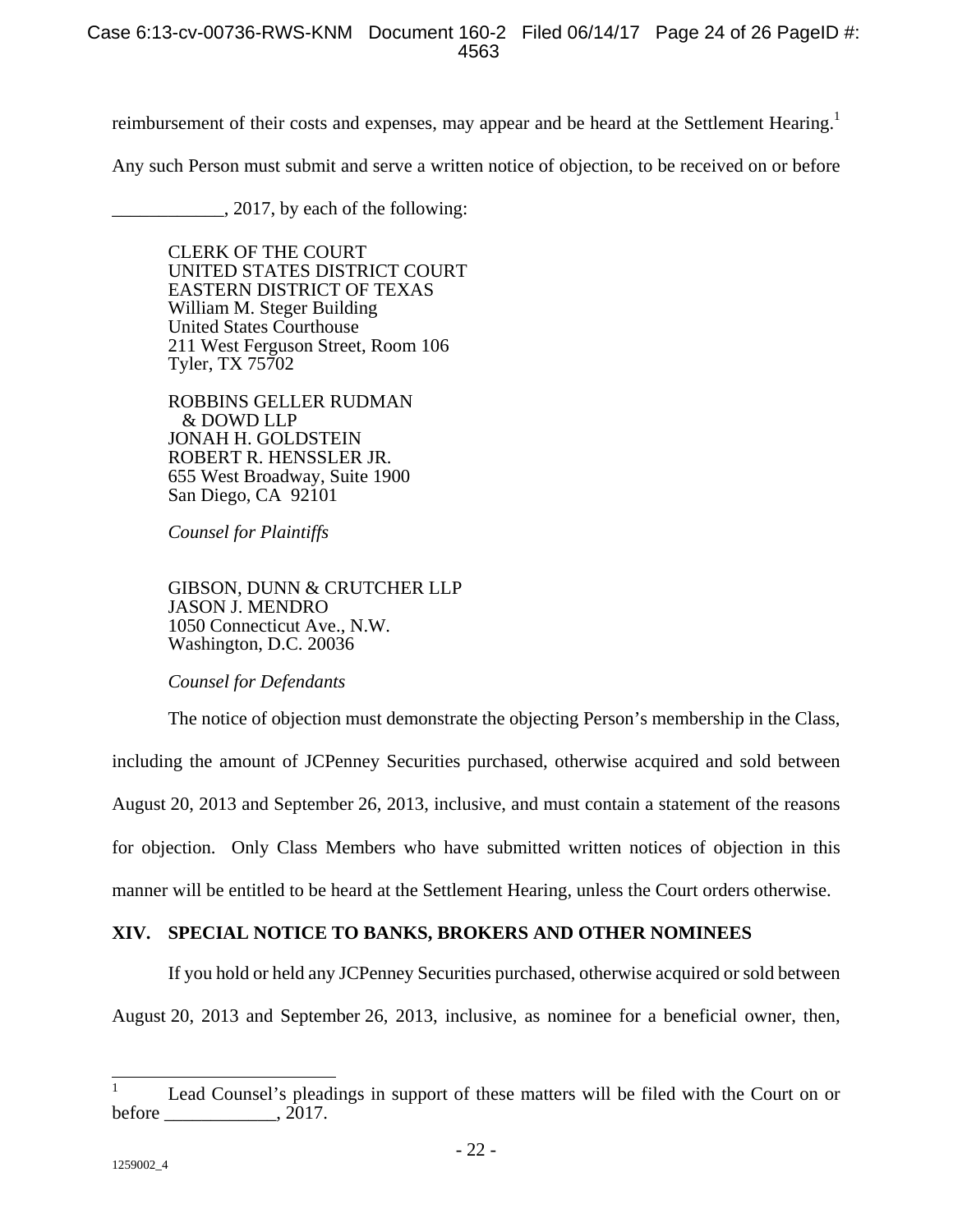reimbursement of their costs and expenses, may appear and be heard at the Settlement Hearing.[1] Any such Person must submit and serve a written notice of objection, to be received on or before ____________, 2017, by each of the following:

CLERK OF THE COURT
UNITED STATES DISTRICT COURT
EASTERN DISTRICT OF TEXAS
William M. Steger Building
United States Courthouse
211 West Ferguson Street, Room 106
Tyler, TX 75702

ROBBINS GELLER RUDMAN
& DOWD LLP
JONAH H. GOLDSTEIN
ROBERT R. HENSSLER JR.
655 West Broadway, Suite 1900
San Diego, CA 92101

*Counsel for Plaintiffs*

GIBSON, DUNN & CRUTCHER LLP
JASON J. MENDRO
1050 Connecticut Ave., N.W.
Washington, D.C. 20036

*Counsel for Defendants*

The notice of objection must demonstrate the objecting Person's membership in the Class, including the amount of JCPenney Securities purchased, otherwise acquired and sold between August 20, 2013 and September 26, 2013, inclusive, and must contain a statement of the reasons for objection. Only Class Members who have submitted written notices of objection in this manner will be entitled to be heard at the Settlement Hearing, unless the Court orders otherwise.

## XIV. SPECIAL NOTICE TO BANKS, BROKERS AND OTHER NOMINEES

If you hold or held any JCPenney Securities purchased, otherwise acquired or sold between August 20, 2013 and September 26, 2013, inclusive, as nominee for a beneficial owner, then,

---

[1] Lead Counsel's pleadings in support of these matters will be filed with the Court on or before ____________, 2017.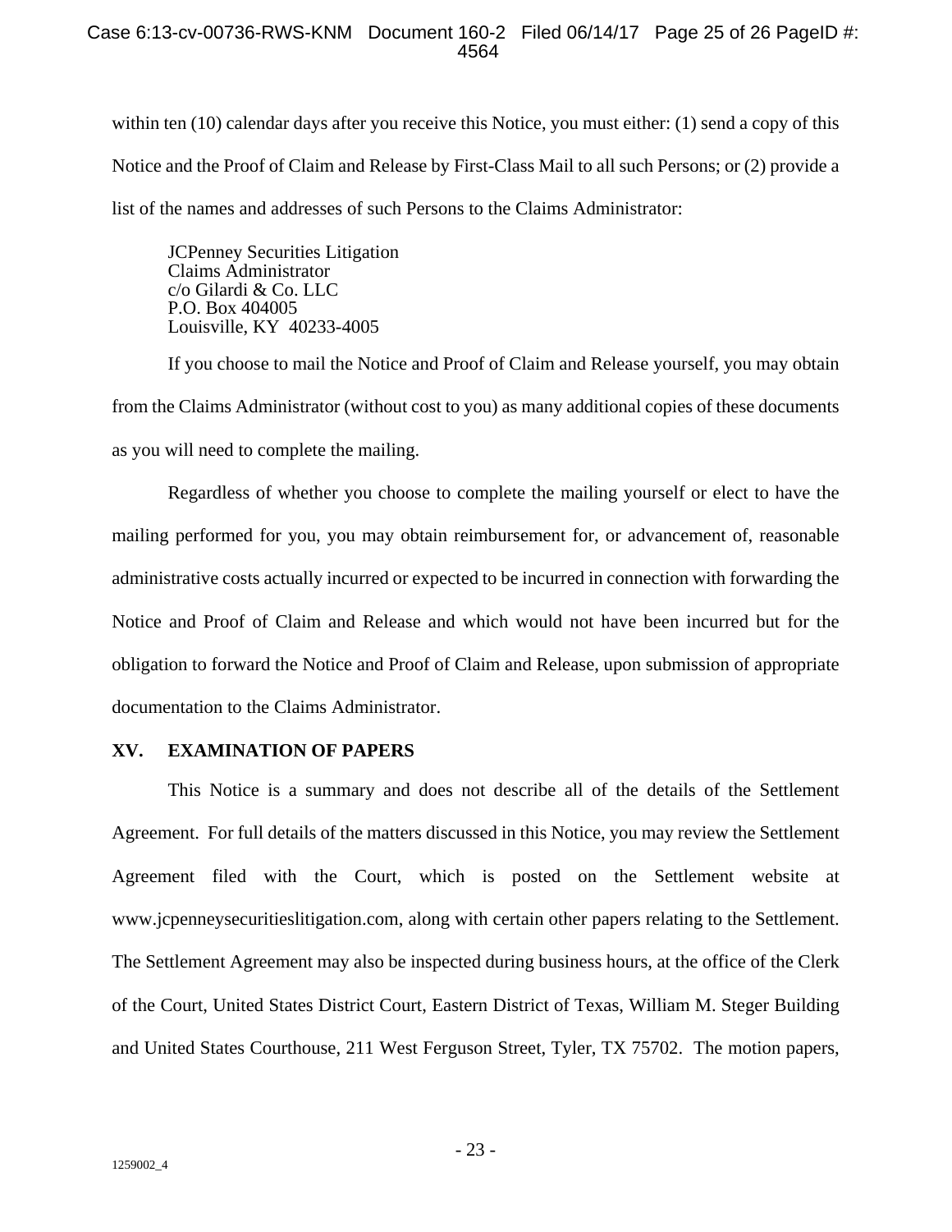within ten (10) calendar days after you receive this Notice, you must either: (1) send a copy of this Notice and the Proof of Claim and Release by First-Class Mail to all such Persons; or (2) provide a list of the names and addresses of such Persons to the Claims Administrator:

JCPenney Securities Litigation
Claims Administrator
c/o Gilardi & Co. LLC
P.O. Box 404005
Louisville, KY 40233-4005

If you choose to mail the Notice and Proof of Claim and Release yourself, you may obtain from the Claims Administrator (without cost to you) as many additional copies of these documents as you will need to complete the mailing.

Regardless of whether you choose to complete the mailing yourself or elect to have the mailing performed for you, you may obtain reimbursement for, or advancement of, reasonable administrative costs actually incurred or expected to be incurred in connection with forwarding the Notice and Proof of Claim and Release and which would not have been incurred but for the obligation to forward the Notice and Proof of Claim and Release, upon submission of appropriate documentation to the Claims Administrator.

## XV. EXAMINATION OF PAPERS

This Notice is a summary and does not describe all of the details of the Settlement Agreement. For full details of the matters discussed in this Notice, you may review the Settlement Agreement filed with the Court, which is posted on the Settlement website at www.jcpenneysecuritieslitigation.com, along with certain other papers relating to the Settlement. The Settlement Agreement may also be inspected during business hours, at the office of the Clerk of the Court, United States District Court, Eastern District of Texas, William M. Steger Building and United States Courthouse, 211 West Ferguson Street, Tyler, TX 75702. The motion papers,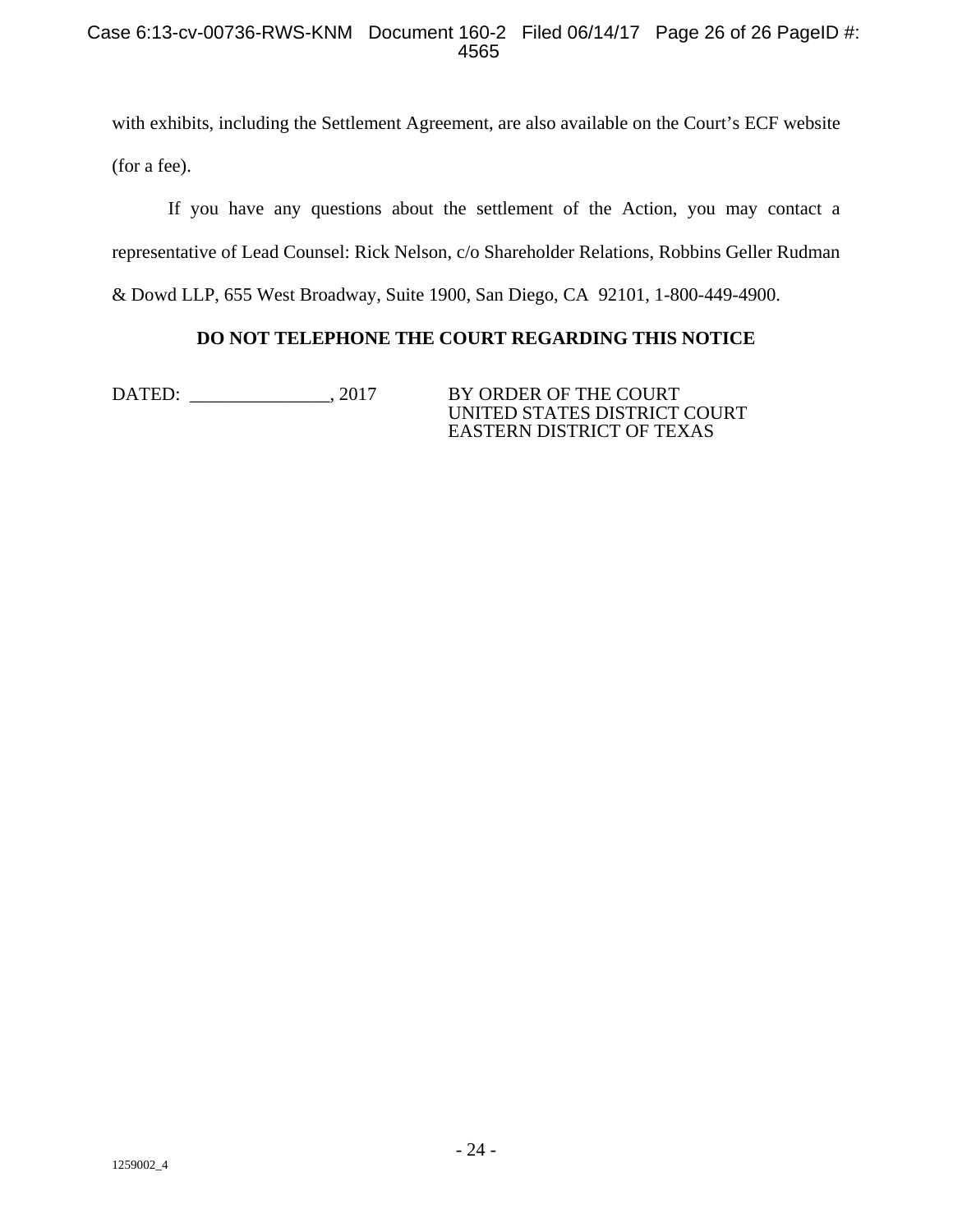with exhibits, including the Settlement Agreement, are also available on the Court's ECF website (for a fee).

If you have any questions about the settlement of the Action, you may contact a representative of Lead Counsel: Rick Nelson, c/o Shareholder Relations, Robbins Geller Rudman & Dowd LLP, 655 West Broadway, Suite 1900, San Diego, CA 92101, 1-800-449-4900.

**DO NOT TELEPHONE THE COURT REGARDING THIS NOTICE**

DATED: _______________, 2017

BY ORDER OF THE COURT
UNITED STATES DISTRICT COURT
EASTERN DISTRICT OF TEXAS

1259002_4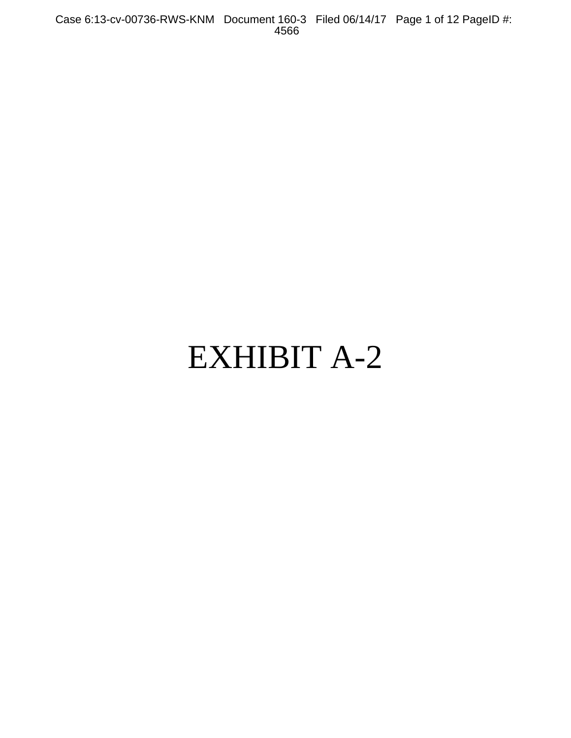# EXHIBIT A-2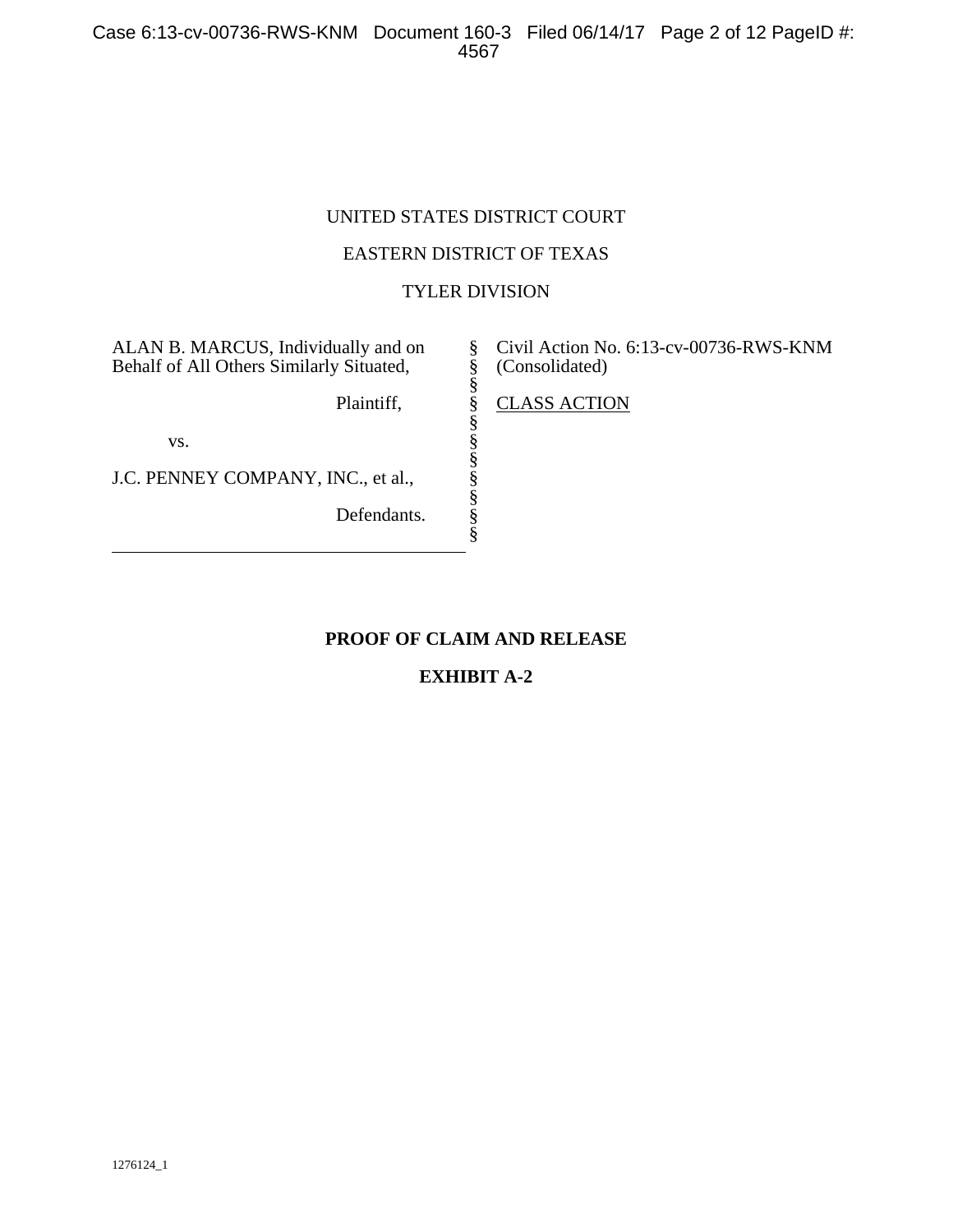UNITED STATES DISTRICT COURT

EASTERN DISTRICT OF TEXAS

TYLER DIVISION

| | | |
|---|---|---|
| ALAN B. MARCUS, Individually and on Behalf of All Others Similarly Situated, | § | Civil Action No. 6:13-cv-00736-RWS-KNM (Consolidated) |
| Plaintiff, | § | CLASS ACTION |
| vs. | § | |
| J.C. PENNEY COMPANY, INC., et al., | § | |
| Defendants. | § | |

**PROOF OF CLAIM AND RELEASE**

**EXHIBIT A-2**

1276124_1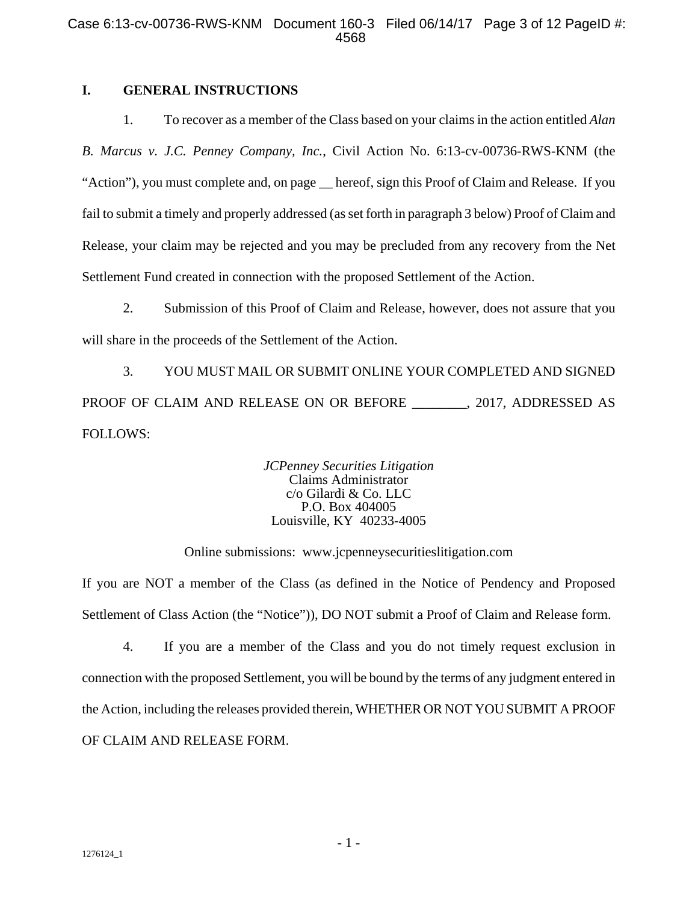## I. GENERAL INSTRUCTIONS

1. To recover as a member of the Class based on your claims in the action entitled *Alan B. Marcus v. J.C. Penney Company, Inc.*, Civil Action No. 6:13-cv-00736-RWS-KNM (the "Action"), you must complete and, on page __ hereof, sign this Proof of Claim and Release. If you fail to submit a timely and properly addressed (as set forth in paragraph 3 below) Proof of Claim and Release, your claim may be rejected and you may be precluded from any recovery from the Net Settlement Fund created in connection with the proposed Settlement of the Action.

2. Submission of this Proof of Claim and Release, however, does not assure that you will share in the proceeds of the Settlement of the Action.

3. YOU MUST MAIL OR SUBMIT ONLINE YOUR COMPLETED AND SIGNED PROOF OF CLAIM AND RELEASE ON OR BEFORE ________, 2017, ADDRESSED AS FOLLOWS:

*JCPenney Securities Litigation*
Claims Administrator
c/o Gilardi & Co. LLC
P.O. Box 404005
Louisville, KY 40233-4005

Online submissions: www.jcpenneysecuritieslitigation.com

If you are NOT a member of the Class (as defined in the Notice of Pendency and Proposed Settlement of Class Action (the "Notice")), DO NOT submit a Proof of Claim and Release form.

4. If you are a member of the Class and you do not timely request exclusion in connection with the proposed Settlement, you will be bound by the terms of any judgment entered in the Action, including the releases provided therein, WHETHER OR NOT YOU SUBMIT A PROOF OF CLAIM AND RELEASE FORM.

1276124_1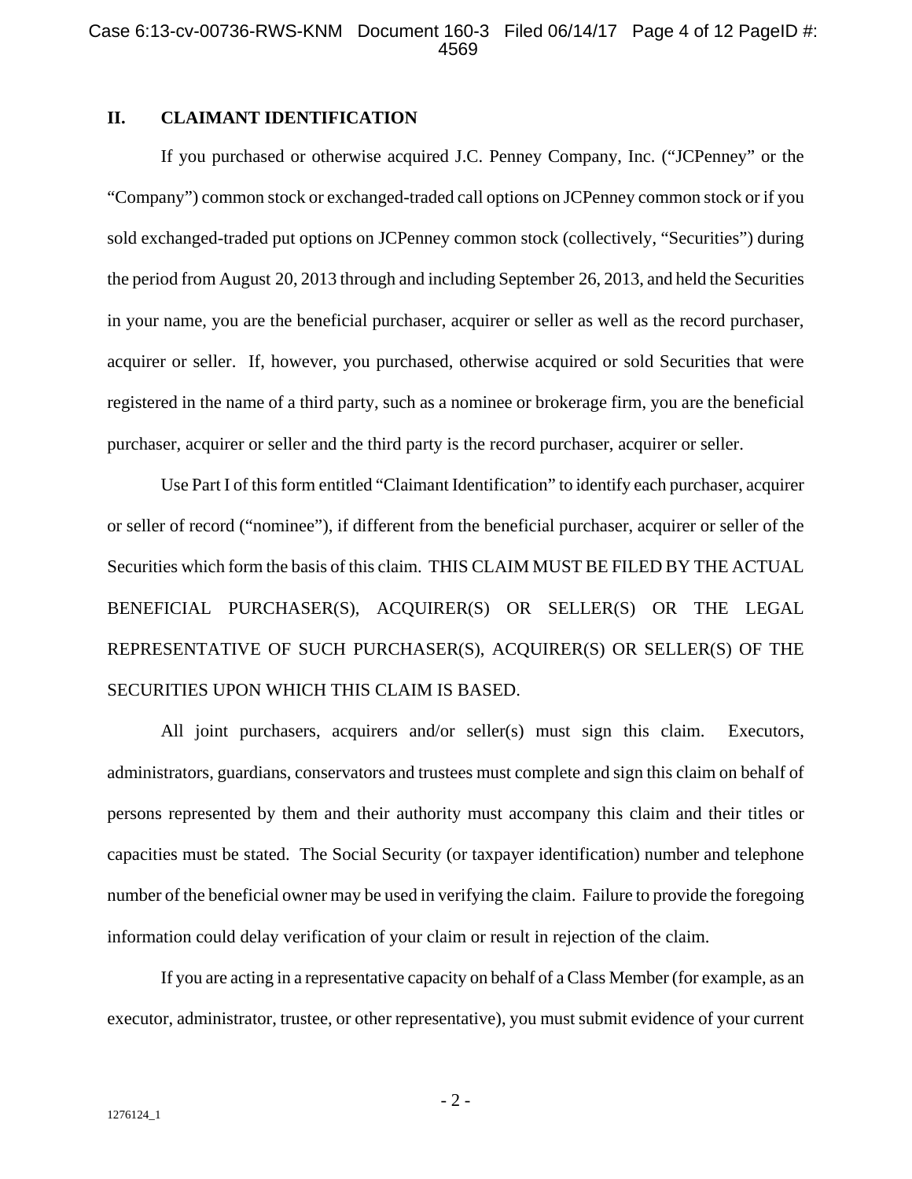## II. CLAIMANT IDENTIFICATION

If you purchased or otherwise acquired J.C. Penney Company, Inc. ("JCPenney" or the "Company") common stock or exchanged-traded call options on JCPenney common stock or if you sold exchanged-traded put options on JCPenney common stock (collectively, "Securities") during the period from August 20, 2013 through and including September 26, 2013, and held the Securities in your name, you are the beneficial purchaser, acquirer or seller as well as the record purchaser, acquirer or seller. If, however, you purchased, otherwise acquired or sold Securities that were registered in the name of a third party, such as a nominee or brokerage firm, you are the beneficial purchaser, acquirer or seller and the third party is the record purchaser, acquirer or seller.

Use Part I of this form entitled "Claimant Identification" to identify each purchaser, acquirer or seller of record ("nominee"), if different from the beneficial purchaser, acquirer or seller of the Securities which form the basis of this claim. THIS CLAIM MUST BE FILED BY THE ACTUAL BENEFICIAL PURCHASER(S), ACQUIRER(S) OR SELLER(S) OR THE LEGAL REPRESENTATIVE OF SUCH PURCHASER(S), ACQUIRER(S) OR SELLER(S) OF THE SECURITIES UPON WHICH THIS CLAIM IS BASED.

All joint purchasers, acquirers and/or seller(s) must sign this claim. Executors, administrators, guardians, conservators and trustees must complete and sign this claim on behalf of persons represented by them and their authority must accompany this claim and their titles or capacities must be stated. The Social Security (or taxpayer identification) number and telephone number of the beneficial owner may be used in verifying the claim. Failure to provide the foregoing information could delay verification of your claim or result in rejection of the claim.

If you are acting in a representative capacity on behalf of a Class Member (for example, as an executor, administrator, trustee, or other representative), you must submit evidence of your current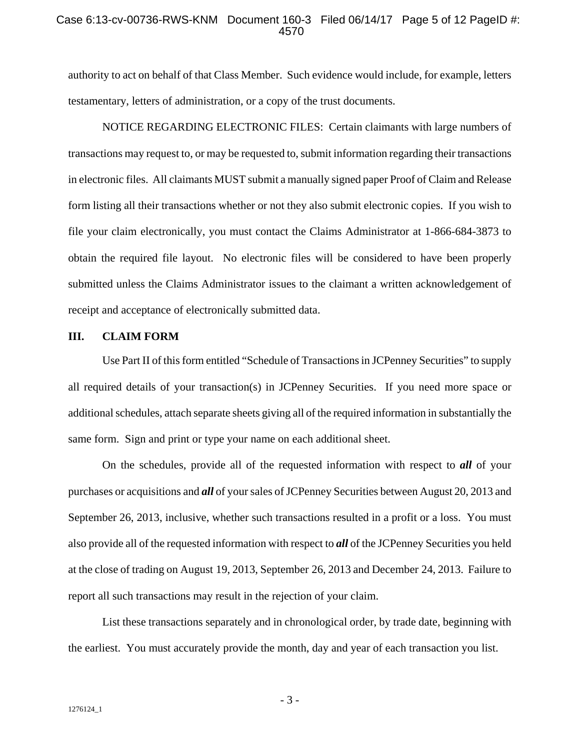authority to act on behalf of that Class Member. Such evidence would include, for example, letters testamentary, letters of administration, or a copy of the trust documents.

NOTICE REGARDING ELECTRONIC FILES: Certain claimants with large numbers of transactions may request to, or may be requested to, submit information regarding their transactions in electronic files. All claimants MUST submit a manually signed paper Proof of Claim and Release form listing all their transactions whether or not they also submit electronic copies. If you wish to file your claim electronically, you must contact the Claims Administrator at 1-866-684-3873 to obtain the required file layout. No electronic files will be considered to have been properly submitted unless the Claims Administrator issues to the claimant a written acknowledgement of receipt and acceptance of electronically submitted data.

## III. CLAIM FORM

Use Part II of this form entitled "Schedule of Transactions in JCPenney Securities" to supply all required details of your transaction(s) in JCPenney Securities. If you need more space or additional schedules, attach separate sheets giving all of the required information in substantially the same form. Sign and print or type your name on each additional sheet.

On the schedules, provide all of the requested information with respect to ***all*** of your purchases or acquisitions and ***all*** of your sales of JCPenney Securities between August 20, 2013 and September 26, 2013, inclusive, whether such transactions resulted in a profit or a loss. You must also provide all of the requested information with respect to ***all*** of the JCPenney Securities you held at the close of trading on August 19, 2013, September 26, 2013 and December 24, 2013. Failure to report all such transactions may result in the rejection of your claim.

List these transactions separately and in chronological order, by trade date, beginning with the earliest. You must accurately provide the month, day and year of each transaction you list.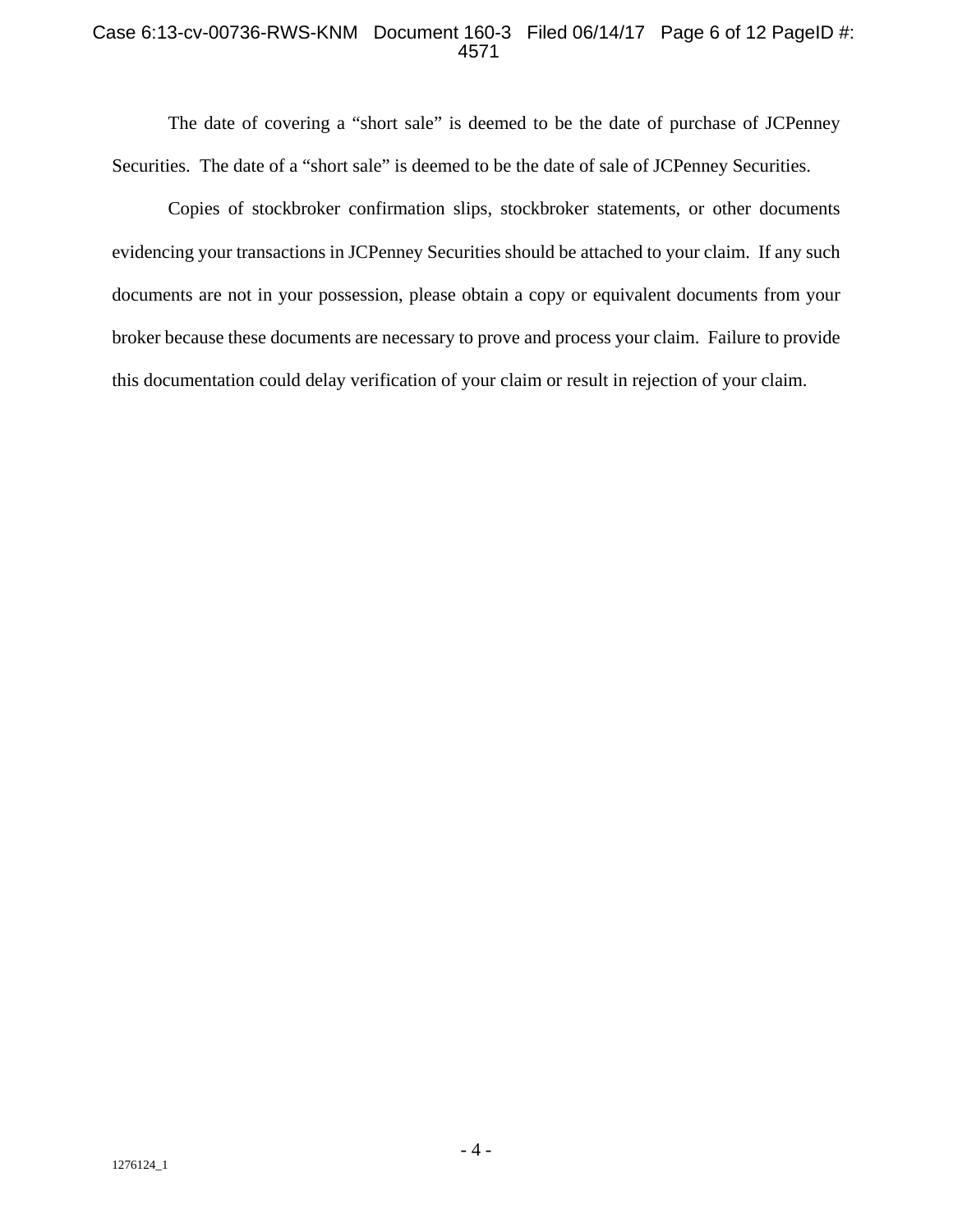The date of covering a “short sale” is deemed to be the date of purchase of JCPenney Securities. The date of a “short sale” is deemed to be the date of sale of JCPenney Securities.

Copies of stockbroker confirmation slips, stockbroker statements, or other documents evidencing your transactions in JCPenney Securities should be attached to your claim. If any such documents are not in your possession, please obtain a copy or equivalent documents from your broker because these documents are necessary to prove and process your claim. Failure to provide this documentation could delay verification of your claim or result in rejection of your claim.

1276124_1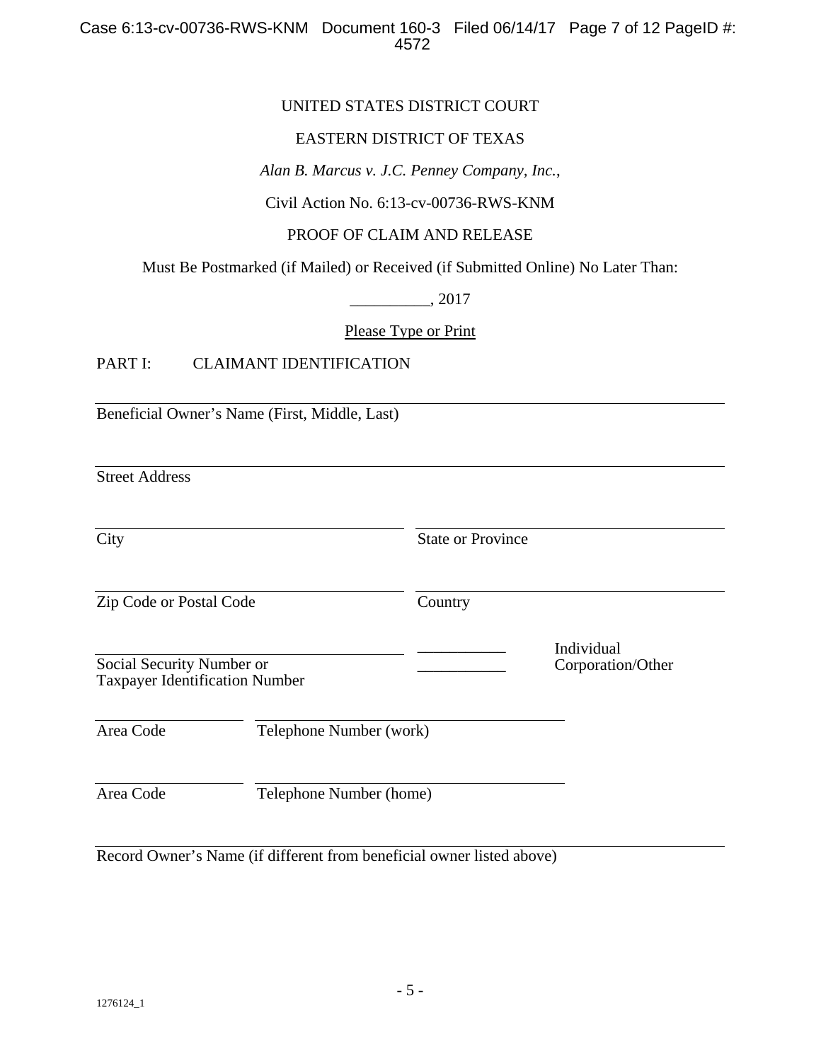UNITED STATES DISTRICT COURT

EASTERN DISTRICT OF TEXAS

*Alan B. Marcus v. J.C. Penney Company, Inc.*,

Civil Action No. 6:13-cv-00736-RWS-KNM

PROOF OF CLAIM AND RELEASE

Must Be Postmarked (if Mailed) or Received (if Submitted Online) No Later Than:

__________, 2017

Please Type or Print

PART I: CLAIMANT IDENTIFICATION

______________________________________________________________
Beneficial Owner's Name (First, Middle, Last)

______________________________________________________________
Street Address

______________________________ ______________________________
City State or Province

______________________________ ______________________________
Zip Code or Postal Code Country

______________________________ ___________ Individual
Social Security Number or ___________ Corporation/Other
Taxpayer Identification Number

____________ ______________________________
Area Code Telephone Number (work)

____________ ______________________________
Area Code Telephone Number (home)

______________________________________________________________
Record Owner's Name (if different from beneficial owner listed above)

1276124_1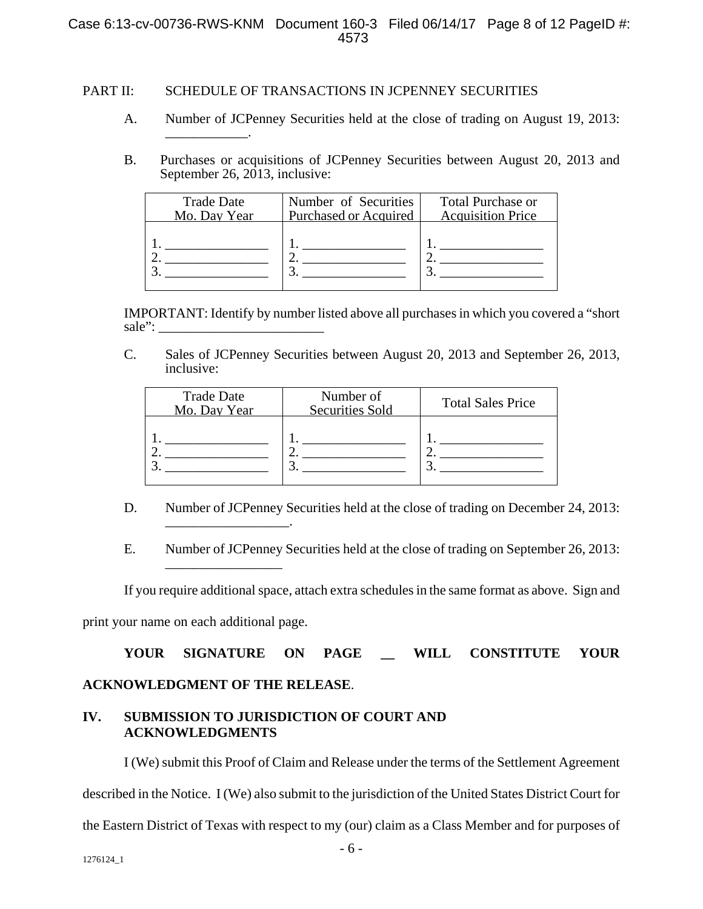PART II: SCHEDULE OF TRANSACTIONS IN JCPENNEY SECURITIES

A. Number of JCPenney Securities held at the close of trading on August 19, 2013: ____________.

B. Purchases or acquisitions of JCPenney Securities between August 20, 2013 and September 26, 2013, inclusive:

| Trade Date Mo. Day Year | Number of Securities Purchased or Acquired | Total Purchase or Acquisition Price |
|---|---|---|
| 1. _______________ | 1. _______________ | 1. _______________ |
| 2. _______________ | 2. _______________ | 2. _______________ |
| 3. _______________ | 3. _______________ | 3. _______________ |

IMPORTANT: Identify by number listed above all purchases in which you covered a "short sale": ________________________

C. Sales of JCPenney Securities between August 20, 2013 and September 26, 2013, inclusive:

| Trade Date Mo. Day Year | Number of Securities Sold | Total Sales Price |
|---|---|---|
| 1. _______________ | 1. _______________ | 1. _______________ |
| 2. _______________ | 2. _______________ | 2. _______________ |
| 3. _______________ | 3. _______________ | 3. _______________ |

D. Number of JCPenney Securities held at the close of trading on December 24, 2013: __________________.

E. Number of JCPenney Securities held at the close of trading on September 26, 2013: _________________

If you require additional space, attach extra schedules in the same format as above. Sign and print your name on each additional page.

**YOUR SIGNATURE ON PAGE __ WILL CONSTITUTE YOUR ACKNOWLEDGMENT OF THE RELEASE**.

## IV. SUBMISSION TO JURISDICTION OF COURT AND ACKNOWLEDGMENTS

I (We) submit this Proof of Claim and Release under the terms of the Settlement Agreement described in the Notice. I (We) also submit to the jurisdiction of the United States District Court for the Eastern District of Texas with respect to my (our) claim as a Class Member and for purposes of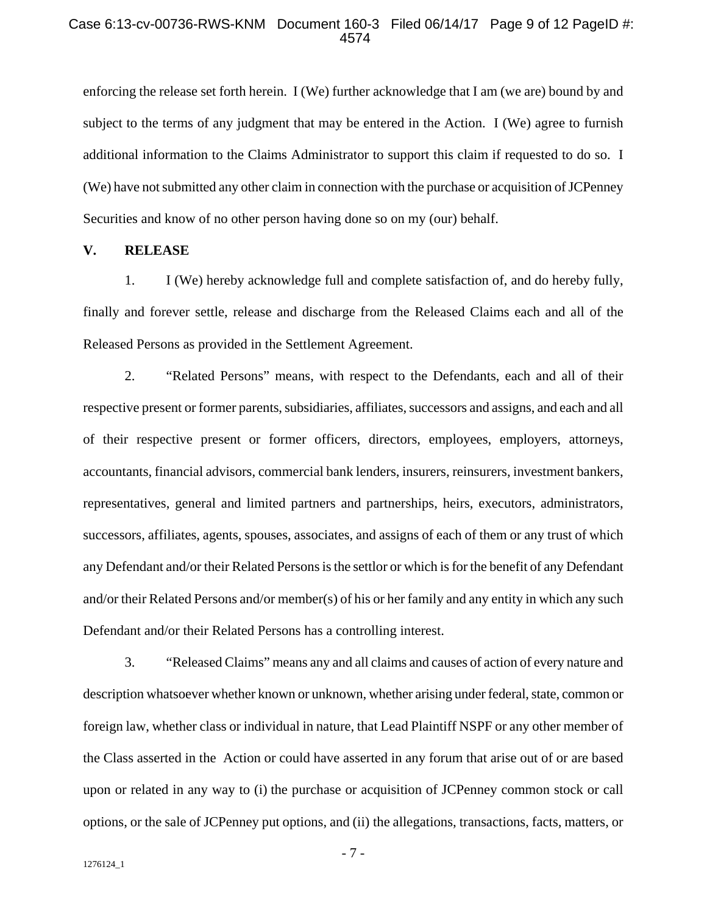enforcing the release set forth herein. I (We) further acknowledge that I am (we are) bound by and subject to the terms of any judgment that may be entered in the Action. I (We) agree to furnish additional information to the Claims Administrator to support this claim if requested to do so. I (We) have not submitted any other claim in connection with the purchase or acquisition of JCPenney Securities and know of no other person having done so on my (our) behalf.

## V. RELEASE

1. I (We) hereby acknowledge full and complete satisfaction of, and do hereby fully, finally and forever settle, release and discharge from the Released Claims each and all of the Released Persons as provided in the Settlement Agreement.

2. "Related Persons" means, with respect to the Defendants, each and all of their respective present or former parents, subsidiaries, affiliates, successors and assigns, and each and all of their respective present or former officers, directors, employees, employers, attorneys, accountants, financial advisors, commercial bank lenders, insurers, reinsurers, investment bankers, representatives, general and limited partners and partnerships, heirs, executors, administrators, successors, affiliates, agents, spouses, associates, and assigns of each of them or any trust of which any Defendant and/or their Related Persons is the settlor or which is for the benefit of any Defendant and/or their Related Persons and/or member(s) of his or her family and any entity in which any such Defendant and/or their Related Persons has a controlling interest.

3. "Released Claims" means any and all claims and causes of action of every nature and description whatsoever whether known or unknown, whether arising under federal, state, common or foreign law, whether class or individual in nature, that Lead Plaintiff NSPF or any other member of the Class asserted in the Action or could have asserted in any forum that arise out of or are based upon or related in any way to (i) the purchase or acquisition of JCPenney common stock or call options, or the sale of JCPenney put options, and (ii) the allegations, transactions, facts, matters, or

1276124_1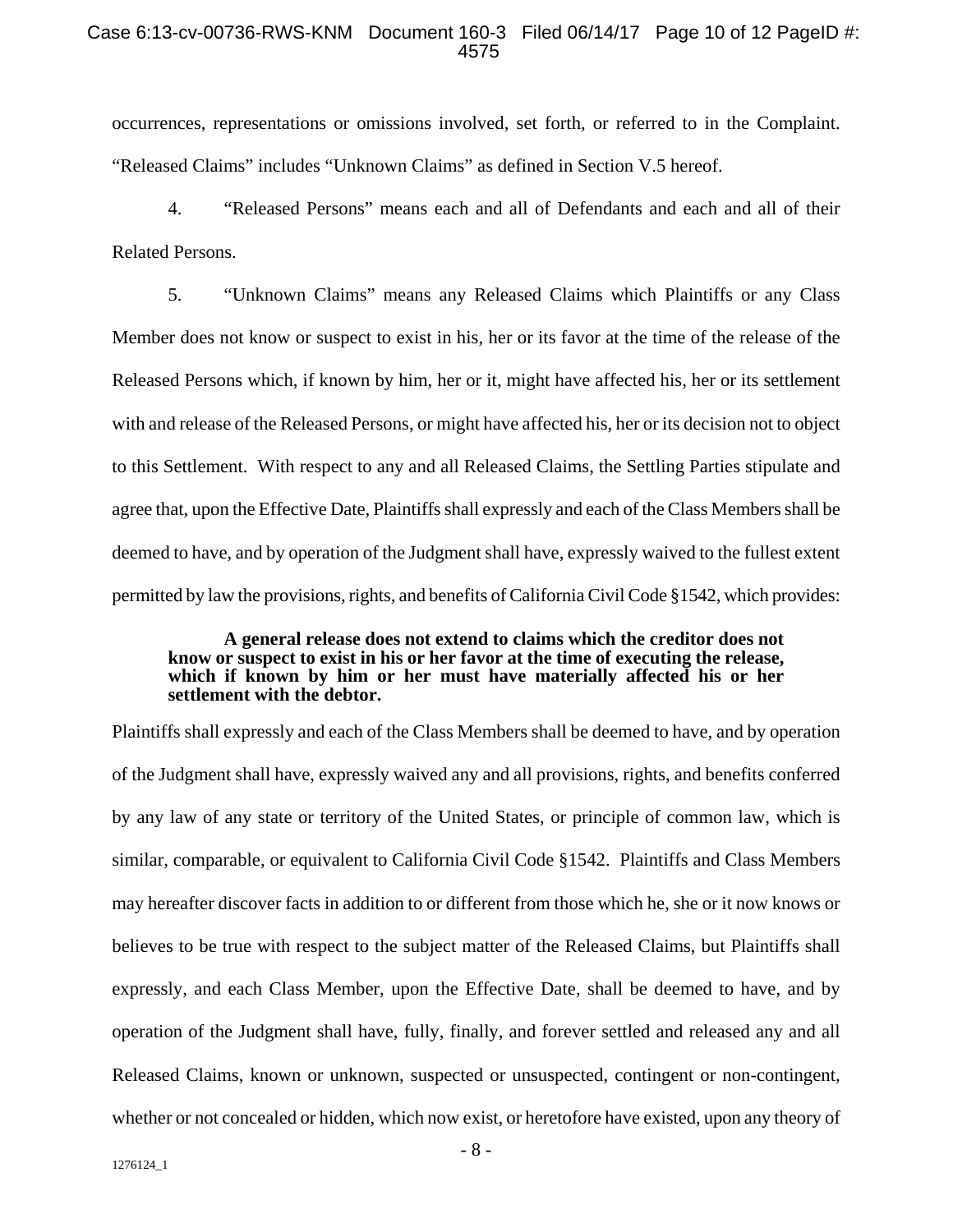occurrences, representations or omissions involved, set forth, or referred to in the Complaint. "Released Claims" includes "Unknown Claims" as defined in Section V.5 hereof.

4. "Released Persons" means each and all of Defendants and each and all of their Related Persons.

5. "Unknown Claims" means any Released Claims which Plaintiffs or any Class Member does not know or suspect to exist in his, her or its favor at the time of the release of the Released Persons which, if known by him, her or it, might have affected his, her or its settlement with and release of the Released Persons, or might have affected his, her or its decision not to object to this Settlement. With respect to any and all Released Claims, the Settling Parties stipulate and agree that, upon the Effective Date, Plaintiffs shall expressly and each of the Class Members shall be deemed to have, and by operation of the Judgment shall have, expressly waived to the fullest extent permitted by law the provisions, rights, and benefits of California Civil Code §1542, which provides:

> **A general release does not extend to claims which the creditor does not know or suspect to exist in his or her favor at the time of executing the release, which if known by him or her must have materially affected his or her settlement with the debtor.**

Plaintiffs shall expressly and each of the Class Members shall be deemed to have, and by operation of the Judgment shall have, expressly waived any and all provisions, rights, and benefits conferred by any law of any state or territory of the United States, or principle of common law, which is similar, comparable, or equivalent to California Civil Code §1542. Plaintiffs and Class Members may hereafter discover facts in addition to or different from those which he, she or it now knows or believes to be true with respect to the subject matter of the Released Claims, but Plaintiffs shall expressly, and each Class Member, upon the Effective Date, shall be deemed to have, and by operation of the Judgment shall have, fully, finally, and forever settled and released any and all Released Claims, known or unknown, suspected or unsuspected, contingent or non-contingent, whether or not concealed or hidden, which now exist, or heretofore have existed, upon any theory of

1276124_1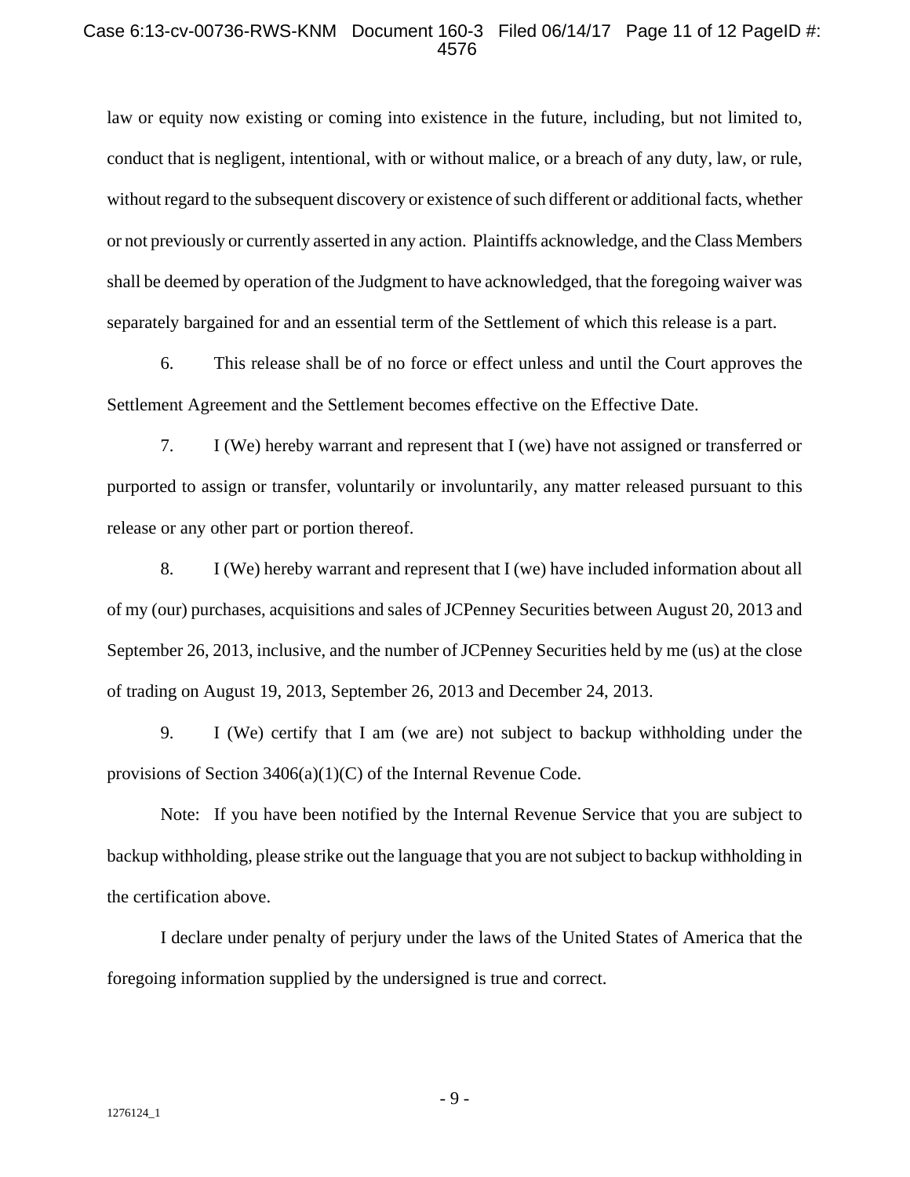law or equity now existing or coming into existence in the future, including, but not limited to, conduct that is negligent, intentional, with or without malice, or a breach of any duty, law, or rule, without regard to the subsequent discovery or existence of such different or additional facts, whether or not previously or currently asserted in any action. Plaintiffs acknowledge, and the Class Members shall be deemed by operation of the Judgment to have acknowledged, that the foregoing waiver was separately bargained for and an essential term of the Settlement of which this release is a part.

6. This release shall be of no force or effect unless and until the Court approves the Settlement Agreement and the Settlement becomes effective on the Effective Date.

7. I (We) hereby warrant and represent that I (we) have not assigned or transferred or purported to assign or transfer, voluntarily or involuntarily, any matter released pursuant to this release or any other part or portion thereof.

8. I (We) hereby warrant and represent that I (we) have included information about all of my (our) purchases, acquisitions and sales of JCPenney Securities between August 20, 2013 and September 26, 2013, inclusive, and the number of JCPenney Securities held by me (us) at the close of trading on August 19, 2013, September 26, 2013 and December 24, 2013.

9. I (We) certify that I am (we are) not subject to backup withholding under the provisions of Section 3406(a)(1)(C) of the Internal Revenue Code.

Note: If you have been notified by the Internal Revenue Service that you are subject to backup withholding, please strike out the language that you are not subject to backup withholding in the certification above.

I declare under penalty of perjury under the laws of the United States of America that the foregoing information supplied by the undersigned is true and correct.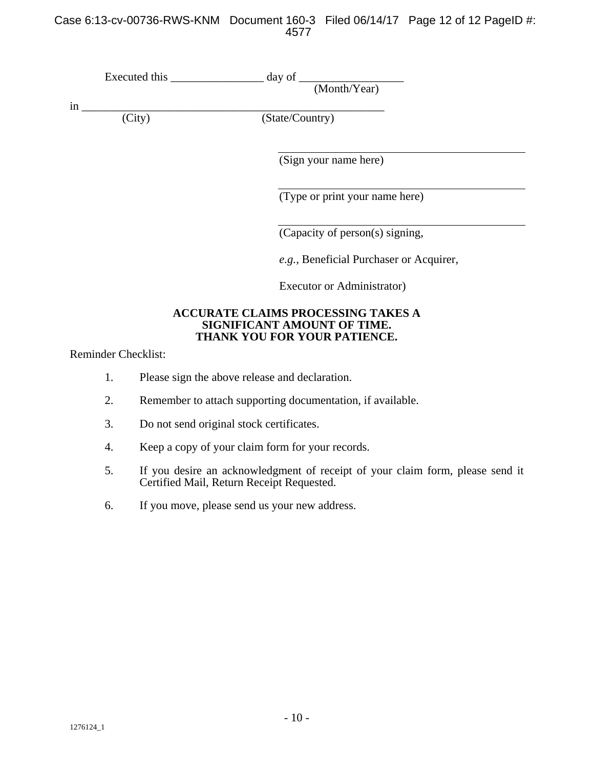Executed this ________________ day of __________________
(Month/Year)

in ______________________________________________________
(City) (State/Country)

_____________________________________________
(Sign your name here)

_____________________________________________
(Type or print your name here)

_____________________________________________
(Capacity of person(s) signing,

*e.g.*, Beneficial Purchaser or Acquirer,

Executor or Administrator)

**ACCURATE CLAIMS PROCESSING TAKES A SIGNIFICANT AMOUNT OF TIME. THANK YOU FOR YOUR PATIENCE.**

Reminder Checklist:

1. Please sign the above release and declaration.
2. Remember to attach supporting documentation, if available.
3. Do not send original stock certificates.
4. Keep a copy of your claim form for your records.
5. If you desire an acknowledgment of receipt of your claim form, please send it Certified Mail, Return Receipt Requested.
6. If you move, please send us your new address.

1276124_1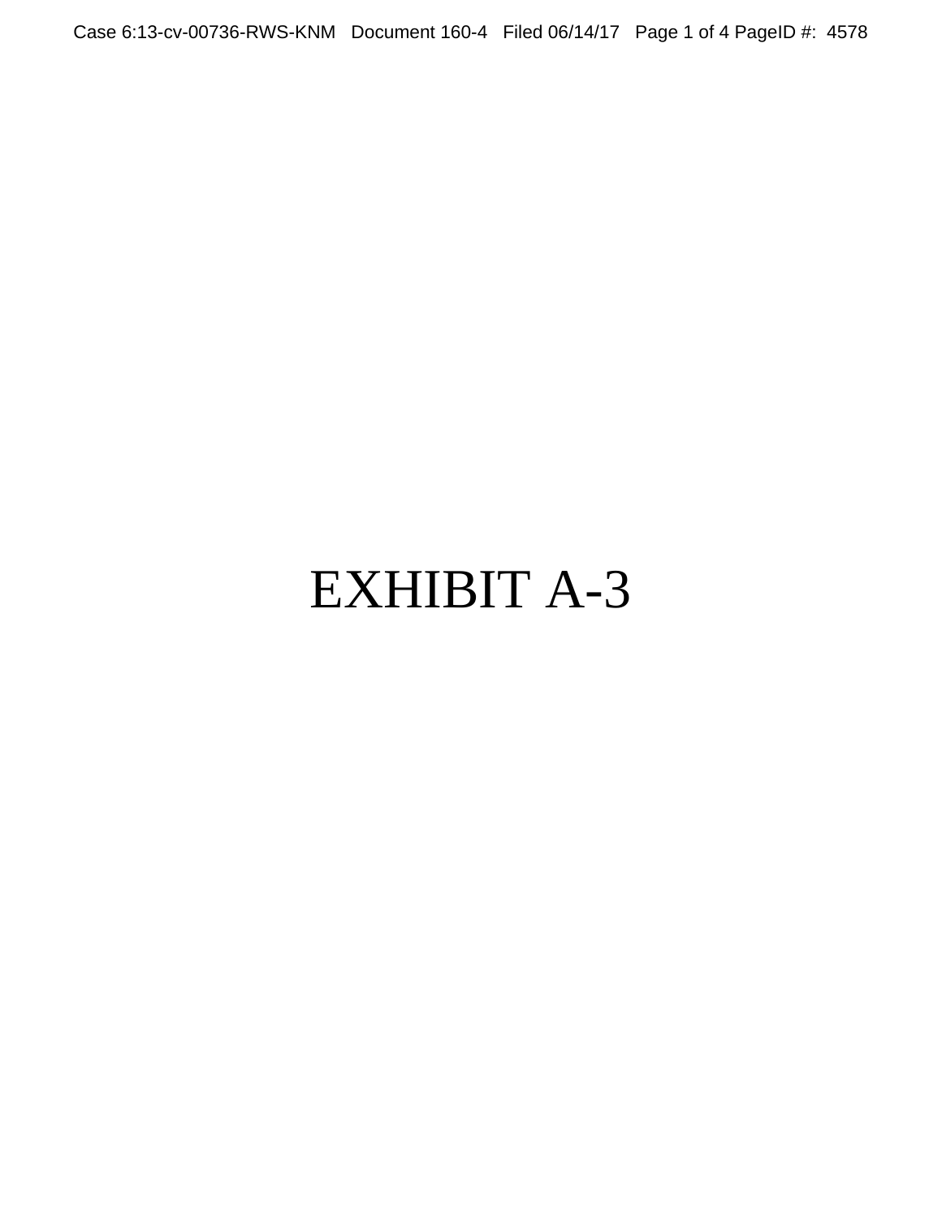# EXHIBIT A-3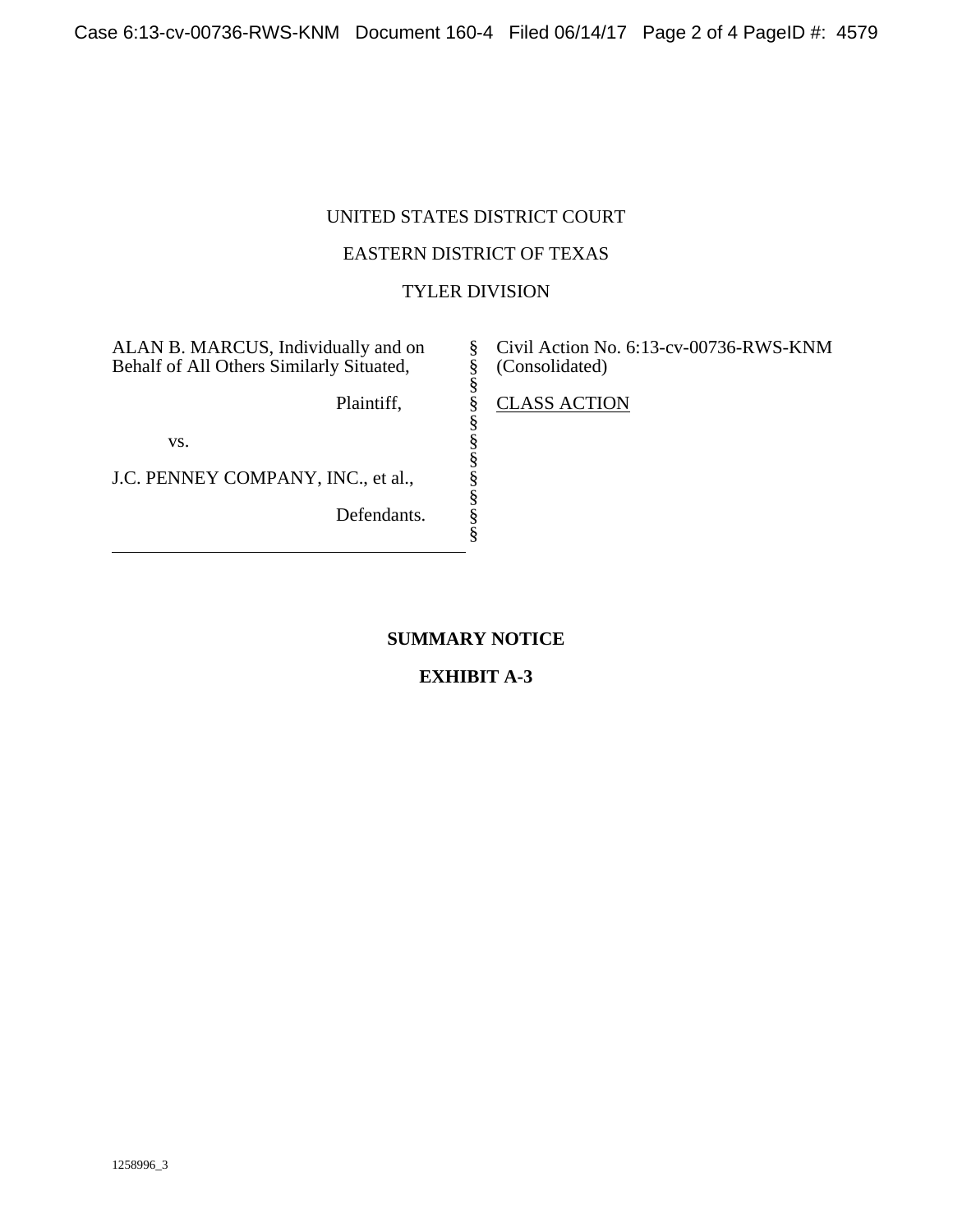UNITED STATES DISTRICT COURT

EASTERN DISTRICT OF TEXAS

TYLER DIVISION

| | | |
|---|---|---|
| ALAN B. MARCUS, Individually and on Behalf of All Others Similarly Situated,<br><br>Plaintiff,<br><br>vs.<br><br>J.C. PENNEY COMPANY, INC., et al.,<br><br>Defendants. | §<br>§<br>§<br>§<br>§<br>§<br>§<br>§<br>§<br>§<br>§ | Civil Action No. 6:13-cv-00736-RWS-KNM (Consolidated)<br><br><u>CLASS ACTION</u> |

**SUMMARY NOTICE**

**EXHIBIT A-3**

1258996_3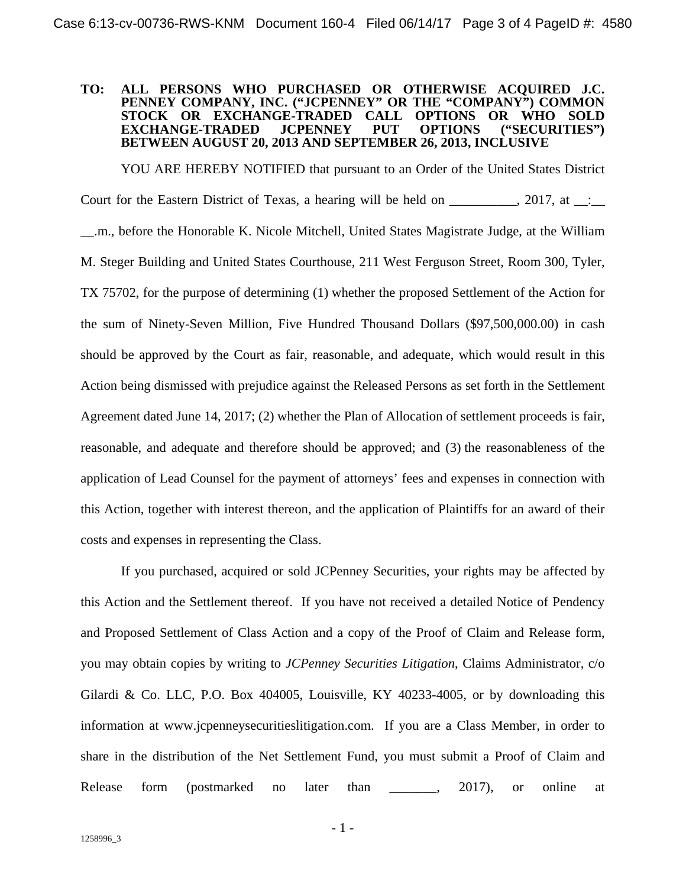**TO: ALL PERSONS WHO PURCHASED OR OTHERWISE ACQUIRED J.C. PENNEY COMPANY, INC. ("JCPENNEY" OR THE "COMPANY") COMMON STOCK OR EXCHANGE-TRADED CALL OPTIONS OR WHO SOLD EXCHANGE-TRADED JCPENNEY PUT OPTIONS ("SECURITIES") BETWEEN AUGUST 20, 2013 AND SEPTEMBER 26, 2013, INCLUSIVE**

YOU ARE HEREBY NOTIFIED that pursuant to an Order of the United States District Court for the Eastern District of Texas, a hearing will be held on __________, 2017, at __:__ __.m., before the Honorable K. Nicole Mitchell, United States Magistrate Judge, at the William M. Steger Building and United States Courthouse, 211 West Ferguson Street, Room 300, Tyler, TX 75702, for the purpose of determining (1) whether the proposed Settlement of the Action for the sum of Ninety-Seven Million, Five Hundred Thousand Dollars ($97,500,000.00) in cash should be approved by the Court as fair, reasonable, and adequate, which would result in this Action being dismissed with prejudice against the Released Persons as set forth in the Settlement Agreement dated June 14, 2017; (2) whether the Plan of Allocation of settlement proceeds is fair, reasonable, and adequate and therefore should be approved; and (3) the reasonableness of the application of Lead Counsel for the payment of attorneys' fees and expenses in connection with this Action, together with interest thereon, and the application of Plaintiffs for an award of their costs and expenses in representing the Class.

If you purchased, acquired or sold JCPenney Securities, your rights may be affected by this Action and the Settlement thereof. If you have not received a detailed Notice of Pendency and Proposed Settlement of Class Action and a copy of the Proof of Claim and Release form, you may obtain copies by writing to *JCPenney Securities Litigation*, Claims Administrator, c/o Gilardi & Co. LLC, P.O. Box 404005, Louisville, KY 40233-4005, or by downloading this information at www.jcpenneysecuritieslitigation.com. If you are a Class Member, in order to share in the distribution of the Net Settlement Fund, you must submit a Proof of Claim and Release form (postmarked no later than _______, 2017), or online at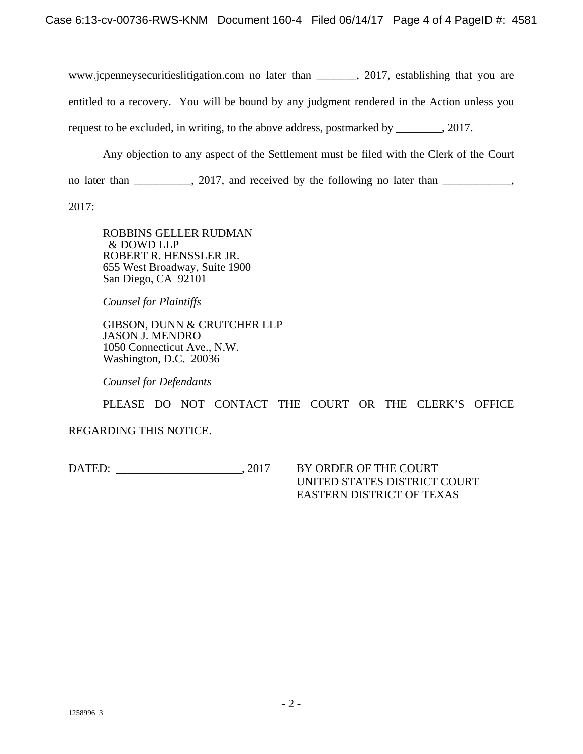www.jcpenneysecuritieslitigation.com no later than _______, 2017, establishing that you are entitled to a recovery. You will be bound by any judgment rendered in the Action unless you request to be excluded, in writing, to the above address, postmarked by ________, 2017.

Any objection to any aspect of the Settlement must be filed with the Clerk of the Court no later than __________, 2017, and received by the following no later than ____________, 2017:

ROBBINS GELLER RUDMAN
& DOWD LLP
ROBERT R. HENSSLER JR.
655 West Broadway, Suite 1900
San Diego, CA 92101

*Counsel for Plaintiffs*

GIBSON, DUNN & CRUTCHER LLP
JASON J. MENDRO
1050 Connecticut Ave., N.W.
Washington, D.C. 20036

*Counsel for Defendants*

PLEASE DO NOT CONTACT THE COURT OR THE CLERK'S OFFICE REGARDING THIS NOTICE.

DATED: ______________________, 2017

BY ORDER OF THE COURT
UNITED STATES DISTRICT COURT
EASTERN DISTRICT OF TEXAS

1258996_3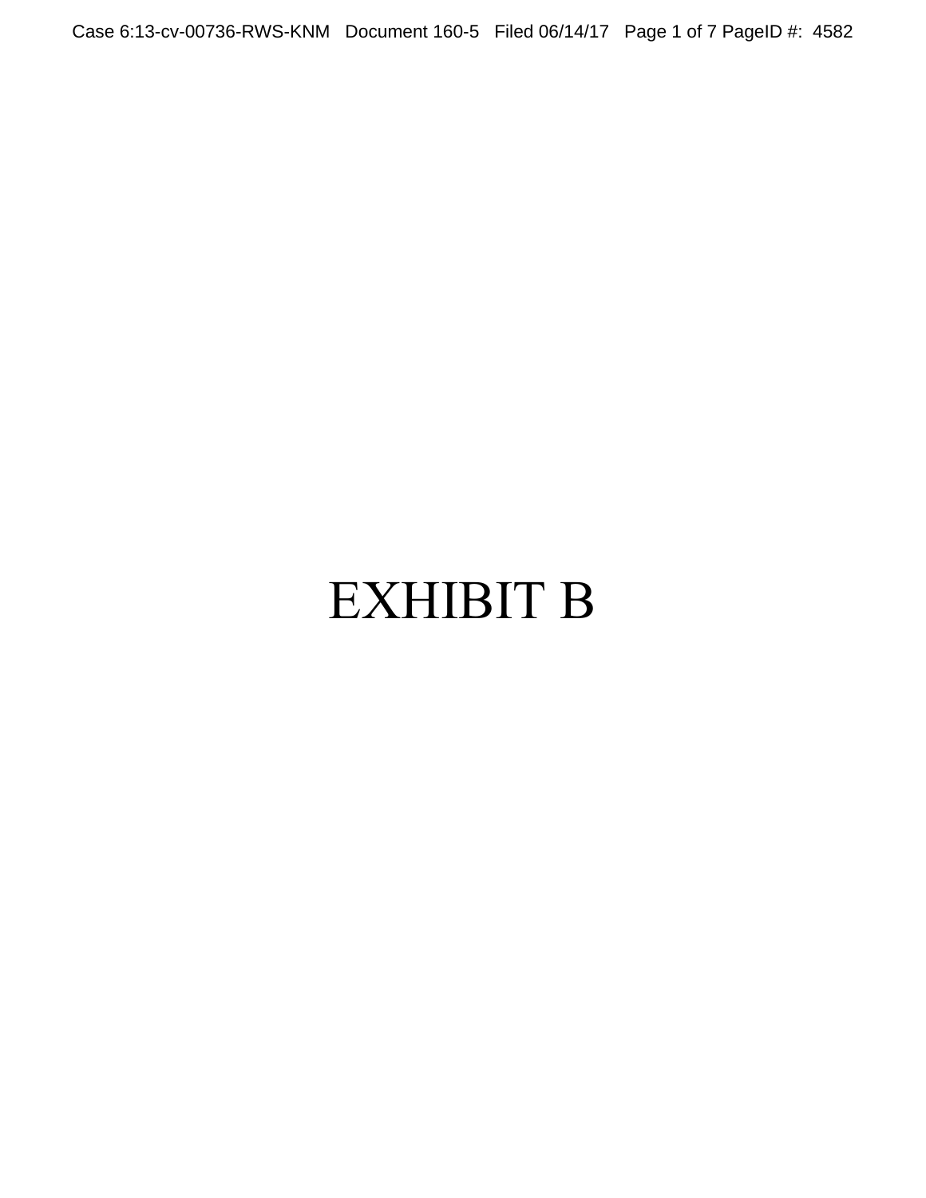# EXHIBIT B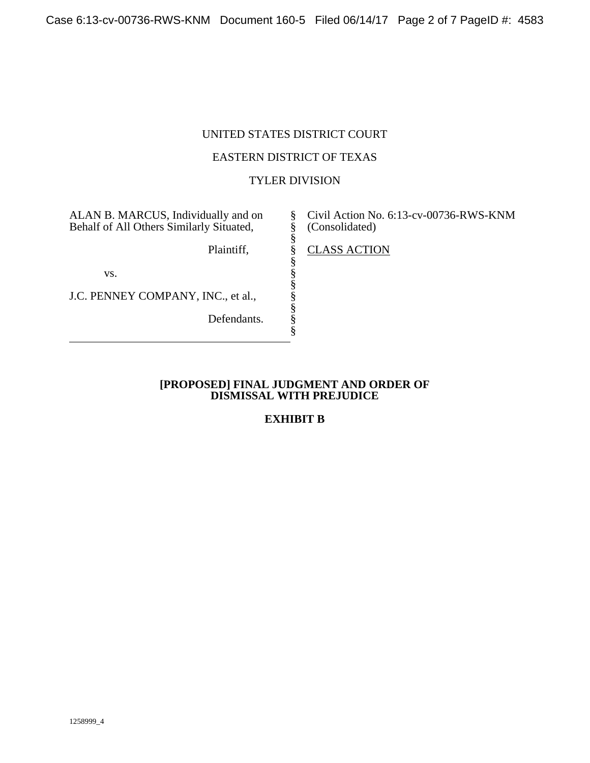UNITED STATES DISTRICT COURT

EASTERN DISTRICT OF TEXAS

TYLER DIVISION

| | | |
|---|---|---|
| ALAN B. MARCUS, Individually and on Behalf of All Others Similarly Situated, | § | Civil Action No. 6:13-cv-00736-RWS-KNM (Consolidated) |
| Plaintiff, | § | CLASS ACTION |
| vs. | § | |
| J.C. PENNEY COMPANY, INC., et al., | § | |
| Defendants. | § | |

**[PROPOSED] FINAL JUDGMENT AND ORDER OF DISMISSAL WITH PREJUDICE**

**EXHIBIT B**

1258999_4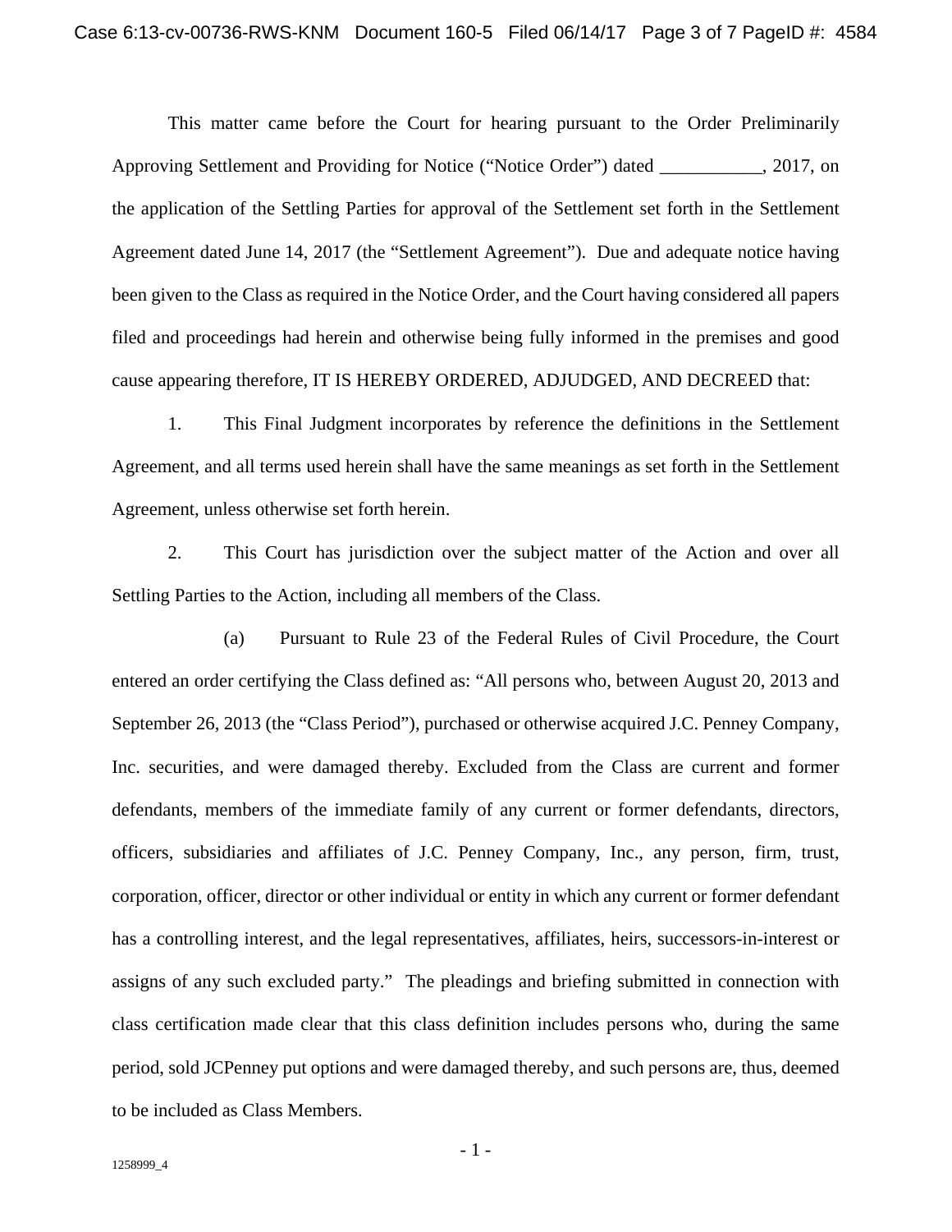This matter came before the Court for hearing pursuant to the Order Preliminarily Approving Settlement and Providing for Notice ("Notice Order") dated ___________, 2017, on the application of the Settling Parties for approval of the Settlement set forth in the Settlement Agreement dated June 14, 2017 (the "Settlement Agreement"). Due and adequate notice having been given to the Class as required in the Notice Order, and the Court having considered all papers filed and proceedings had herein and otherwise being fully informed in the premises and good cause appearing therefore, IT IS HEREBY ORDERED, ADJUDGED, AND DECREED that:

1. This Final Judgment incorporates by reference the definitions in the Settlement Agreement, and all terms used herein shall have the same meanings as set forth in the Settlement Agreement, unless otherwise set forth herein.

2. This Court has jurisdiction over the subject matter of the Action and over all Settling Parties to the Action, including all members of the Class.

(a) Pursuant to Rule 23 of the Federal Rules of Civil Procedure, the Court entered an order certifying the Class defined as: "All persons who, between August 20, 2013 and September 26, 2013 (the "Class Period"), purchased or otherwise acquired J.C. Penney Company, Inc. securities, and were damaged thereby. Excluded from the Class are current and former defendants, members of the immediate family of any current or former defendants, directors, officers, subsidiaries and affiliates of J.C. Penney Company, Inc., any person, firm, trust, corporation, officer, director or other individual or entity in which any current or former defendant has a controlling interest, and the legal representatives, affiliates, heirs, successors-in-interest or assigns of any such excluded party." The pleadings and briefing submitted in connection with class certification made clear that this class definition includes persons who, during the same period, sold JCPenney put options and were damaged thereby, and such persons are, thus, deemed to be included as Class Members.

1258999_4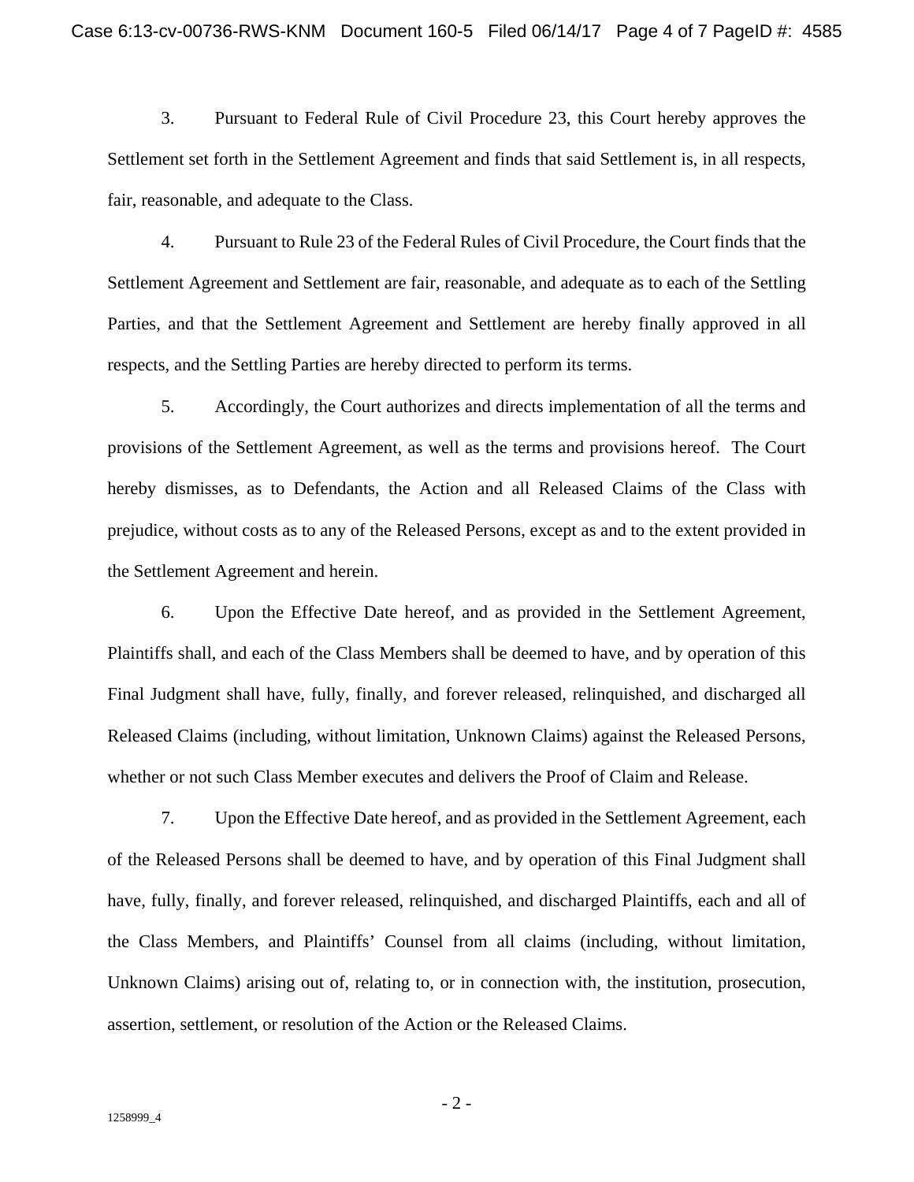3. Pursuant to Federal Rule of Civil Procedure 23, this Court hereby approves the Settlement set forth in the Settlement Agreement and finds that said Settlement is, in all respects, fair, reasonable, and adequate to the Class.

4. Pursuant to Rule 23 of the Federal Rules of Civil Procedure, the Court finds that the Settlement Agreement and Settlement are fair, reasonable, and adequate as to each of the Settling Parties, and that the Settlement Agreement and Settlement are hereby finally approved in all respects, and the Settling Parties are hereby directed to perform its terms.

5. Accordingly, the Court authorizes and directs implementation of all the terms and provisions of the Settlement Agreement, as well as the terms and provisions hereof. The Court hereby dismisses, as to Defendants, the Action and all Released Claims of the Class with prejudice, without costs as to any of the Released Persons, except as and to the extent provided in the Settlement Agreement and herein.

6. Upon the Effective Date hereof, and as provided in the Settlement Agreement, Plaintiffs shall, and each of the Class Members shall be deemed to have, and by operation of this Final Judgment shall have, fully, finally, and forever released, relinquished, and discharged all Released Claims (including, without limitation, Unknown Claims) against the Released Persons, whether or not such Class Member executes and delivers the Proof of Claim and Release.

7. Upon the Effective Date hereof, and as provided in the Settlement Agreement, each of the Released Persons shall be deemed to have, and by operation of this Final Judgment shall have, fully, finally, and forever released, relinquished, and discharged Plaintiffs, each and all of the Class Members, and Plaintiffs' Counsel from all claims (including, without limitation, Unknown Claims) arising out of, relating to, or in connection with, the institution, prosecution, assertion, settlement, or resolution of the Action or the Released Claims.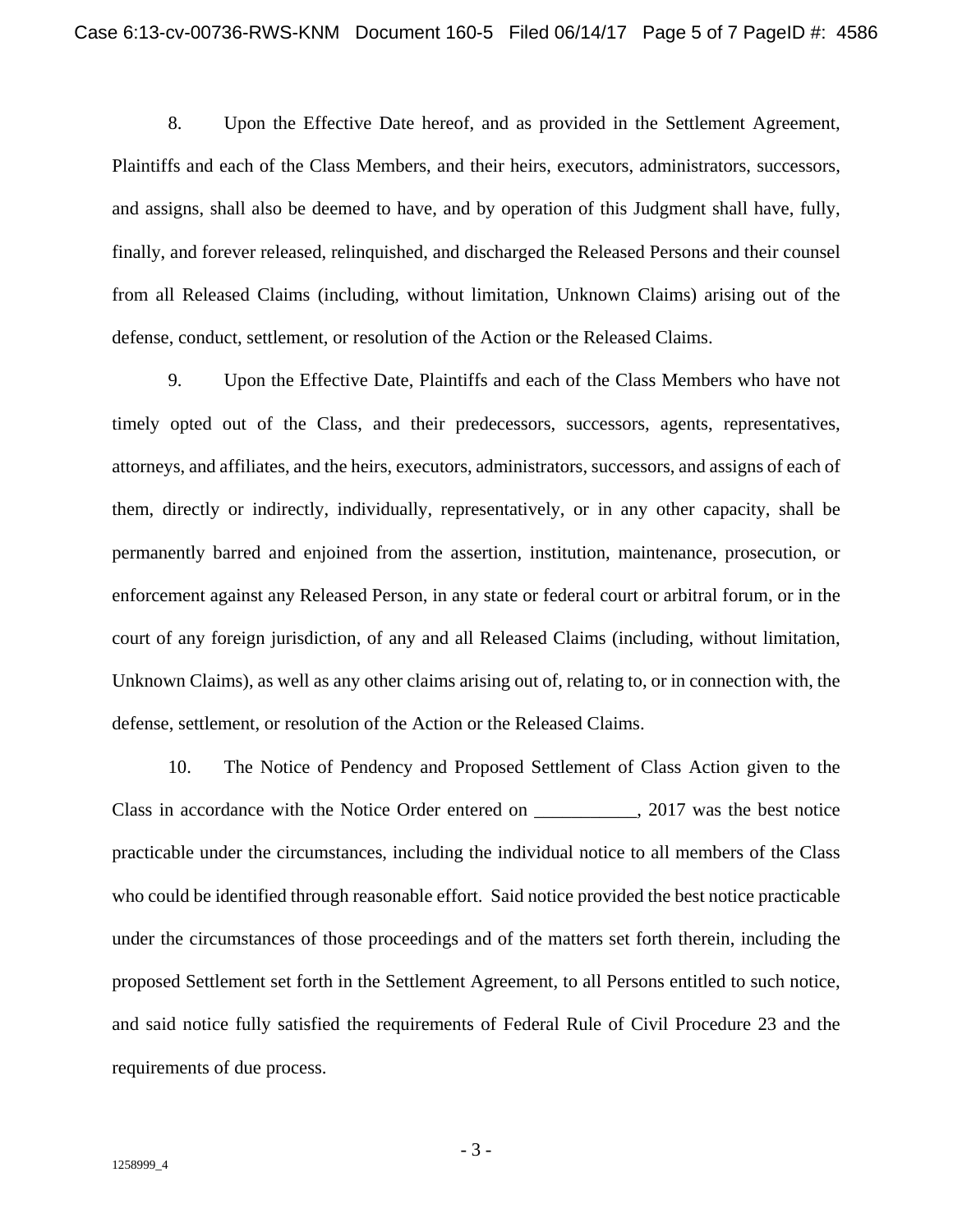8. Upon the Effective Date hereof, and as provided in the Settlement Agreement, Plaintiffs and each of the Class Members, and their heirs, executors, administrators, successors, and assigns, shall also be deemed to have, and by operation of this Judgment shall have, fully, finally, and forever released, relinquished, and discharged the Released Persons and their counsel from all Released Claims (including, without limitation, Unknown Claims) arising out of the defense, conduct, settlement, or resolution of the Action or the Released Claims.

9. Upon the Effective Date, Plaintiffs and each of the Class Members who have not timely opted out of the Class, and their predecessors, successors, agents, representatives, attorneys, and affiliates, and the heirs, executors, administrators, successors, and assigns of each of them, directly or indirectly, individually, representatively, or in any other capacity, shall be permanently barred and enjoined from the assertion, institution, maintenance, prosecution, or enforcement against any Released Person, in any state or federal court or arbitral forum, or in the court of any foreign jurisdiction, of any and all Released Claims (including, without limitation, Unknown Claims), as well as any other claims arising out of, relating to, or in connection with, the defense, settlement, or resolution of the Action or the Released Claims.

10. The Notice of Pendency and Proposed Settlement of Class Action given to the Class in accordance with the Notice Order entered on ___________, 2017 was the best notice practicable under the circumstances, including the individual notice to all members of the Class who could be identified through reasonable effort. Said notice provided the best notice practicable under the circumstances of those proceedings and of the matters set forth therein, including the proposed Settlement set forth in the Settlement Agreement, to all Persons entitled to such notice, and said notice fully satisfied the requirements of Federal Rule of Civil Procedure 23 and the requirements of due process.

1258999_4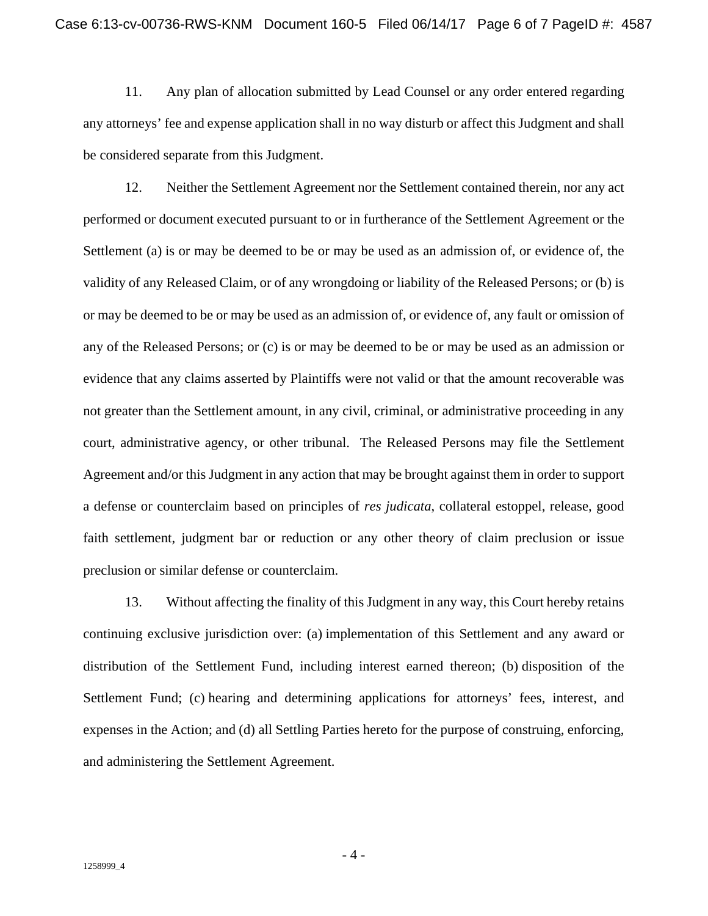11. Any plan of allocation submitted by Lead Counsel or any order entered regarding any attorneys' fee and expense application shall in no way disturb or affect this Judgment and shall be considered separate from this Judgment.

12. Neither the Settlement Agreement nor the Settlement contained therein, nor any act performed or document executed pursuant to or in furtherance of the Settlement Agreement or the Settlement (a) is or may be deemed to be or may be used as an admission of, or evidence of, the validity of any Released Claim, or of any wrongdoing or liability of the Released Persons; or (b) is or may be deemed to be or may be used as an admission of, or evidence of, any fault or omission of any of the Released Persons; or (c) is or may be deemed to be or may be used as an admission or evidence that any claims asserted by Plaintiffs were not valid or that the amount recoverable was not greater than the Settlement amount, in any civil, criminal, or administrative proceeding in any court, administrative agency, or other tribunal. The Released Persons may file the Settlement Agreement and/or this Judgment in any action that may be brought against them in order to support a defense or counterclaim based on principles of *res judicata*, collateral estoppel, release, good faith settlement, judgment bar or reduction or any other theory of claim preclusion or issue preclusion or similar defense or counterclaim.

13. Without affecting the finality of this Judgment in any way, this Court hereby retains continuing exclusive jurisdiction over: (a) implementation of this Settlement and any award or distribution of the Settlement Fund, including interest earned thereon; (b) disposition of the Settlement Fund; (c) hearing and determining applications for attorneys' fees, interest, and expenses in the Action; and (d) all Settling Parties hereto for the purpose of construing, enforcing, and administering the Settlement Agreement.

1258999_4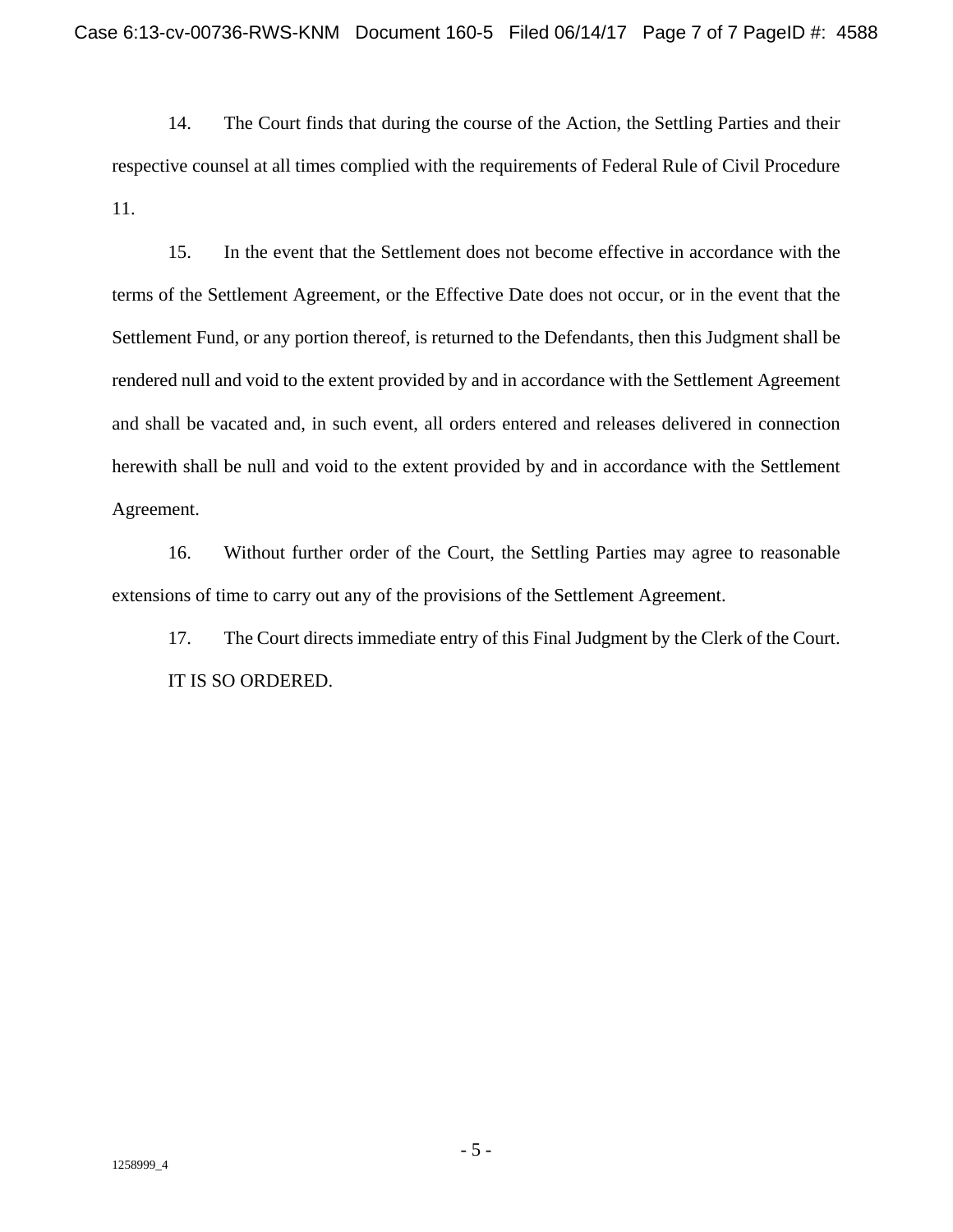14. The Court finds that during the course of the Action, the Settling Parties and their respective counsel at all times complied with the requirements of Federal Rule of Civil Procedure 11.

15. In the event that the Settlement does not become effective in accordance with the terms of the Settlement Agreement, or the Effective Date does not occur, or in the event that the Settlement Fund, or any portion thereof, is returned to the Defendants, then this Judgment shall be rendered null and void to the extent provided by and in accordance with the Settlement Agreement and shall be vacated and, in such event, all orders entered and releases delivered in connection herewith shall be null and void to the extent provided by and in accordance with the Settlement Agreement.

16. Without further order of the Court, the Settling Parties may agree to reasonable extensions of time to carry out any of the provisions of the Settlement Agreement.

17. The Court directs immediate entry of this Final Judgment by the Clerk of the Court.

IT IS SO ORDERED.

1258999_4